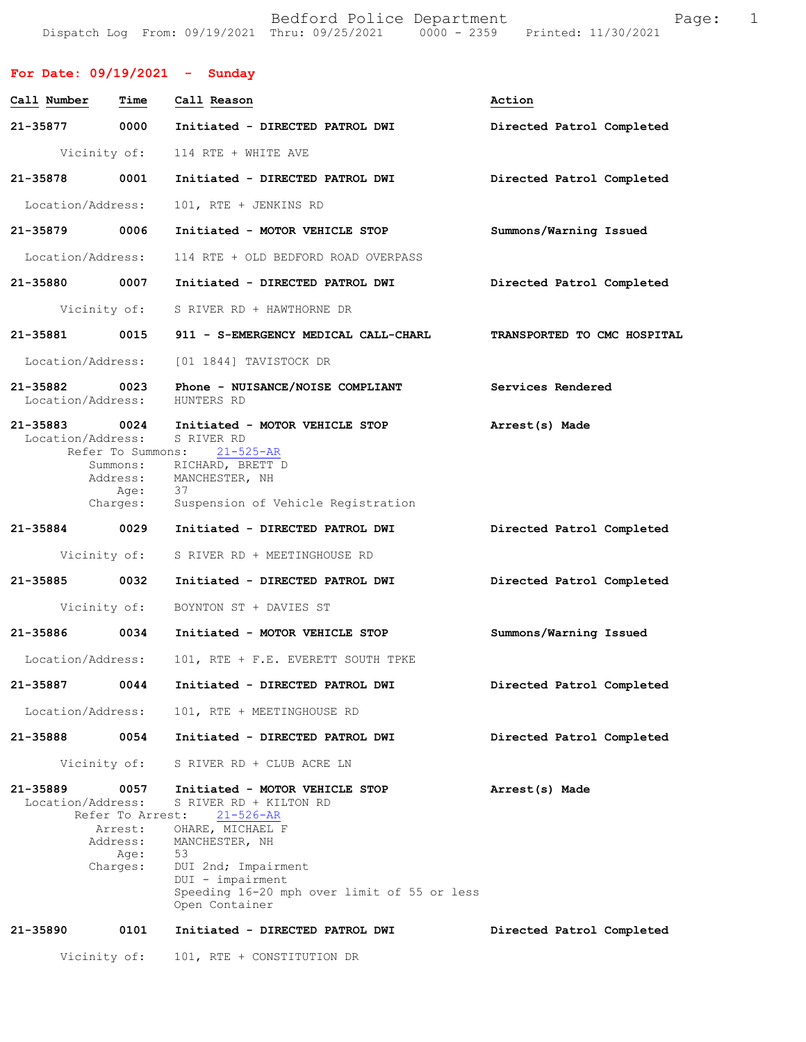Bedford Police Department
Dispatch Log From: 09/19/2021 Thru: 09/25/2021 0000 - 2359 Printed: 11/30/2021

## For Date: 09/19/2021 - Sunday

| Call Number | Time | Call Reason | Action |
|---|---|---|---|
| 21-35877 | 0000 | Initiated - DIRECTED PATROL DWI | Directed Patrol Completed |
| Vicinity of: | | 114 RTE + WHITE AVE | |
| 21-35878 | 0001 | Initiated - DIRECTED PATROL DWI | Directed Patrol Completed |
| Location/Address: | | 101, RTE + JENKINS RD | |
| 21-35879 | 0006 | Initiated - MOTOR VEHICLE STOP | Summons/Warning Issued |
| Location/Address: | | 114 RTE + OLD BEDFORD ROAD OVERPASS | |
| 21-35880 | 0007 | Initiated - DIRECTED PATROL DWI | Directed Patrol Completed |
| Vicinity of: | | S RIVER RD + HAWTHORNE DR | |
| 21-35881 | 0015 | 911 - S-EMERGENCY MEDICAL CALL-CHARL | TRANSPORTED TO CMC HOSPITAL |
| Location/Address: | | [01 1844] TAVISTOCK DR | |
| 21-35882 | 0023 | Phone - NUISANCE/NOISE COMPLIANT | Services Rendered |
| Location/Address: | | HUNTERS RD | |
| 21-35883 | 0024 | Initiated - MOTOR VEHICLE STOP | Arrest(s) Made |
| Location/Address: | | S RIVER RD | |
| Refer To Summons: | | 21-525-AR | |
| Summons: | | RICHARD, BRETT D | |
| Address: | | MANCHESTER, NH | |
| Age: | | 37 | |
| Charges: | | Suspension of Vehicle Registration | |
| 21-35884 | 0029 | Initiated - DIRECTED PATROL DWI | Directed Patrol Completed |
| Vicinity of: | | S RIVER RD + MEETINGHOUSE RD | |
| 21-35885 | 0032 | Initiated - DIRECTED PATROL DWI | Directed Patrol Completed |
| Vicinity of: | | BOYNTON ST + DAVIES ST | |
| 21-35886 | 0034 | Initiated - MOTOR VEHICLE STOP | Summons/Warning Issued |
| Location/Address: | | 101, RTE + F.E. EVERETT SOUTH TPKE | |
| 21-35887 | 0044 | Initiated - DIRECTED PATROL DWI | Directed Patrol Completed |
| Location/Address: | | 101, RTE + MEETINGHOUSE RD | |
| 21-35888 | 0054 | Initiated - DIRECTED PATROL DWI | Directed Patrol Completed |
| Vicinity of: | | S RIVER RD + CLUB ACRE LN | |
| 21-35889 | 0057 | Initiated - MOTOR VEHICLE STOP | Arrest(s) Made |
| Location/Address: | | S RIVER RD + KILTON RD | |
| Refer To Arrest: | | 21-526-AR | |
| Arrest: | | OHARE, MICHAEL F | |
| Address: | | MANCHESTER, NH | |
| Age: | | 53 | |
| Charges: | | DUI 2nd; Impairment<br>DUI - impairment<br>Speeding 16-20 mph over limit of 55 or less<br>Open Container | |
| 21-35890 | 0101 | Initiated - DIRECTED PATROL DWI | Directed Patrol Completed |
| Vicinity of: | | 101, RTE + CONSTITUTION DR | |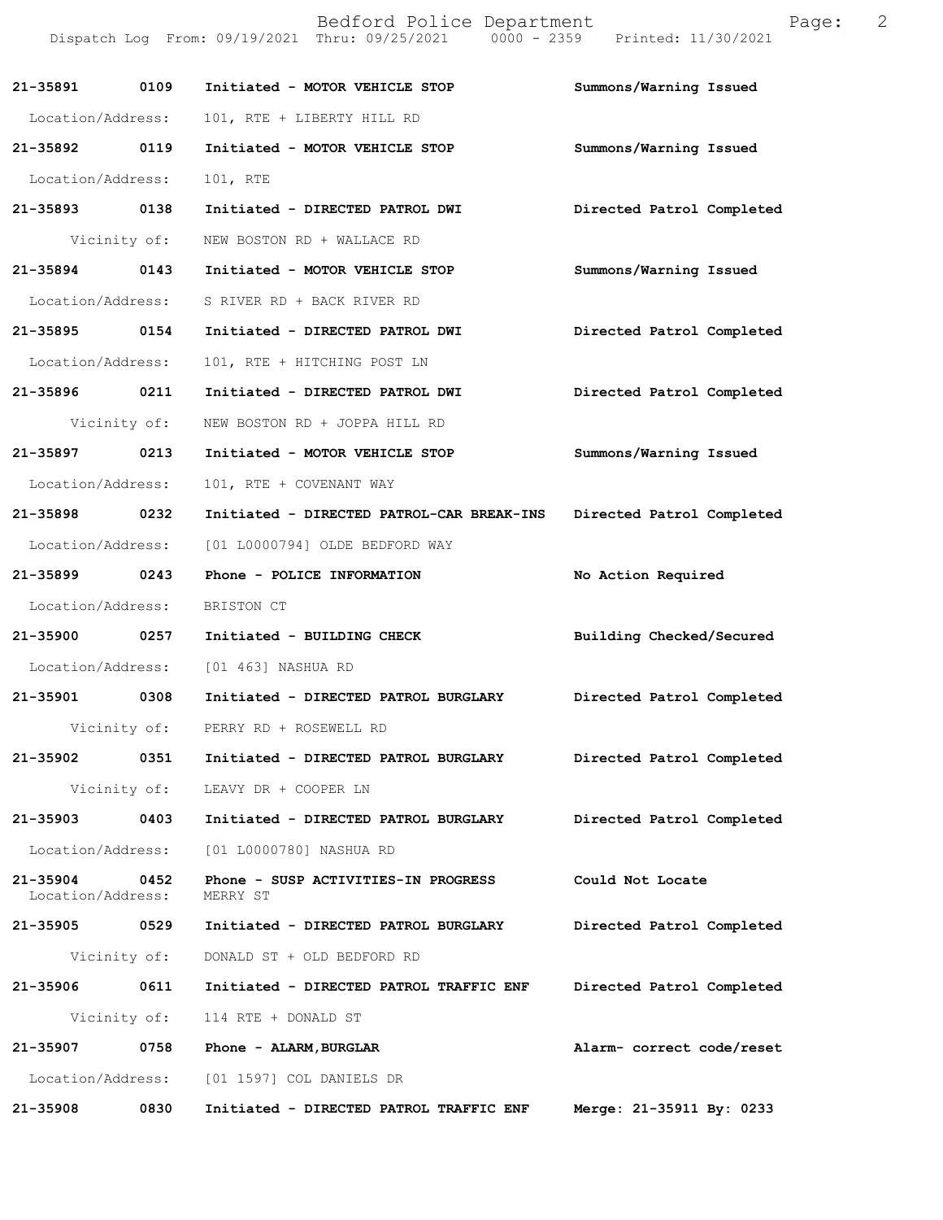| Call Number | Time | Call Reason | Action |
|---|---|---|---|
| 21-35891 | 0109 | Initiated - MOTOR VEHICLE STOP | Summons/Warning Issued |
| Location/Address: | | 101, RTE + LIBERTY HILL RD | |
| 21-35892 | 0119 | Initiated - MOTOR VEHICLE STOP | Summons/Warning Issued |
| Location/Address: | | 101, RTE | |
| 21-35893 | 0138 | Initiated - DIRECTED PATROL DWI | Directed Patrol Completed |
| Vicinity of: | | NEW BOSTON RD + WALLACE RD | |
| 21-35894 | 0143 | Initiated - MOTOR VEHICLE STOP | Summons/Warning Issued |
| Location/Address: | | S RIVER RD + BACK RIVER RD | |
| 21-35895 | 0154 | Initiated - DIRECTED PATROL DWI | Directed Patrol Completed |
| Location/Address: | | 101, RTE + HITCHING POST LN | |
| 21-35896 | 0211 | Initiated - DIRECTED PATROL DWI | Directed Patrol Completed |
| Vicinity of: | | NEW BOSTON RD + JOPPA HILL RD | |
| 21-35897 | 0213 | Initiated - MOTOR VEHICLE STOP | Summons/Warning Issued |
| Location/Address: | | 101, RTE + COVENANT WAY | |
| 21-35898 | 0232 | Initiated - DIRECTED PATROL-CAR BREAK-INS | Directed Patrol Completed |
| Location/Address: | | [01 L0000794] OLDE BEDFORD WAY | |
| 21-35899 | 0243 | Phone - POLICE INFORMATION | No Action Required |
| Location/Address: | | BRISTON CT | |
| 21-35900 | 0257 | Initiated - BUILDING CHECK | Building Checked/Secured |
| Location/Address: | | [01 463] NASHUA RD | |
| 21-35901 | 0308 | Initiated - DIRECTED PATROL BURGLARY | Directed Patrol Completed |
| Vicinity of: | | PERRY RD + ROSEWELL RD | |
| 21-35902 | 0351 | Initiated - DIRECTED PATROL BURGLARY | Directed Patrol Completed |
| Vicinity of: | | LEAVY DR + COOPER LN | |
| 21-35903 | 0403 | Initiated - DIRECTED PATROL BURGLARY | Directed Patrol Completed |
| Location/Address: | | [01 L0000780] NASHUA RD | |
| 21-35904 | 0452 | Phone - SUSP ACTIVITIES-IN PROGRESS | Could Not Locate |
| Location/Address: | | MERRY ST | |
| 21-35905 | 0529 | Initiated - DIRECTED PATROL BURGLARY | Directed Patrol Completed |
| Vicinity of: | | DONALD ST + OLD BEDFORD RD | |
| 21-35906 | 0611 | Initiated - DIRECTED PATROL TRAFFIC ENF | Directed Patrol Completed |
| Vicinity of: | | 114 RTE + DONALD ST | |
| 21-35907 | 0758 | Phone - ALARM, BURGLAR | Alarm- correct code/reset |
| Location/Address: | | [01 1597] COL DANIELS DR | |
| 21-35908 | 0830 | Initiated - DIRECTED PATROL TRAFFIC ENF | Merge: 21-35911 By: 0233 |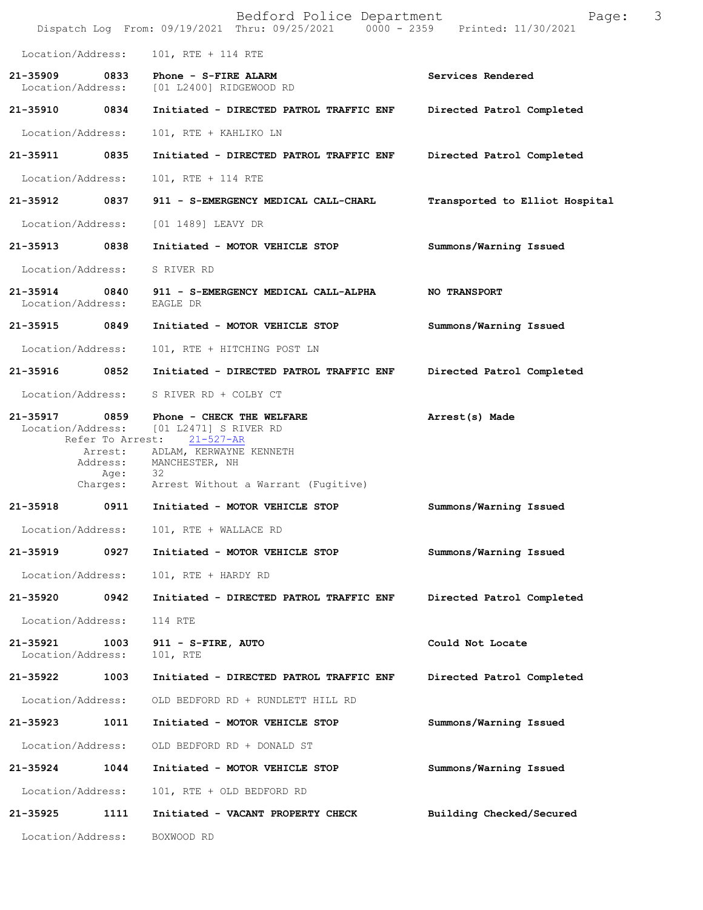Location/Address: 101, RTE + 114 RTE

| | | | |
|---|---|---|---|
| 21-35909 | 0833 | Phone - S-FIRE ALARM | Services Rendered |
| | | Location/Address: [01 L2400] RIDGEWOOD RD | |
| 21-35910 | 0834 | Initiated - DIRECTED PATROL TRAFFIC ENF | Directed Patrol Completed |
| | | Location/Address: 101, RTE + KAHLIKO LN | |
| 21-35911 | 0835 | Initiated - DIRECTED PATROL TRAFFIC ENF | Directed Patrol Completed |
| | | Location/Address: 101, RTE + 114 RTE | |
| 21-35912 | 0837 | 911 - S-EMERGENCY MEDICAL CALL-CHARL | Transported to Elliot Hospital |
| | | Location/Address: [01 1489] LEAVY DR | |
| 21-35913 | 0838 | Initiated - MOTOR VEHICLE STOP | Summons/Warning Issued |
| | | Location/Address: S RIVER RD | |
| 21-35914 | 0840 | 911 - S-EMERGENCY MEDICAL CALL-ALPHA | NO TRANSPORT |
| | | Location/Address: EAGLE DR | |
| 21-35915 | 0849 | Initiated - MOTOR VEHICLE STOP | Summons/Warning Issued |
| | | Location/Address: 101, RTE + HITCHING POST LN | |
| 21-35916 | 0852 | Initiated - DIRECTED PATROL TRAFFIC ENF | Directed Patrol Completed |
| | | Location/Address: S RIVER RD + COLBY CT | |
| 21-35917 | 0859 | Phone - CHECK THE WELFARE | Arrest(s) Made |
| | | Location/Address: [01 L2471] S RIVER RD | |
| | | Refer To Arrest: 21-527-AR | |
| | | Arrest: ADLAM, KERWAYNE KENNETH | |
| | | Address: MANCHESTER, NH | |
| | | Age: 32 | |
| | | Charges: Arrest Without a Warrant (Fugitive) | |
| 21-35918 | 0911 | Initiated - MOTOR VEHICLE STOP | Summons/Warning Issued |
| | | Location/Address: 101, RTE + WALLACE RD | |
| 21-35919 | 0927 | Initiated - MOTOR VEHICLE STOP | Summons/Warning Issued |
| | | Location/Address: 101, RTE + HARDY RD | |
| 21-35920 | 0942 | Initiated - DIRECTED PATROL TRAFFIC ENF | Directed Patrol Completed |
| | | Location/Address: 114 RTE | |
| 21-35921 | 1003 | 911 - S-FIRE, AUTO | Could Not Locate |
| | | Location/Address: 101, RTE | |
| 21-35922 | 1003 | Initiated - DIRECTED PATROL TRAFFIC ENF | Directed Patrol Completed |
| | | Location/Address: OLD BEDFORD RD + RUNDLETT HILL RD | |
| 21-35923 | 1011 | Initiated - MOTOR VEHICLE STOP | Summons/Warning Issued |
| | | Location/Address: OLD BEDFORD RD + DONALD ST | |
| 21-35924 | 1044 | Initiated - MOTOR VEHICLE STOP | Summons/Warning Issued |
| | | Location/Address: 101, RTE + OLD BEDFORD RD | |
| 21-35925 | 1111 | Initiated - VACANT PROPERTY CHECK | Building Checked/Secured |
| | | Location/Address: BOXWOOD RD | |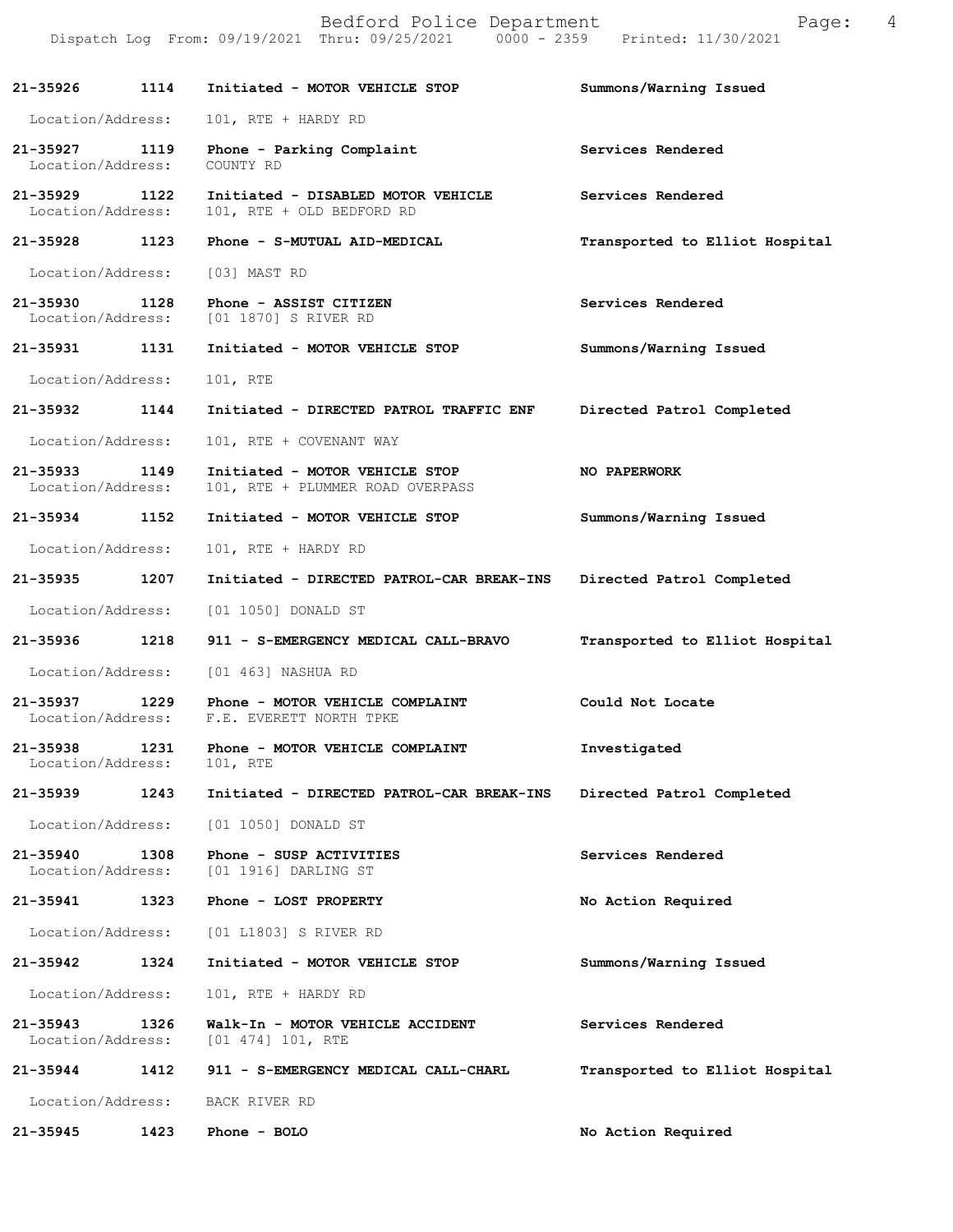**21-35926 1114 Initiated - MOTOR VEHICLE STOP Summons/Warning Issued**

Location/Address: 101, RTE + HARDY RD

**21-35927 1119 Phone - Parking Complaint Services Rendered**
Location/Address: COUNTY RD

**21-35929 1122 Initiated - DISABLED MOTOR VEHICLE Services Rendered**
Location/Address: 101, RTE + OLD BEDFORD RD

**21-35928 1123 Phone - S-MUTUAL AID-MEDICAL Transported to Elliot Hospital**

Location/Address: [03] MAST RD

**21-35930 1128 Phone - ASSIST CITIZEN Services Rendered**
Location/Address: [01 1870] S RIVER RD

**21-35931 1131 Initiated - MOTOR VEHICLE STOP Summons/Warning Issued**

Location/Address: 101, RTE

**21-35932 1144 Initiated - DIRECTED PATROL TRAFFIC ENF Directed Patrol Completed**

Location/Address: 101, RTE + COVENANT WAY

**21-35933 1149 Initiated - MOTOR VEHICLE STOP NO PAPERWORK**
Location/Address: 101, RTE + PLUMMER ROAD OVERPASS

**21-35934 1152 Initiated - MOTOR VEHICLE STOP Summons/Warning Issued**

Location/Address: 101, RTE + HARDY RD

**21-35935 1207 Initiated - DIRECTED PATROL-CAR BREAK-INS Directed Patrol Completed**

Location/Address: [01 1050] DONALD ST

**21-35936 1218 911 - S-EMERGENCY MEDICAL CALL-BRAVO Transported to Elliot Hospital**

Location/Address: [01 463] NASHUA RD

**21-35937 1229 Phone - MOTOR VEHICLE COMPLAINT Could Not Locate**
Location/Address: F.E. EVERETT NORTH TPKE

**21-35938 1231 Phone - MOTOR VEHICLE COMPLAINT Investigated**
Location/Address: 101, RTE

**21-35939 1243 Initiated - DIRECTED PATROL-CAR BREAK-INS Directed Patrol Completed**

Location/Address: [01 1050] DONALD ST

**21-35940 1308 Phone - SUSP ACTIVITIES Services Rendered**
Location/Address: [01 1916] DARLING ST

**21-35941 1323 Phone - LOST PROPERTY No Action Required**

Location/Address: [01 L1803] S RIVER RD

**21-35942 1324 Initiated - MOTOR VEHICLE STOP Summons/Warning Issued**

Location/Address: 101, RTE + HARDY RD

**21-35943 1326 Walk-In - MOTOR VEHICLE ACCIDENT Services Rendered**
Location/Address: [01 474] 101, RTE

**21-35944 1412 911 - S-EMERGENCY MEDICAL CALL-CHARL Transported to Elliot Hospital**

Location/Address: BACK RIVER RD

**21-35945 1423 Phone - BOLO No Action Required**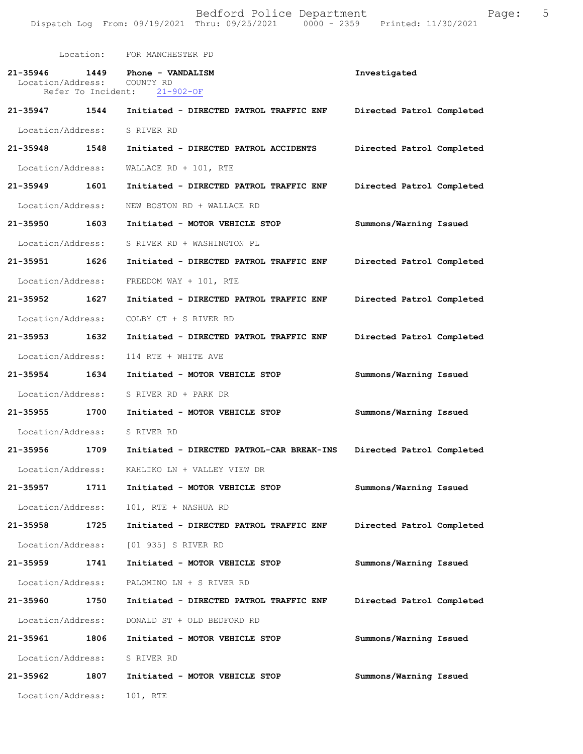Location: FOR MANCHESTER PD

**21-35946 1449 Phone - VANDALISM** **Investigated**
Location/Address: COUNTY RD
Refer To Incident: 21-902-OF

**21-35947 1544 Initiated - DIRECTED PATROL TRAFFIC ENF** **Directed Patrol Completed**
Location/Address: S RIVER RD

**21-35948 1548 Initiated - DIRECTED PATROL ACCIDENTS** **Directed Patrol Completed**
Location/Address: WALLACE RD + 101, RTE

**21-35949 1601 Initiated - DIRECTED PATROL TRAFFIC ENF** **Directed Patrol Completed**
Location/Address: NEW BOSTON RD + WALLACE RD

**21-35950 1603 Initiated - MOTOR VEHICLE STOP** **Summons/Warning Issued**
Location/Address: S RIVER RD + WASHINGTON PL

**21-35951 1626 Initiated - DIRECTED PATROL TRAFFIC ENF** **Directed Patrol Completed**
Location/Address: FREEDOM WAY + 101, RTE

**21-35952 1627 Initiated - DIRECTED PATROL TRAFFIC ENF** **Directed Patrol Completed**
Location/Address: COLBY CT + S RIVER RD

**21-35953 1632 Initiated - DIRECTED PATROL TRAFFIC ENF** **Directed Patrol Completed**
Location/Address: 114 RTE + WHITE AVE

**21-35954 1634 Initiated - MOTOR VEHICLE STOP** **Summons/Warning Issued**
Location/Address: S RIVER RD + PARK DR

**21-35955 1700 Initiated - MOTOR VEHICLE STOP** **Summons/Warning Issued**
Location/Address: S RIVER RD

**21-35956 1709 Initiated - DIRECTED PATROL-CAR BREAK-INS** **Directed Patrol Completed**
Location/Address: KAHLIKO LN + VALLEY VIEW DR

**21-35957 1711 Initiated - MOTOR VEHICLE STOP** **Summons/Warning Issued**
Location/Address: 101, RTE + NASHUA RD

**21-35958 1725 Initiated - DIRECTED PATROL TRAFFIC ENF** **Directed Patrol Completed**
Location/Address: [01 935] S RIVER RD

**21-35959 1741 Initiated - MOTOR VEHICLE STOP** **Summons/Warning Issued**
Location/Address: PALOMINO LN + S RIVER RD

**21-35960 1750 Initiated - DIRECTED PATROL TRAFFIC ENF** **Directed Patrol Completed**
Location/Address: DONALD ST + OLD BEDFORD RD

**21-35961 1806 Initiated - MOTOR VEHICLE STOP** **Summons/Warning Issued**
Location/Address: S RIVER RD

**21-35962 1807 Initiated - MOTOR VEHICLE STOP** **Summons/Warning Issued**
Location/Address: 101, RTE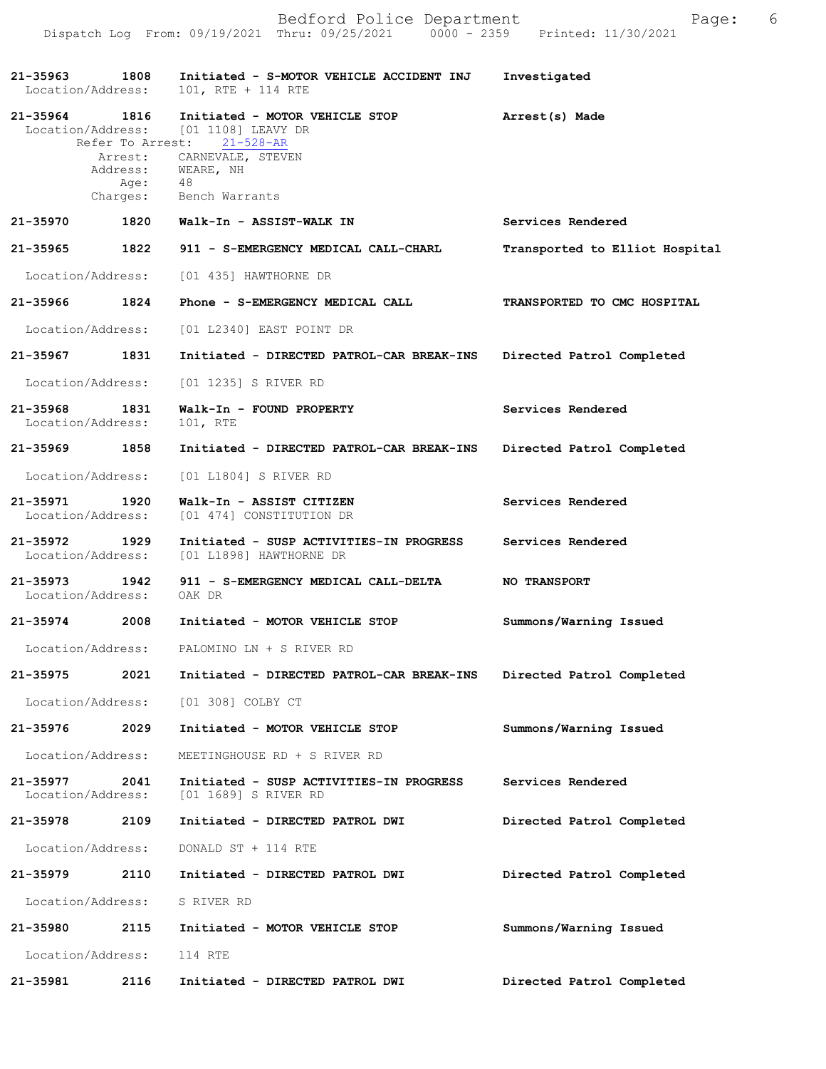**21-35963** 1808 **Initiated - S-MOTOR VEHICLE ACCIDENT INJ** **Investigated**
Location/Address: 101, RTE + 114 RTE

**21-35964** 1816 **Initiated - MOTOR VEHICLE STOP** **Arrest(s) Made**
Location/Address: [01 1108] LEAVY DR
Refer To Arrest: 21-528-AR
Arrest: CARNEVALE, STEVEN
Address: WEARE, NH
Age: 48
Charges: Bench Warrants

**21-35970** 1820 **Walk-In - ASSIST-WALK IN** **Services Rendered**

**21-35965** 1822 **911 - S-EMERGENCY MEDICAL CALL-CHARL** **Transported to Elliot Hospital**
Location/Address: [01 435] HAWTHORNE DR

**21-35966** 1824 **Phone - S-EMERGENCY MEDICAL CALL** **TRANSPORTED TO CMC HOSPITAL**
Location/Address: [01 L2340] EAST POINT DR

**21-35967** 1831 **Initiated - DIRECTED PATROL-CAR BREAK-INS** **Directed Patrol Completed**
Location/Address: [01 1235] S RIVER RD

**21-35968** 1831 **Walk-In - FOUND PROPERTY** **Services Rendered**
Location/Address: 101, RTE

**21-35969** 1858 **Initiated - DIRECTED PATROL-CAR BREAK-INS** **Directed Patrol Completed**
Location/Address: [01 L1804] S RIVER RD

**21-35971** 1920 **Walk-In - ASSIST CITIZEN** **Services Rendered**
Location/Address: [01 474] CONSTITUTION DR

**21-35972** 1929 **Initiated - SUSP ACTIVITIES-IN PROGRESS** **Services Rendered**
Location/Address: [01 L1898] HAWTHORNE DR

**21-35973** 1942 **911 - S-EMERGENCY MEDICAL CALL-DELTA** **NO TRANSPORT**
Location/Address: OAK DR

**21-35974** 2008 **Initiated - MOTOR VEHICLE STOP** **Summons/Warning Issued**
Location/Address: PALOMINO LN + S RIVER RD

**21-35975** 2021 **Initiated - DIRECTED PATROL-CAR BREAK-INS** **Directed Patrol Completed**
Location/Address: [01 308] COLBY CT

**21-35976** 2029 **Initiated - MOTOR VEHICLE STOP** **Summons/Warning Issued**
Location/Address: MEETINGHOUSE RD + S RIVER RD

**21-35977** 2041 **Initiated - SUSP ACTIVITIES-IN PROGRESS** **Services Rendered**
Location/Address: [01 1689] S RIVER RD

**21-35978** 2109 **Initiated - DIRECTED PATROL DWI** **Directed Patrol Completed**
Location/Address: DONALD ST + 114 RTE

**21-35979** 2110 **Initiated - DIRECTED PATROL DWI** **Directed Patrol Completed**
Location/Address: S RIVER RD

**21-35980** 2115 **Initiated - MOTOR VEHICLE STOP** **Summons/Warning Issued**
Location/Address: 114 RTE

**21-35981** 2116 **Initiated - DIRECTED PATROL DWI** **Directed Patrol Completed**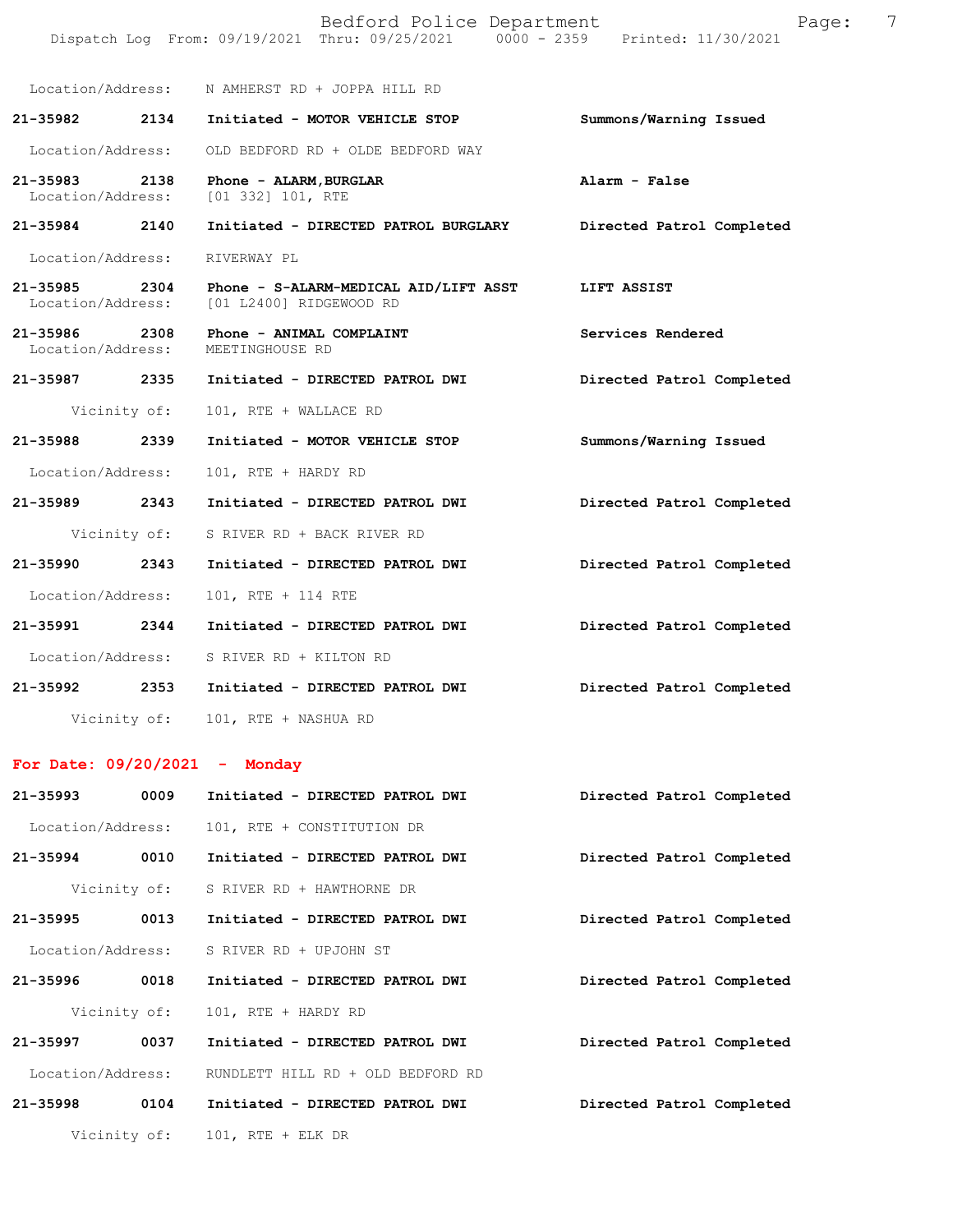Location/Address: N AMHERST RD + JOPPA HILL RD

**21-35982 2134 Initiated - MOTOR VEHICLE STOP** Summons/Warning Issued
Location/Address: OLD BEDFORD RD + OLDE BEDFORD WAY

**21-35983 2138 Phone - ALARM,BURGLAR** Alarm - False
Location/Address: [01 332] 101, RTE

**21-35984 2140 Initiated - DIRECTED PATROL BURGLARY** Directed Patrol Completed
Location/Address: RIVERWAY PL

**21-35985 2304 Phone - S-ALARM-MEDICAL AID/LIFT ASST** LIFT ASSIST
Location/Address: [01 L2400] RIDGEWOOD RD

**21-35986 2308 Phone - ANIMAL COMPLAINT** Services Rendered
Location/Address: MEETINGHOUSE RD

**21-35987 2335 Initiated - DIRECTED PATROL DWI** Directed Patrol Completed
Vicinity of: 101, RTE + WALLACE RD

**21-35988 2339 Initiated - MOTOR VEHICLE STOP** Summons/Warning Issued
Location/Address: 101, RTE + HARDY RD

**21-35989 2343 Initiated - DIRECTED PATROL DWI** Directed Patrol Completed
Vicinity of: S RIVER RD + BACK RIVER RD

**21-35990 2343 Initiated - DIRECTED PATROL DWI** Directed Patrol Completed
Location/Address: 101, RTE + 114 RTE

**21-35991 2344 Initiated - DIRECTED PATROL DWI** Directed Patrol Completed
Location/Address: S RIVER RD + KILTON RD

**21-35992 2353 Initiated - DIRECTED PATROL DWI** Directed Patrol Completed
Vicinity of: 101, RTE + NASHUA RD

## For Date: 09/20/2021 - Monday

**21-35993 0009 Initiated - DIRECTED PATROL DWI** Directed Patrol Completed
Location/Address: 101, RTE + CONSTITUTION DR

**21-35994 0010 Initiated - DIRECTED PATROL DWI** Directed Patrol Completed
Vicinity of: S RIVER RD + HAWTHORNE DR

**21-35995 0013 Initiated - DIRECTED PATROL DWI** Directed Patrol Completed
Location/Address: S RIVER RD + UPJOHN ST

**21-35996 0018 Initiated - DIRECTED PATROL DWI** Directed Patrol Completed
Vicinity of: 101, RTE + HARDY RD

**21-35997 0037 Initiated - DIRECTED PATROL DWI** Directed Patrol Completed
Location/Address: RUNDLETT HILL RD + OLD BEDFORD RD

**21-35998 0104 Initiated - DIRECTED PATROL DWI** Directed Patrol Completed
Vicinity of: 101, RTE + ELK DR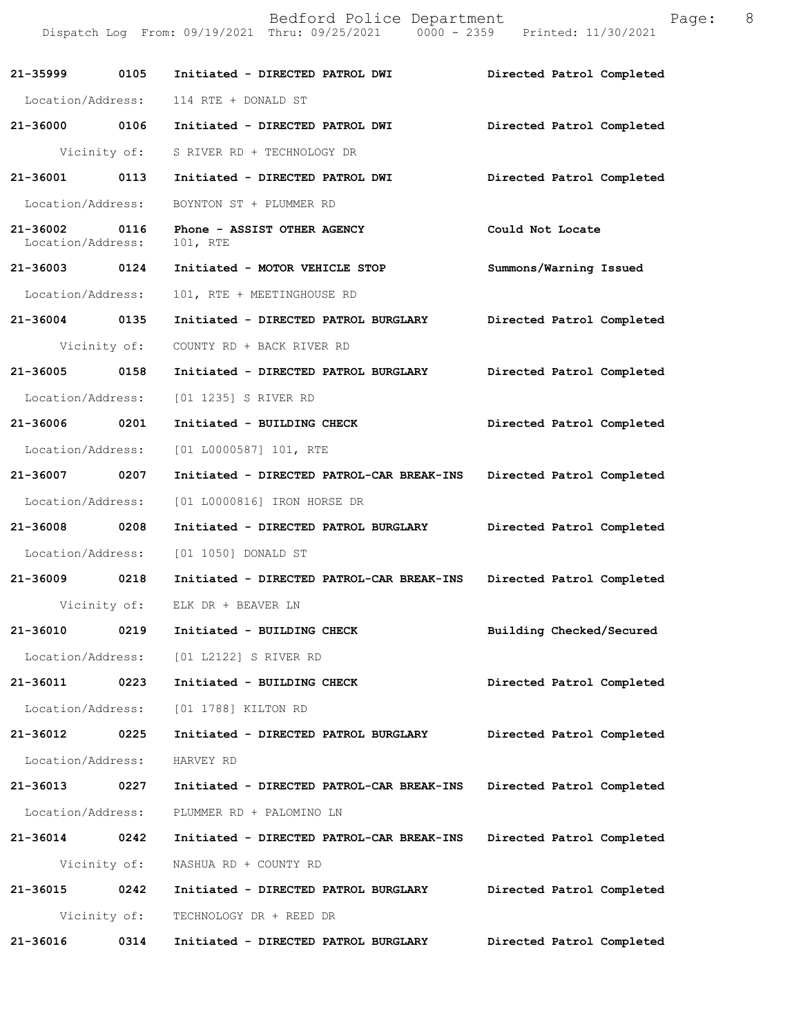**21-35999 0105 Initiated - DIRECTED PATROL DWI — Directed Patrol Completed**

Location/Address: 114 RTE + DONALD ST

**21-36000 0106 Initiated - DIRECTED PATROL DWI — Directed Patrol Completed**

Vicinity of: S RIVER RD + TECHNOLOGY DR

**21-36001 0113 Initiated - DIRECTED PATROL DWI — Directed Patrol Completed**

Location/Address: BOYNTON ST + PLUMMER RD

**21-36002 0116 Phone - ASSIST OTHER AGENCY — Could Not Locate**

Location/Address: 101, RTE

**21-36003 0124 Initiated - MOTOR VEHICLE STOP — Summons/Warning Issued**

Location/Address: 101, RTE + MEETINGHOUSE RD

**21-36004 0135 Initiated - DIRECTED PATROL BURGLARY — Directed Patrol Completed**

Vicinity of: COUNTY RD + BACK RIVER RD

**21-36005 0158 Initiated - DIRECTED PATROL BURGLARY — Directed Patrol Completed**

Location/Address: [01 1235] S RIVER RD

**21-36006 0201 Initiated - BUILDING CHECK — Directed Patrol Completed**

Location/Address: [01 L0000587] 101, RTE

**21-36007 0207 Initiated - DIRECTED PATROL-CAR BREAK-INS — Directed Patrol Completed**

Location/Address: [01 L0000816] IRON HORSE DR

**21-36008 0208 Initiated - DIRECTED PATROL BURGLARY — Directed Patrol Completed**

Location/Address: [01 1050] DONALD ST

**21-36009 0218 Initiated - DIRECTED PATROL-CAR BREAK-INS — Directed Patrol Completed**

Vicinity of: ELK DR + BEAVER LN

**21-36010 0219 Initiated - BUILDING CHECK — Building Checked/Secured**

Location/Address: [01 L2122] S RIVER RD

**21-36011 0223 Initiated - BUILDING CHECK — Directed Patrol Completed**

Location/Address: [01 1788] KILTON RD

**21-36012 0225 Initiated - DIRECTED PATROL BURGLARY — Directed Patrol Completed**

Location/Address: HARVEY RD

**21-36013 0227 Initiated - DIRECTED PATROL-CAR BREAK-INS — Directed Patrol Completed**

Location/Address: PLUMMER RD + PALOMINO LN

**21-36014 0242 Initiated - DIRECTED PATROL-CAR BREAK-INS — Directed Patrol Completed**

Vicinity of: NASHUA RD + COUNTY RD

**21-36015 0242 Initiated - DIRECTED PATROL BURGLARY — Directed Patrol Completed**

Vicinity of: TECHNOLOGY DR + REED DR

**21-36016 0314 Initiated - DIRECTED PATROL BURGLARY — Directed Patrol Completed**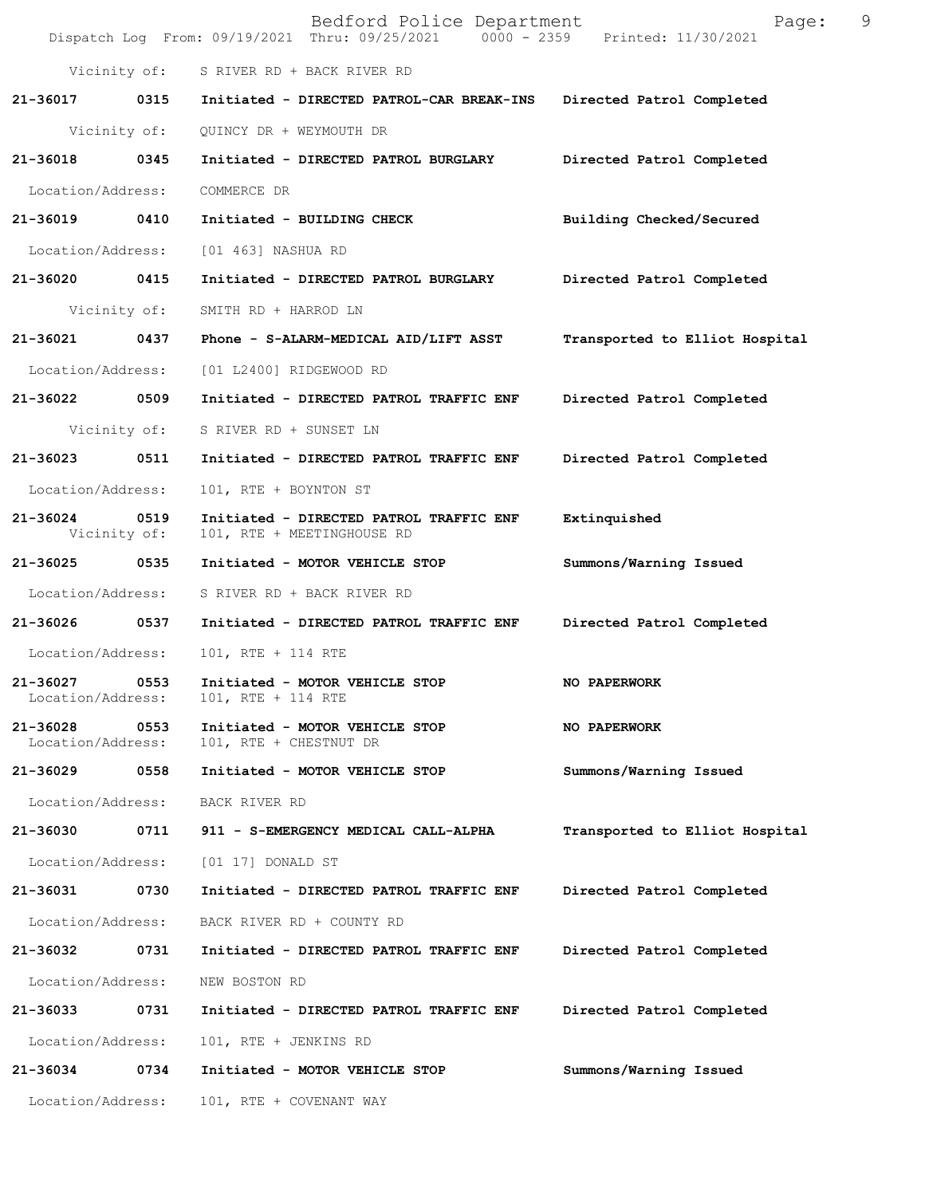Vicinity of: S RIVER RD + BACK RIVER RD

**21-36017 0315 Initiated - DIRECTED PATROL-CAR BREAK-INS Directed Patrol Completed**

Vicinity of: QUINCY DR + WEYMOUTH DR

**21-36018 0345 Initiated - DIRECTED PATROL BURGLARY Directed Patrol Completed**

Location/Address: COMMERCE DR

**21-36019 0410 Initiated - BUILDING CHECK Building Checked/Secured**

Location/Address: [01 463] NASHUA RD

**21-36020 0415 Initiated - DIRECTED PATROL BURGLARY Directed Patrol Completed**

Vicinity of: SMITH RD + HARROD LN

**21-36021 0437 Phone - S-ALARM-MEDICAL AID/LIFT ASST Transported to Elliot Hospital**

Location/Address: [01 L2400] RIDGEWOOD RD

**21-36022 0509 Initiated - DIRECTED PATROL TRAFFIC ENF Directed Patrol Completed**

Vicinity of: S RIVER RD + SUNSET LN

**21-36023 0511 Initiated - DIRECTED PATROL TRAFFIC ENF Directed Patrol Completed**

Location/Address: 101, RTE + BOYNTON ST

**21-36024 0519 Initiated - DIRECTED PATROL TRAFFIC ENF Extinquished**
Vicinity of: 101, RTE + MEETINGHOUSE RD

**21-36025 0535 Initiated - MOTOR VEHICLE STOP Summons/Warning Issued**

Location/Address: S RIVER RD + BACK RIVER RD

**21-36026 0537 Initiated - DIRECTED PATROL TRAFFIC ENF Directed Patrol Completed**

Location/Address: 101, RTE + 114 RTE

**21-36027 0553 Initiated - MOTOR VEHICLE STOP NO PAPERWORK**
Location/Address: 101, RTE + 114 RTE

**21-36028 0553 Initiated - MOTOR VEHICLE STOP NO PAPERWORK**
Location/Address: 101, RTE + CHESTNUT DR

**21-36029 0558 Initiated - MOTOR VEHICLE STOP Summons/Warning Issued**

Location/Address: BACK RIVER RD

**21-36030 0711 911 - S-EMERGENCY MEDICAL CALL-ALPHA Transported to Elliot Hospital**

Location/Address: [01 17] DONALD ST

**21-36031 0730 Initiated - DIRECTED PATROL TRAFFIC ENF Directed Patrol Completed**

Location/Address: BACK RIVER RD + COUNTY RD

**21-36032 0731 Initiated - DIRECTED PATROL TRAFFIC ENF Directed Patrol Completed**

Location/Address: NEW BOSTON RD

**21-36033 0731 Initiated - DIRECTED PATROL TRAFFIC ENF Directed Patrol Completed**

Location/Address: 101, RTE + JENKINS RD

**21-36034 0734 Initiated - MOTOR VEHICLE STOP Summons/Warning Issued**

Location/Address: 101, RTE + COVENANT WAY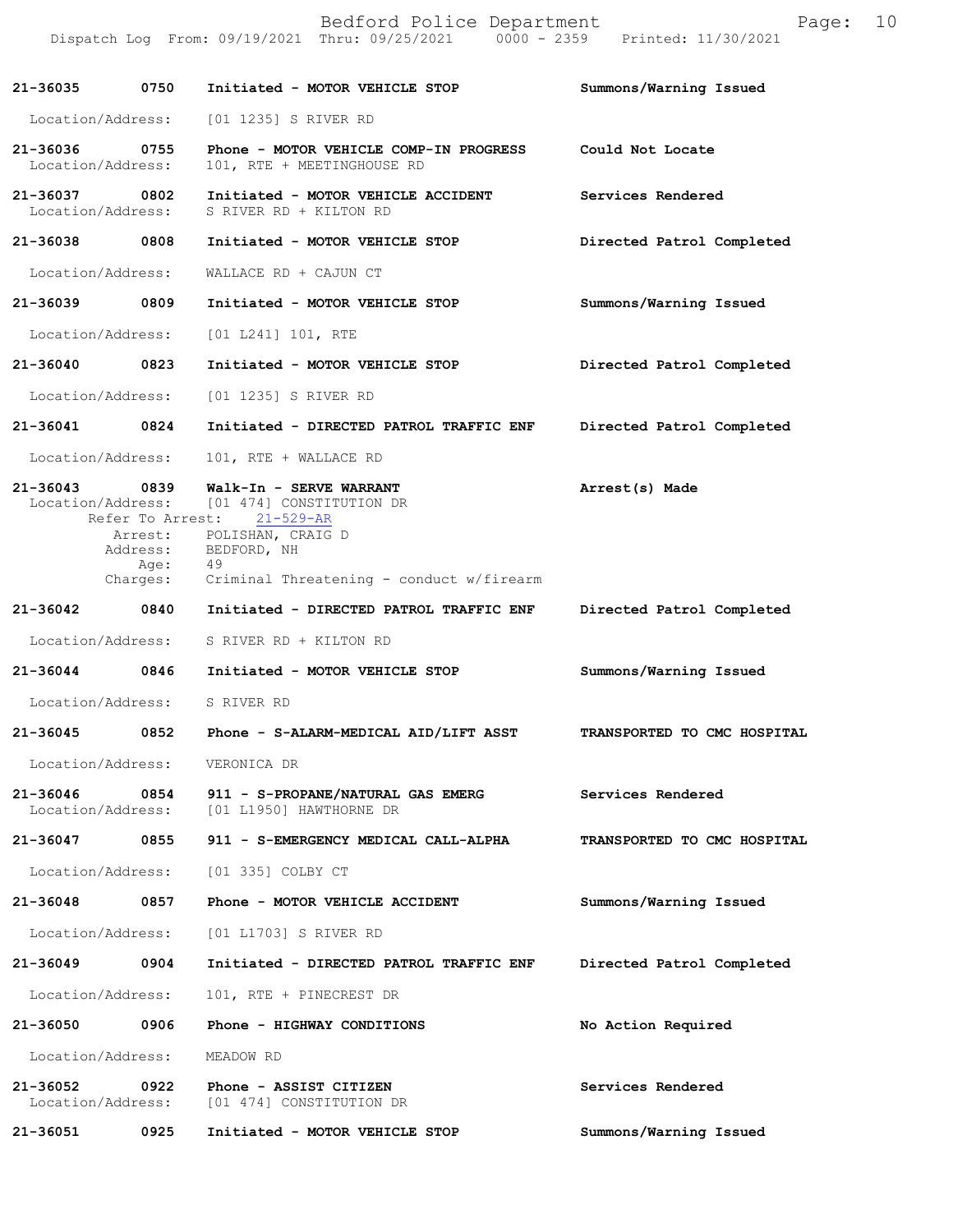**21-36035** 0750 **Initiated - MOTOR VEHICLE STOP** **Summons/Warning Issued**

Location/Address: [01 1235] S RIVER RD

**21-36036** 0755 **Phone - MOTOR VEHICLE COMP-IN PROGRESS** **Could Not Locate**

Location/Address: 101, RTE + MEETINGHOUSE RD

**21-36037** 0802 **Initiated - MOTOR VEHICLE ACCIDENT** **Services Rendered**

Location/Address: S RIVER RD + KILTON RD

**21-36038** 0808 **Initiated - MOTOR VEHICLE STOP** **Directed Patrol Completed**

Location/Address: WALLACE RD + CAJUN CT

**21-36039** 0809 **Initiated - MOTOR VEHICLE STOP** **Summons/Warning Issued**

Location/Address: [01 L241] 101, RTE

**21-36040** 0823 **Initiated - MOTOR VEHICLE STOP** **Directed Patrol Completed**

Location/Address: [01 1235] S RIVER RD

**21-36041** 0824 **Initiated - DIRECTED PATROL TRAFFIC ENF** **Directed Patrol Completed**

Location/Address: 101, RTE + WALLACE RD

**21-36043** 0839 **Walk-In - SERVE WARRANT** **Arrest(s) Made**

Location/Address: [01 474] CONSTITUTION DR
Refer To Arrest: 21-529-AR
Arrest: POLISHAN, CRAIG D
Address: BEDFORD, NH
Age: 49
Charges: Criminal Threatening - conduct w/firearm

**21-36042** 0840 **Initiated - DIRECTED PATROL TRAFFIC ENF** **Directed Patrol Completed**

Location/Address: S RIVER RD + KILTON RD

**21-36044** 0846 **Initiated - MOTOR VEHICLE STOP** **Summons/Warning Issued**

Location/Address: S RIVER RD

**21-36045** 0852 **Phone - S-ALARM-MEDICAL AID/LIFT ASST** **TRANSPORTED TO CMC HOSPITAL**

Location/Address: VERONICA DR

**21-36046** 0854 **911 - S-PROPANE/NATURAL GAS EMERG** **Services Rendered**

Location/Address: [01 L1950] HAWTHORNE DR

**21-36047** 0855 **911 - S-EMERGENCY MEDICAL CALL-ALPHA** **TRANSPORTED TO CMC HOSPITAL**

Location/Address: [01 335] COLBY CT

**21-36048** 0857 **Phone - MOTOR VEHICLE ACCIDENT** **Summons/Warning Issued**

Location/Address: [01 L1703] S RIVER RD

**21-36049** 0904 **Initiated - DIRECTED PATROL TRAFFIC ENF** **Directed Patrol Completed**

Location/Address: 101, RTE + PINECREST DR

**21-36050** 0906 **Phone - HIGHWAY CONDITIONS** **No Action Required**

Location/Address: MEADOW RD

**21-36052** 0922 **Phone - ASSIST CITIZEN** **Services Rendered**

Location/Address: [01 474] CONSTITUTION DR

**21-36051** 0925 **Initiated - MOTOR VEHICLE STOP** **Summons/Warning Issued**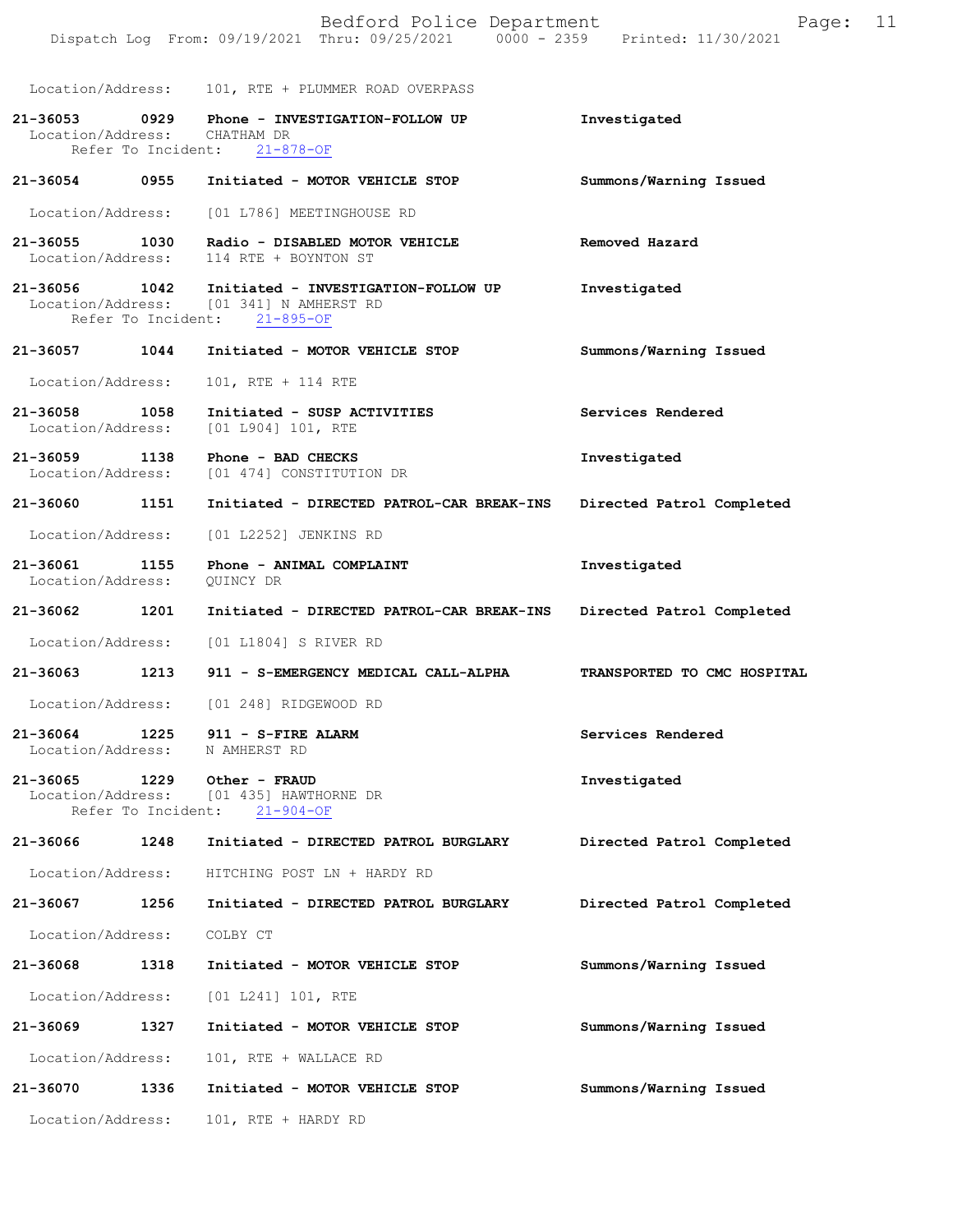Location/Address: 101, RTE + PLUMMER ROAD OVERPASS

**21-36053 0929 Phone - INVESTIGATION-FOLLOW UP** **Investigated**
Location/Address: CHATHAM DR
Refer To Incident: 21-878-OF

**21-36054 0955 Initiated - MOTOR VEHICLE STOP** **Summons/Warning Issued**
Location/Address: [01 L786] MEETINGHOUSE RD

**21-36055 1030 Radio - DISABLED MOTOR VEHICLE** **Removed Hazard**
Location/Address: 114 RTE + BOYNTON ST

**21-36056 1042 Initiated - INVESTIGATION-FOLLOW UP** **Investigated**
Location/Address: [01 341] N AMHERST RD
Refer To Incident: 21-895-OF

**21-36057 1044 Initiated - MOTOR VEHICLE STOP** **Summons/Warning Issued**
Location/Address: 101, RTE + 114 RTE

**21-36058 1058 Initiated - SUSP ACTIVITIES** **Services Rendered**
Location/Address: [01 L904] 101, RTE

**21-36059 1138 Phone - BAD CHECKS** **Investigated**
Location/Address: [01 474] CONSTITUTION DR

**21-36060 1151 Initiated - DIRECTED PATROL-CAR BREAK-INS** **Directed Patrol Completed**
Location/Address: [01 L2252] JENKINS RD

**21-36061 1155 Phone - ANIMAL COMPLAINT** **Investigated**
Location/Address: QUINCY DR

**21-36062 1201 Initiated - DIRECTED PATROL-CAR BREAK-INS** **Directed Patrol Completed**
Location/Address: [01 L1804] S RIVER RD

**21-36063 1213 911 - S-EMERGENCY MEDICAL CALL-ALPHA** **TRANSPORTED TO CMC HOSPITAL**
Location/Address: [01 248] RIDGEWOOD RD

**21-36064 1225 911 - S-FIRE ALARM** **Services Rendered**
Location/Address: N AMHERST RD

**21-36065 1229 Other - FRAUD** **Investigated**
Location/Address: [01 435] HAWTHORNE DR
Refer To Incident: 21-904-OF

**21-36066 1248 Initiated - DIRECTED PATROL BURGLARY** **Directed Patrol Completed**
Location/Address: HITCHING POST LN + HARDY RD

**21-36067 1256 Initiated - DIRECTED PATROL BURGLARY** **Directed Patrol Completed**
Location/Address: COLBY CT

**21-36068 1318 Initiated - MOTOR VEHICLE STOP** **Summons/Warning Issued**
Location/Address: [01 L241] 101, RTE

**21-36069 1327 Initiated - MOTOR VEHICLE STOP** **Summons/Warning Issued**
Location/Address: 101, RTE + WALLACE RD

**21-36070 1336 Initiated - MOTOR VEHICLE STOP** **Summons/Warning Issued**
Location/Address: 101, RTE + HARDY RD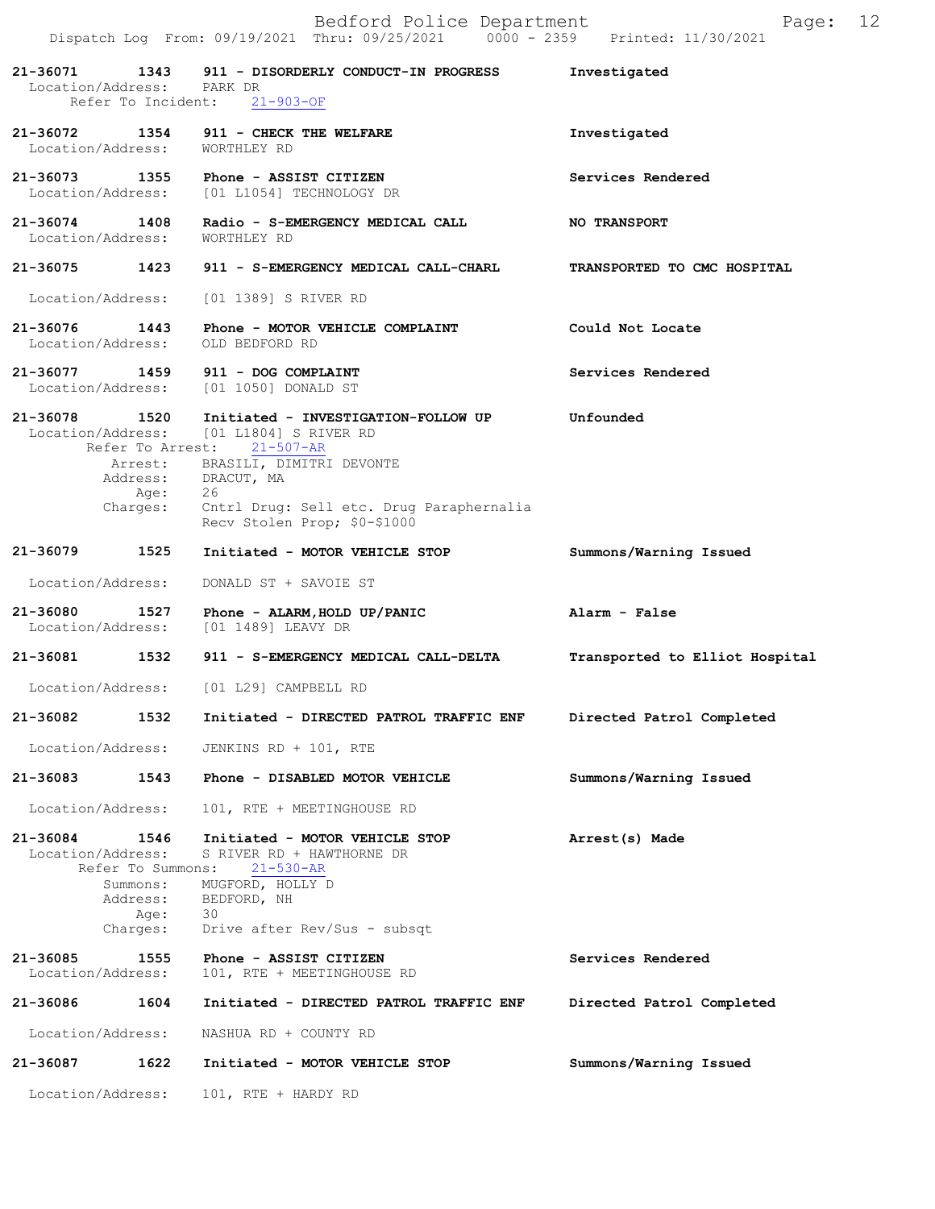**21-36071** 1343 **911 - DISORDERLY CONDUCT-IN PROGRESS** **Investigated**
Location/Address: PARK DR
Refer To Incident: 21-903-OF

**21-36072** 1354 **911 - CHECK THE WELFARE** **Investigated**
Location/Address: WORTHLEY RD

**21-36073** 1355 **Phone - ASSIST CITIZEN** **Services Rendered**
Location/Address: [01 L1054] TECHNOLOGY DR

**21-36074** 1408 **Radio - S-EMERGENCY MEDICAL CALL** **NO TRANSPORT**
Location/Address: WORTHLEY RD

**21-36075** 1423 **911 - S-EMERGENCY MEDICAL CALL-CHARL** **TRANSPORTED TO CMC HOSPITAL**
Location/Address: [01 1389] S RIVER RD

**21-36076** 1443 **Phone - MOTOR VEHICLE COMPLAINT** **Could Not Locate**
Location/Address: OLD BEDFORD RD

**21-36077** 1459 **911 - DOG COMPLAINT** **Services Rendered**
Location/Address: [01 1050] DONALD ST

**21-36078** 1520 **Initiated - INVESTIGATION-FOLLOW UP** **Unfounded**
Location/Address: [01 L1804] S RIVER RD
Refer To Arrest: 21-507-AR
Arrest: BRASILI, DIMITRI DEVONTE
Address: DRACUT, MA
Age: 26
Charges: Cntrl Drug: Sell etc. Drug Paraphernalia
Recv Stolen Prop; $0-$1000

**21-36079** 1525 **Initiated - MOTOR VEHICLE STOP** **Summons/Warning Issued**
Location/Address: DONALD ST + SAVOIE ST

**21-36080** 1527 **Phone - ALARM,HOLD UP/PANIC** **Alarm - False**
Location/Address: [01 1489] LEAVY DR

**21-36081** 1532 **911 - S-EMERGENCY MEDICAL CALL-DELTA** **Transported to Elliot Hospital**
Location/Address: [01 L29] CAMPBELL RD

**21-36082** 1532 **Initiated - DIRECTED PATROL TRAFFIC ENF** **Directed Patrol Completed**
Location/Address: JENKINS RD + 101, RTE

**21-36083** 1543 **Phone - DISABLED MOTOR VEHICLE** **Summons/Warning Issued**
Location/Address: 101, RTE + MEETINGHOUSE RD

**21-36084** 1546 **Initiated - MOTOR VEHICLE STOP** **Arrest(s) Made**
Location/Address: S RIVER RD + HAWTHORNE DR
Refer To Summons: 21-530-AR
Summons: MUGFORD, HOLLY D
Address: BEDFORD, NH
Age: 30
Charges: Drive after Rev/Sus - subsqt

**21-36085** 1555 **Phone - ASSIST CITIZEN** **Services Rendered**
Location/Address: 101, RTE + MEETINGHOUSE RD

**21-36086** 1604 **Initiated - DIRECTED PATROL TRAFFIC ENF** **Directed Patrol Completed**
Location/Address: NASHUA RD + COUNTY RD

**21-36087** 1622 **Initiated - MOTOR VEHICLE STOP** **Summons/Warning Issued**
Location/Address: 101, RTE + HARDY RD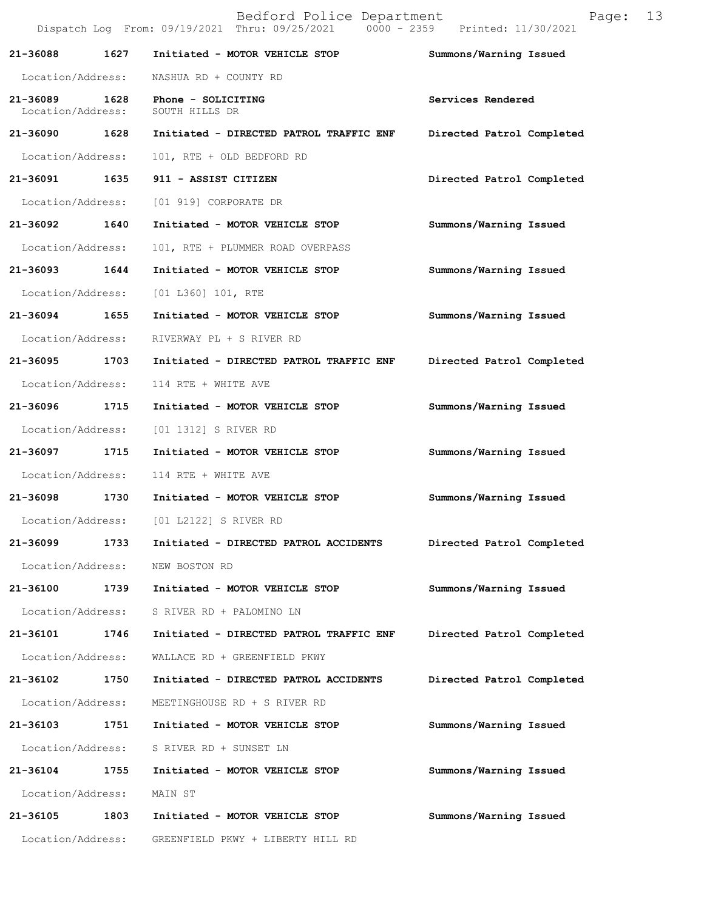| Call Number | Time | Call Reason | Action |
| --- | --- | --- | --- |
| 21-36088 | 1627 | Initiated - MOTOR VEHICLE STOP | Summons/Warning Issued |
| Location/Address: | | NASHUA RD + COUNTY RD | |
| 21-36089 | 1628 | Phone - SOLICITING | Services Rendered |
| Location/Address: | | SOUTH HILLS DR | |
| 21-36090 | 1628 | Initiated - DIRECTED PATROL TRAFFIC ENF | Directed Patrol Completed |
| Location/Address: | | 101, RTE + OLD BEDFORD RD | |
| 21-36091 | 1635 | 911 - ASSIST CITIZEN | Directed Patrol Completed |
| Location/Address: | | [01 919] CORPORATE DR | |
| 21-36092 | 1640 | Initiated - MOTOR VEHICLE STOP | Summons/Warning Issued |
| Location/Address: | | 101, RTE + PLUMMER ROAD OVERPASS | |
| 21-36093 | 1644 | Initiated - MOTOR VEHICLE STOP | Summons/Warning Issued |
| Location/Address: | | [01 L360] 101, RTE | |
| 21-36094 | 1655 | Initiated - MOTOR VEHICLE STOP | Summons/Warning Issued |
| Location/Address: | | RIVERWAY PL + S RIVER RD | |
| 21-36095 | 1703 | Initiated - DIRECTED PATROL TRAFFIC ENF | Directed Patrol Completed |
| Location/Address: | | 114 RTE + WHITE AVE | |
| 21-36096 | 1715 | Initiated - MOTOR VEHICLE STOP | Summons/Warning Issued |
| Location/Address: | | [01 1312] S RIVER RD | |
| 21-36097 | 1715 | Initiated - MOTOR VEHICLE STOP | Summons/Warning Issued |
| Location/Address: | | 114 RTE + WHITE AVE | |
| 21-36098 | 1730 | Initiated - MOTOR VEHICLE STOP | Summons/Warning Issued |
| Location/Address: | | [01 L2122] S RIVER RD | |
| 21-36099 | 1733 | Initiated - DIRECTED PATROL ACCIDENTS | Directed Patrol Completed |
| Location/Address: | | NEW BOSTON RD | |
| 21-36100 | 1739 | Initiated - MOTOR VEHICLE STOP | Summons/Warning Issued |
| Location/Address: | | S RIVER RD + PALOMINO LN | |
| 21-36101 | 1746 | Initiated - DIRECTED PATROL TRAFFIC ENF | Directed Patrol Completed |
| Location/Address: | | WALLACE RD + GREENFIELD PKWY | |
| 21-36102 | 1750 | Initiated - DIRECTED PATROL ACCIDENTS | Directed Patrol Completed |
| Location/Address: | | MEETINGHOUSE RD + S RIVER RD | |
| 21-36103 | 1751 | Initiated - MOTOR VEHICLE STOP | Summons/Warning Issued |
| Location/Address: | | S RIVER RD + SUNSET LN | |
| 21-36104 | 1755 | Initiated - MOTOR VEHICLE STOP | Summons/Warning Issued |
| Location/Address: | | MAIN ST | |
| 21-36105 | 1803 | Initiated - MOTOR VEHICLE STOP | Summons/Warning Issued |
| Location/Address: | | GREENFIELD PKWY + LIBERTY HILL RD | |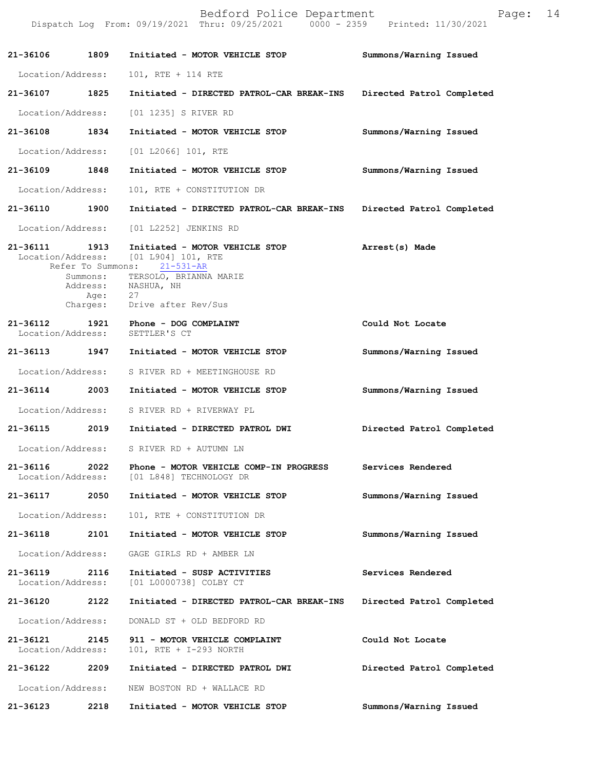**21-36106 1809 Initiated - MOTOR VEHICLE STOP Summons/Warning Issued**

Location/Address: 101, RTE + 114 RTE

**21-36107 1825 Initiated - DIRECTED PATROL-CAR BREAK-INS Directed Patrol Completed**

Location/Address: [01 1235] S RIVER RD

**21-36108 1834 Initiated - MOTOR VEHICLE STOP Summons/Warning Issued**

Location/Address: [01 L2066] 101, RTE

**21-36109 1848 Initiated - MOTOR VEHICLE STOP Summons/Warning Issued**

Location/Address: 101, RTE + CONSTITUTION DR

**21-36110 1900 Initiated - DIRECTED PATROL-CAR BREAK-INS Directed Patrol Completed**

Location/Address: [01 L2252] JENKINS RD

**21-36111 1913 Initiated - MOTOR VEHICLE STOP Arrest(s) Made**

Location/Address: [01 L904] 101, RTE
Refer To Summons: 21-531-AR
Summons: TERSOLO, BRIANNA MARIE
Address: NASHUA, NH
Age: 27
Charges: Drive after Rev/Sus

**21-36112 1921 Phone - DOG COMPLAINT Could Not Locate**

Location/Address: SETTLER'S CT

**21-36113 1947 Initiated - MOTOR VEHICLE STOP Summons/Warning Issued**

Location/Address: S RIVER RD + MEETINGHOUSE RD

**21-36114 2003 Initiated - MOTOR VEHICLE STOP Summons/Warning Issued**

Location/Address: S RIVER RD + RIVERWAY PL

**21-36115 2019 Initiated - DIRECTED PATROL DWI Directed Patrol Completed**

Location/Address: S RIVER RD + AUTUMN LN

**21-36116 2022 Phone - MOTOR VEHICLE COMP-IN PROGRESS Services Rendered**

Location/Address: [01 L848] TECHNOLOGY DR

**21-36117 2050 Initiated - MOTOR VEHICLE STOP Summons/Warning Issued**

Location/Address: 101, RTE + CONSTITUTION DR

**21-36118 2101 Initiated - MOTOR VEHICLE STOP Summons/Warning Issued**

Location/Address: GAGE GIRLS RD + AMBER LN

**21-36119 2116 Initiated - SUSP ACTIVITIES Services Rendered**

Location/Address: [01 L0000738] COLBY CT

**21-36120 2122 Initiated - DIRECTED PATROL-CAR BREAK-INS Directed Patrol Completed**

Location/Address: DONALD ST + OLD BEDFORD RD

**21-36121 2145 911 - MOTOR VEHICLE COMPLAINT Could Not Locate**

Location/Address: 101, RTE + I-293 NORTH

**21-36122 2209 Initiated - DIRECTED PATROL DWI Directed Patrol Completed**

Location/Address: NEW BOSTON RD + WALLACE RD

**21-36123 2218 Initiated - MOTOR VEHICLE STOP Summons/Warning Issued**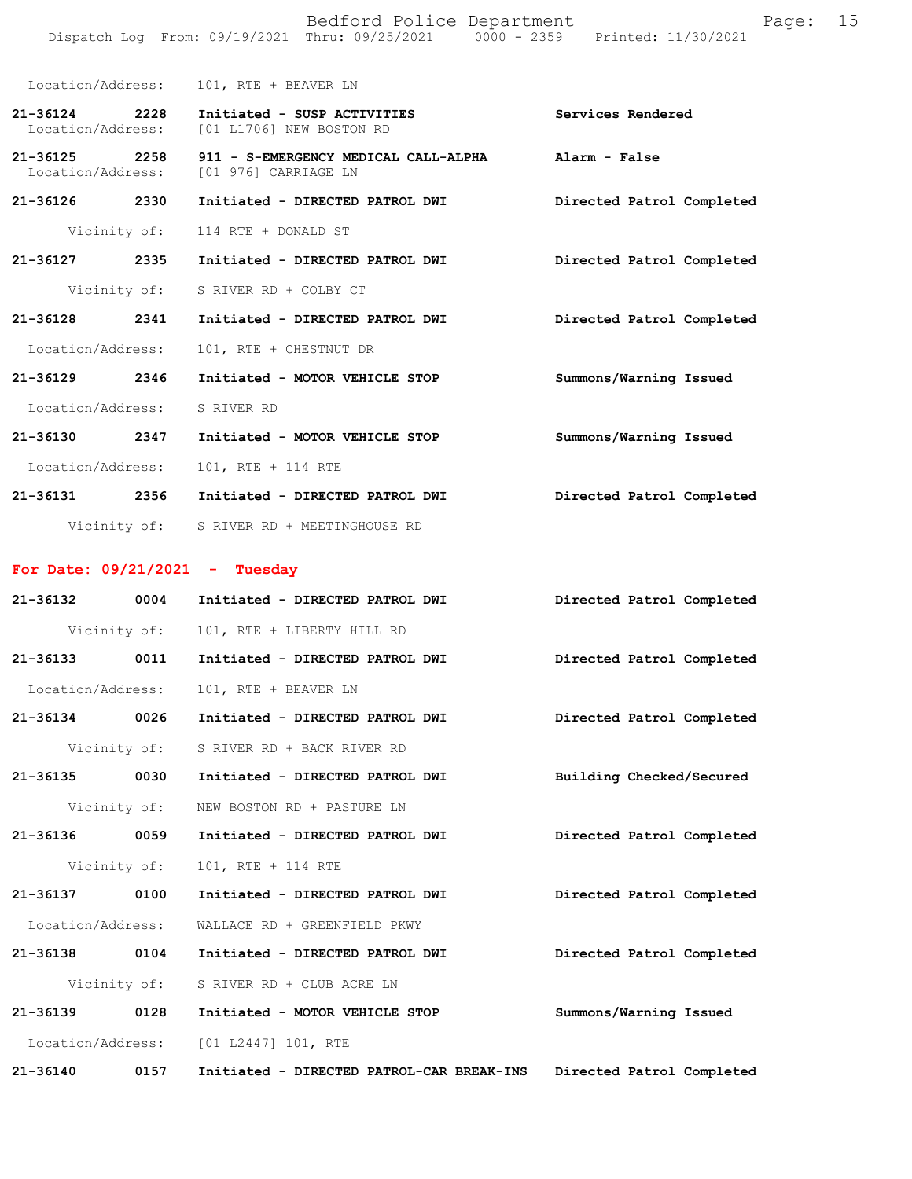Location/Address: 101, RTE + BEAVER LN

**21-36124 2228 Initiated - SUSP ACTIVITIES** **Services Rendered**
Location/Address: [01 L1706] NEW BOSTON RD

**21-36125 2258 911 - S-EMERGENCY MEDICAL CALL-ALPHA** **Alarm - False**
Location/Address: [01 976] CARRIAGE LN

**21-36126 2330 Initiated - DIRECTED PATROL DWI** **Directed Patrol Completed**
Vicinity of: 114 RTE + DONALD ST

**21-36127 2335 Initiated - DIRECTED PATROL DWI** **Directed Patrol Completed**
Vicinity of: S RIVER RD + COLBY CT

**21-36128 2341 Initiated - DIRECTED PATROL DWI** **Directed Patrol Completed**
Location/Address: 101, RTE + CHESTNUT DR

**21-36129 2346 Initiated - MOTOR VEHICLE STOP** **Summons/Warning Issued**
Location/Address: S RIVER RD

**21-36130 2347 Initiated - MOTOR VEHICLE STOP** **Summons/Warning Issued**
Location/Address: 101, RTE + 114 RTE

**21-36131 2356 Initiated - DIRECTED PATROL DWI** **Directed Patrol Completed**
Vicinity of: S RIVER RD + MEETINGHOUSE RD

## For Date: 09/21/2021 - Tuesday

**21-36132 0004 Initiated - DIRECTED PATROL DWI** **Directed Patrol Completed**
Vicinity of: 101, RTE + LIBERTY HILL RD

**21-36133 0011 Initiated - DIRECTED PATROL DWI** **Directed Patrol Completed**
Location/Address: 101, RTE + BEAVER LN

**21-36134 0026 Initiated - DIRECTED PATROL DWI** **Directed Patrol Completed**
Vicinity of: S RIVER RD + BACK RIVER RD

**21-36135 0030 Initiated - DIRECTED PATROL DWI** **Building Checked/Secured**
Vicinity of: NEW BOSTON RD + PASTURE LN

**21-36136 0059 Initiated - DIRECTED PATROL DWI** **Directed Patrol Completed**
Vicinity of: 101, RTE + 114 RTE

**21-36137 0100 Initiated - DIRECTED PATROL DWI** **Directed Patrol Completed**
Location/Address: WALLACE RD + GREENFIELD PKWY

**21-36138 0104 Initiated - DIRECTED PATROL DWI** **Directed Patrol Completed**
Vicinity of: S RIVER RD + CLUB ACRE LN

**21-36139 0128 Initiated - MOTOR VEHICLE STOP** **Summons/Warning Issued**
Location/Address: [01 L2447] 101, RTE

**21-36140 0157 Initiated - DIRECTED PATROL-CAR BREAK-INS** **Directed Patrol Completed**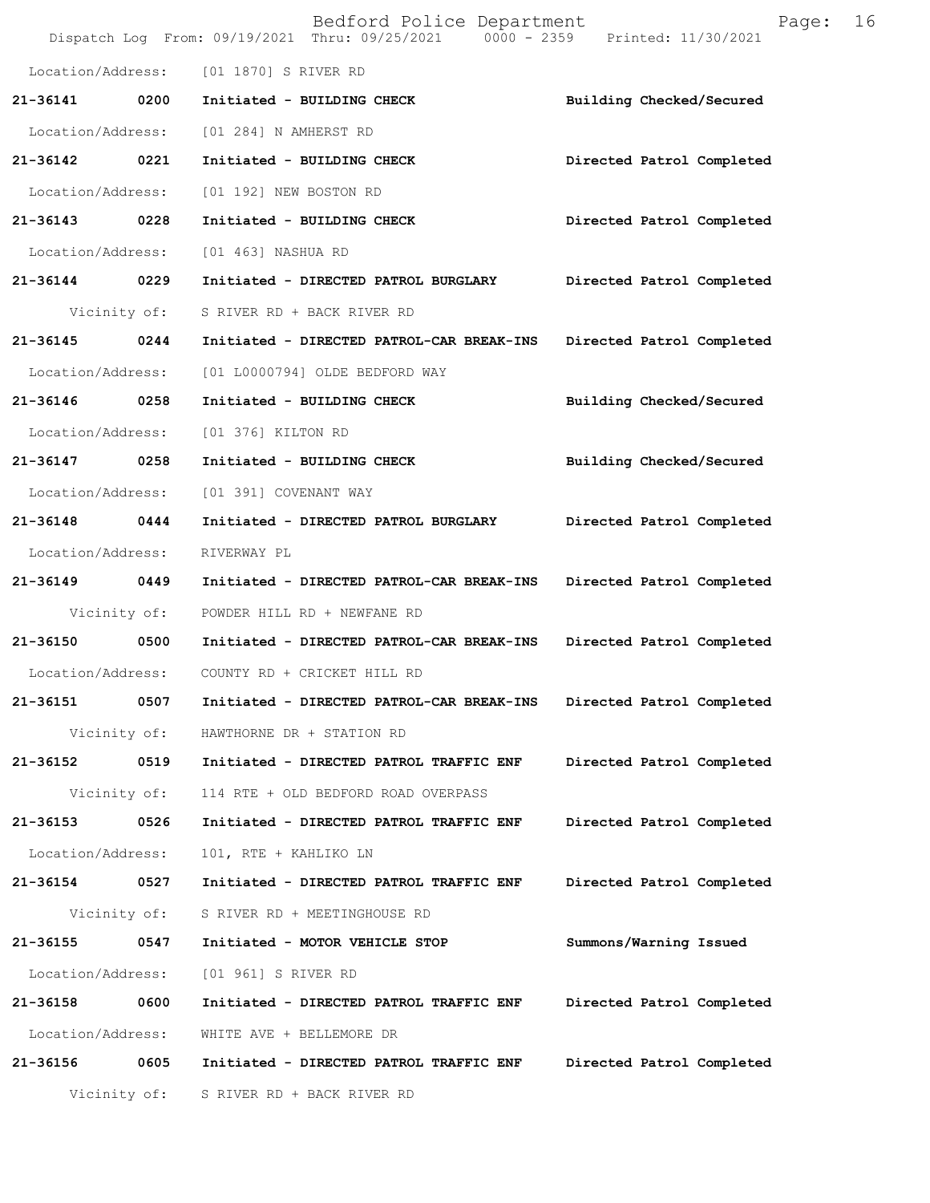Location/Address: [01 1870] S RIVER RD

**21-36141 0200 Initiated - BUILDING CHECK** **Building Checked/Secured**

Location/Address: [01 284] N AMHERST RD

**21-36142 0221 Initiated - BUILDING CHECK** **Directed Patrol Completed**

Location/Address: [01 192] NEW BOSTON RD

**21-36143 0228 Initiated - BUILDING CHECK** **Directed Patrol Completed**

Location/Address: [01 463] NASHUA RD

**21-36144 0229 Initiated - DIRECTED PATROL BURGLARY** **Directed Patrol Completed**

Vicinity of: S RIVER RD + BACK RIVER RD

**21-36145 0244 Initiated - DIRECTED PATROL-CAR BREAK-INS** **Directed Patrol Completed**

Location/Address: [01 L0000794] OLDE BEDFORD WAY

**21-36146 0258 Initiated - BUILDING CHECK** **Building Checked/Secured**

Location/Address: [01 376] KILTON RD

**21-36147 0258 Initiated - BUILDING CHECK** **Building Checked/Secured**

Location/Address: [01 391] COVENANT WAY

**21-36148 0444 Initiated - DIRECTED PATROL BURGLARY** **Directed Patrol Completed**

Location/Address: RIVERWAY PL

**21-36149 0449 Initiated - DIRECTED PATROL-CAR BREAK-INS** **Directed Patrol Completed**

Vicinity of: POWDER HILL RD + NEWFANE RD

**21-36150 0500 Initiated - DIRECTED PATROL-CAR BREAK-INS** **Directed Patrol Completed**

Location/Address: COUNTY RD + CRICKET HILL RD

**21-36151 0507 Initiated - DIRECTED PATROL-CAR BREAK-INS** **Directed Patrol Completed**

Vicinity of: HAWTHORNE DR + STATION RD

**21-36152 0519 Initiated - DIRECTED PATROL TRAFFIC ENF** **Directed Patrol Completed**

Vicinity of: 114 RTE + OLD BEDFORD ROAD OVERPASS

**21-36153 0526 Initiated - DIRECTED PATROL TRAFFIC ENF** **Directed Patrol Completed**

Location/Address: 101, RTE + KAHLIKO LN

**21-36154 0527 Initiated - DIRECTED PATROL TRAFFIC ENF** **Directed Patrol Completed**

Vicinity of: S RIVER RD + MEETINGHOUSE RD

**21-36155 0547 Initiated - MOTOR VEHICLE STOP** **Summons/Warning Issued**

Location/Address: [01 961] S RIVER RD

**21-36158 0600 Initiated - DIRECTED PATROL TRAFFIC ENF** **Directed Patrol Completed**

Location/Address: WHITE AVE + BELLEMORE DR

**21-36156 0605 Initiated - DIRECTED PATROL TRAFFIC ENF** **Directed Patrol Completed**

Vicinity of: S RIVER RD + BACK RIVER RD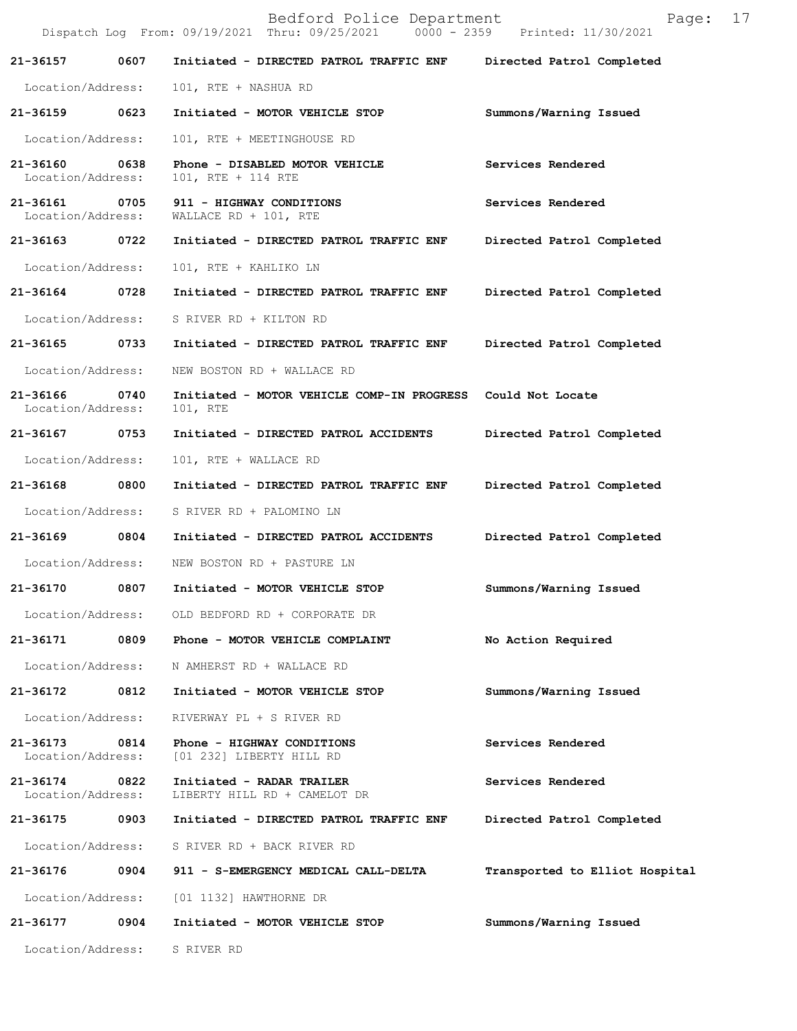**21-36157 0607 Initiated - DIRECTED PATROL TRAFFIC ENF Directed Patrol Completed**

Location/Address: 101, RTE + NASHUA RD

**21-36159 0623 Initiated - MOTOR VEHICLE STOP Summons/Warning Issued**

Location/Address: 101, RTE + MEETINGHOUSE RD

**21-36160 0638 Phone - DISABLED MOTOR VEHICLE Services Rendered**

Location/Address: 101, RTE + 114 RTE

**21-36161 0705 911 - HIGHWAY CONDITIONS Services Rendered**

Location/Address: WALLACE RD + 101, RTE

**21-36163 0722 Initiated - DIRECTED PATROL TRAFFIC ENF Directed Patrol Completed**

Location/Address: 101, RTE + KAHLIKO LN

**21-36164 0728 Initiated - DIRECTED PATROL TRAFFIC ENF Directed Patrol Completed**

Location/Address: S RIVER RD + KILTON RD

**21-36165 0733 Initiated - DIRECTED PATROL TRAFFIC ENF Directed Patrol Completed**

Location/Address: NEW BOSTON RD + WALLACE RD

**21-36166 0740 Initiated - MOTOR VEHICLE COMP-IN PROGRESS Could Not Locate**

Location/Address: 101, RTE

**21-36167 0753 Initiated - DIRECTED PATROL ACCIDENTS Directed Patrol Completed**

Location/Address: 101, RTE + WALLACE RD

**21-36168 0800 Initiated - DIRECTED PATROL TRAFFIC ENF Directed Patrol Completed**

Location/Address: S RIVER RD + PALOMINO LN

**21-36169 0804 Initiated - DIRECTED PATROL ACCIDENTS Directed Patrol Completed**

Location/Address: NEW BOSTON RD + PASTURE LN

**21-36170 0807 Initiated - MOTOR VEHICLE STOP Summons/Warning Issued**

Location/Address: OLD BEDFORD RD + CORPORATE DR

**21-36171 0809 Phone - MOTOR VEHICLE COMPLAINT No Action Required**

Location/Address: N AMHERST RD + WALLACE RD

**21-36172 0812 Initiated - MOTOR VEHICLE STOP Summons/Warning Issued**

Location/Address: RIVERWAY PL + S RIVER RD

**21-36173 0814 Phone - HIGHWAY CONDITIONS Services Rendered**

Location/Address: [01 232] LIBERTY HILL RD

**21-36174 0822 Initiated - RADAR TRAILER Services Rendered**

Location/Address: LIBERTY HILL RD + CAMELOT DR

**21-36175 0903 Initiated - DIRECTED PATROL TRAFFIC ENF Directed Patrol Completed**

Location/Address: S RIVER RD + BACK RIVER RD

**21-36176 0904 911 - S-EMERGENCY MEDICAL CALL-DELTA Transported to Elliot Hospital**

Location/Address: [01 1132] HAWTHORNE DR

**21-36177 0904 Initiated - MOTOR VEHICLE STOP Summons/Warning Issued**

Location/Address: S RIVER RD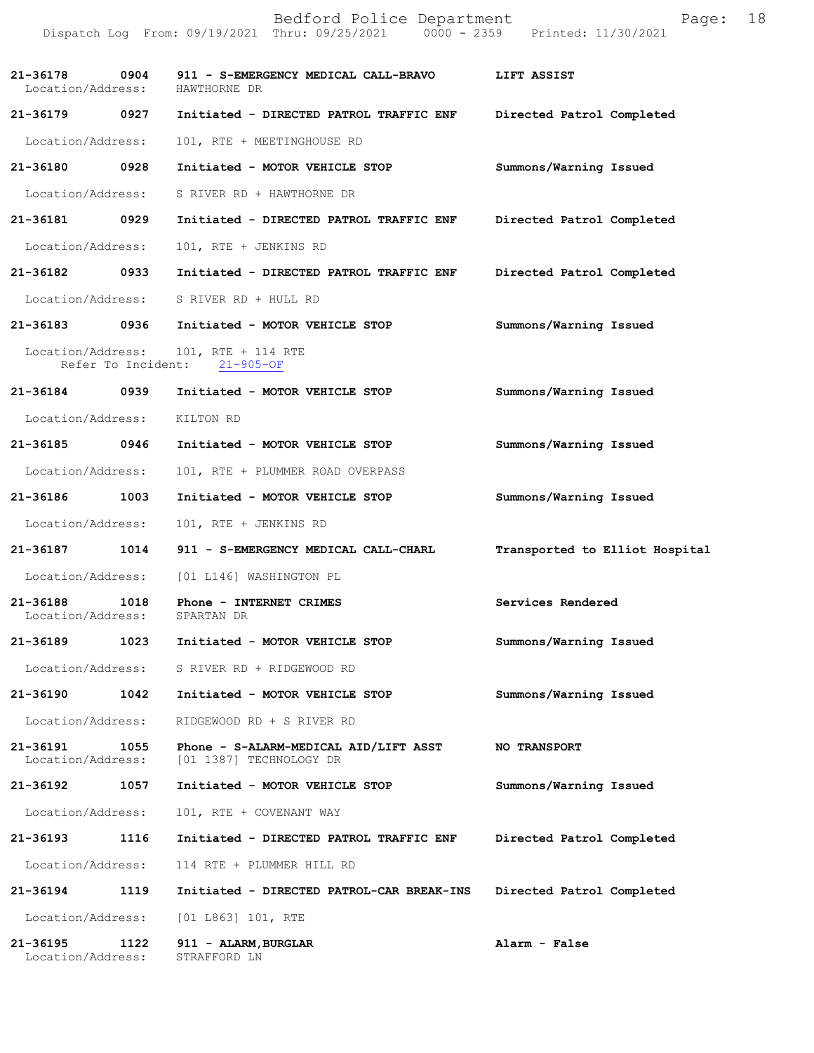| Call Number | Time | Call Reason | Action |
|---|---|---|---|
| **21-36178** | **0904** | **911 - S-EMERGENCY MEDICAL CALL-BRAVO** | **LIFT ASSIST** |
| Location/Address: | | HAWTHORNE DR | |
| **21-36179** | **0927** | **Initiated - DIRECTED PATROL TRAFFIC ENF** | **Directed Patrol Completed** |
| Location/Address: | | 101, RTE + MEETINGHOUSE RD | |
| **21-36180** | **0928** | **Initiated - MOTOR VEHICLE STOP** | **Summons/Warning Issued** |
| Location/Address: | | S RIVER RD + HAWTHORNE DR | |
| **21-36181** | **0929** | **Initiated - DIRECTED PATROL TRAFFIC ENF** | **Directed Patrol Completed** |
| Location/Address: | | 101, RTE + JENKINS RD | |
| **21-36182** | **0933** | **Initiated - DIRECTED PATROL TRAFFIC ENF** | **Directed Patrol Completed** |
| Location/Address: | | S RIVER RD + HULL RD | |
| **21-36183** | **0936** | **Initiated - MOTOR VEHICLE STOP** | **Summons/Warning Issued** |
| Location/Address: | | 101, RTE + 114 RTE | |
| Refer To Incident: | | 21-905-OF | |
| **21-36184** | **0939** | **Initiated - MOTOR VEHICLE STOP** | **Summons/Warning Issued** |
| Location/Address: | | KILTON RD | |
| **21-36185** | **0946** | **Initiated - MOTOR VEHICLE STOP** | **Summons/Warning Issued** |
| Location/Address: | | 101, RTE + PLUMMER ROAD OVERPASS | |
| **21-36186** | **1003** | **Initiated - MOTOR VEHICLE STOP** | **Summons/Warning Issued** |
| Location/Address: | | 101, RTE + JENKINS RD | |
| **21-36187** | **1014** | **911 - S-EMERGENCY MEDICAL CALL-CHARL** | **Transported to Elliot Hospital** |
| Location/Address: | | [01 L146] WASHINGTON PL | |
| **21-36188** | **1018** | **Phone - INTERNET CRIMES** | **Services Rendered** |
| Location/Address: | | SPARTAN DR | |
| **21-36189** | **1023** | **Initiated - MOTOR VEHICLE STOP** | **Summons/Warning Issued** |
| Location/Address: | | S RIVER RD + RIDGEWOOD RD | |
| **21-36190** | **1042** | **Initiated - MOTOR VEHICLE STOP** | **Summons/Warning Issued** |
| Location/Address: | | RIDGEWOOD RD + S RIVER RD | |
| **21-36191** | **1055** | **Phone - S-ALARM-MEDICAL AID/LIFT ASST** | **NO TRANSPORT** |
| Location/Address: | | [01 1387] TECHNOLOGY DR | |
| **21-36192** | **1057** | **Initiated - MOTOR VEHICLE STOP** | **Summons/Warning Issued** |
| Location/Address: | | 101, RTE + COVENANT WAY | |
| **21-36193** | **1116** | **Initiated - DIRECTED PATROL TRAFFIC ENF** | **Directed Patrol Completed** |
| Location/Address: | | 114 RTE + PLUMMER HILL RD | |
| **21-36194** | **1119** | **Initiated - DIRECTED PATROL-CAR BREAK-INS** | **Directed Patrol Completed** |
| Location/Address: | | [01 L863] 101, RTE | |
| **21-36195** | **1122** | **911 - ALARM,BURGLAR** | **Alarm - False** |
| Location/Address: | | STRAFFORD LN | |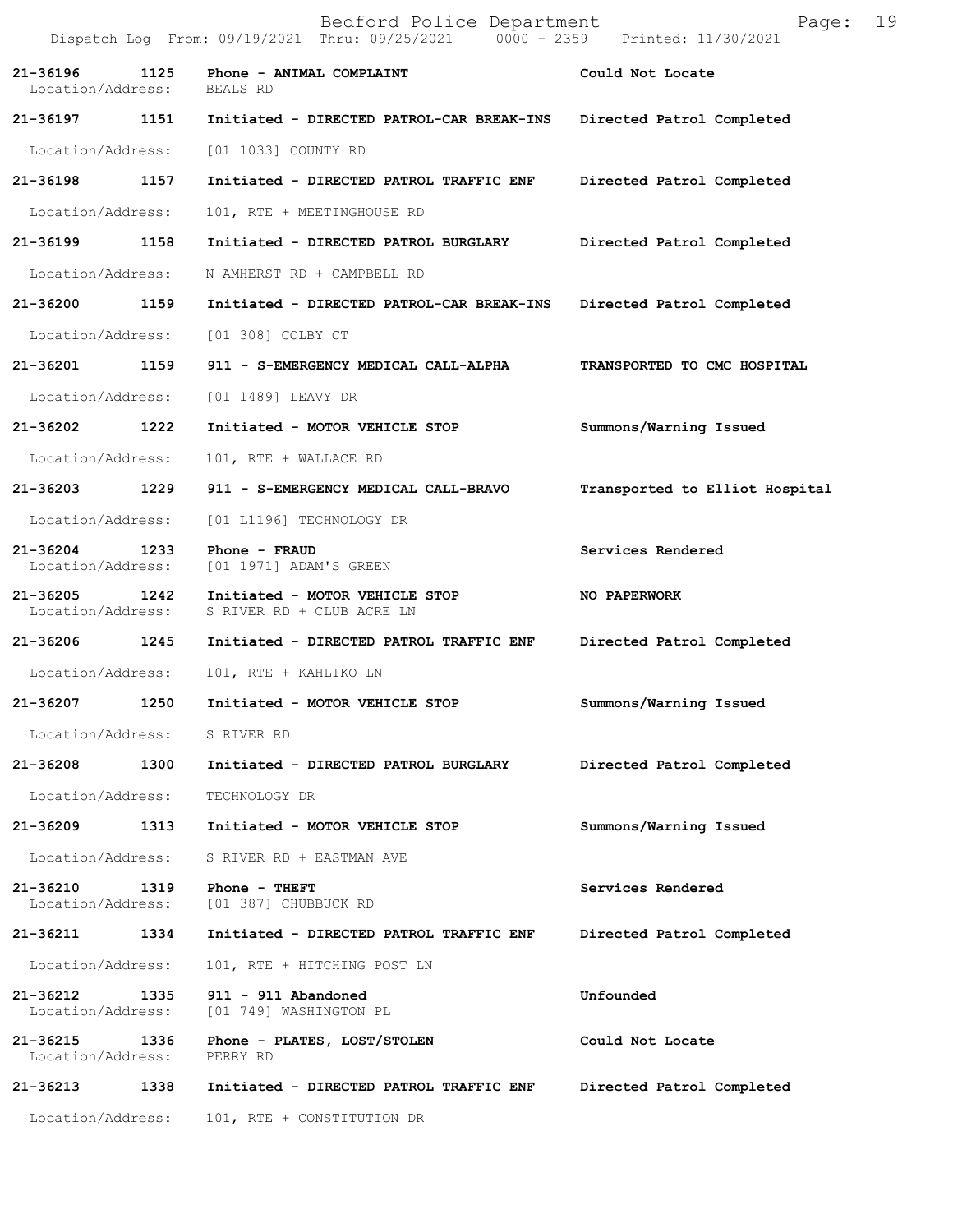# Bedford Police Department

Dispatch Log From: 09/19/2021 Thru: 09/25/2021 0000 - 2359 Printed: 11/30/2021

| Call # | Time | Call Type | Disposition |
|---|---|---|---|
| 21-36196 | 1125 | Phone - ANIMAL COMPLAINT | Could Not Locate |
| Location/Address: | | BEALS RD | |
| 21-36197 | 1151 | Initiated - DIRECTED PATROL-CAR BREAK-INS | Directed Patrol Completed |
| Location/Address: | | [01 1033] COUNTY RD | |
| 21-36198 | 1157 | Initiated - DIRECTED PATROL TRAFFIC ENF | Directed Patrol Completed |
| Location/Address: | | 101, RTE + MEETINGHOUSE RD | |
| 21-36199 | 1158 | Initiated - DIRECTED PATROL BURGLARY | Directed Patrol Completed |
| Location/Address: | | N AMHERST RD + CAMPBELL RD | |
| 21-36200 | 1159 | Initiated - DIRECTED PATROL-CAR BREAK-INS | Directed Patrol Completed |
| Location/Address: | | [01 308] COLBY CT | |
| 21-36201 | 1159 | 911 - S-EMERGENCY MEDICAL CALL-ALPHA | TRANSPORTED TO CMC HOSPITAL |
| Location/Address: | | [01 1489] LEAVY DR | |
| 21-36202 | 1222 | Initiated - MOTOR VEHICLE STOP | Summons/Warning Issued |
| Location/Address: | | 101, RTE + WALLACE RD | |
| 21-36203 | 1229 | 911 - S-EMERGENCY MEDICAL CALL-BRAVO | Transported to Elliot Hospital |
| Location/Address: | | [01 L1196] TECHNOLOGY DR | |
| 21-36204 | 1233 | Phone - FRAUD | Services Rendered |
| Location/Address: | | [01 1971] ADAM'S GREEN | |
| 21-36205 | 1242 | Initiated - MOTOR VEHICLE STOP | NO PAPERWORK |
| Location/Address: | | S RIVER RD + CLUB ACRE LN | |
| 21-36206 | 1245 | Initiated - DIRECTED PATROL TRAFFIC ENF | Directed Patrol Completed |
| Location/Address: | | 101, RTE + KAHLIKO LN | |
| 21-36207 | 1250 | Initiated - MOTOR VEHICLE STOP | Summons/Warning Issued |
| Location/Address: | | S RIVER RD | |
| 21-36208 | 1300 | Initiated - DIRECTED PATROL BURGLARY | Directed Patrol Completed |
| Location/Address: | | TECHNOLOGY DR | |
| 21-36209 | 1313 | Initiated - MOTOR VEHICLE STOP | Summons/Warning Issued |
| Location/Address: | | S RIVER RD + EASTMAN AVE | |
| 21-36210 | 1319 | Phone - THEFT | Services Rendered |
| Location/Address: | | [01 387] CHUBBUCK RD | |
| 21-36211 | 1334 | Initiated - DIRECTED PATROL TRAFFIC ENF | Directed Patrol Completed |
| Location/Address: | | 101, RTE + HITCHING POST LN | |
| 21-36212 | 1335 | 911 - 911 Abandoned | Unfounded |
| Location/Address: | | [01 749] WASHINGTON PL | |
| 21-36215 | 1336 | Phone - PLATES, LOST/STOLEN | Could Not Locate |
| Location/Address: | | PERRY RD | |
| 21-36213 | 1338 | Initiated - DIRECTED PATROL TRAFFIC ENF | Directed Patrol Completed |
| Location/Address: | | 101, RTE + CONSTITUTION DR | |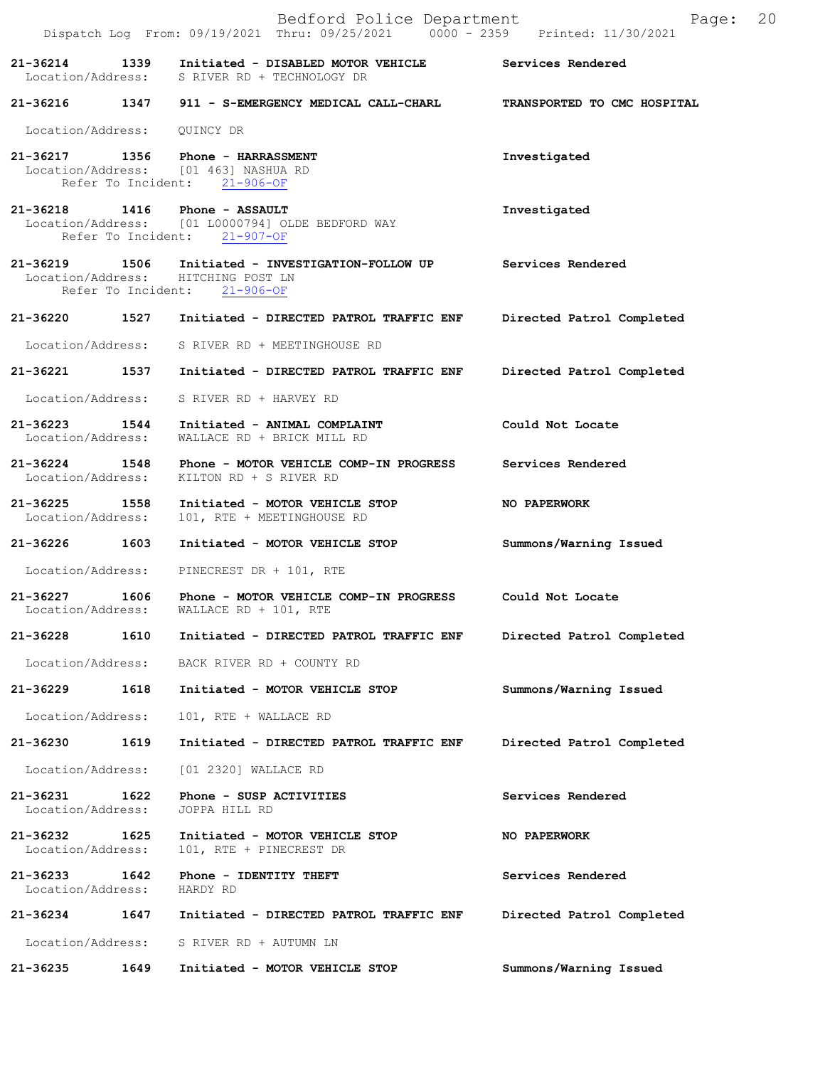21-36214 1339 Initiated - DISABLED MOTOR VEHICLE Services Rendered
Location/Address: S RIVER RD + TECHNOLOGY DR

21-36216 1347 911 - S-EMERGENCY MEDICAL CALL-CHARL TRANSPORTED TO CMC HOSPITAL
Location/Address: QUINCY DR

21-36217 1356 Phone - HARRASSMENT Investigated
Location/Address: [01 463] NASHUA RD
Refer To Incident: 21-906-OF

21-36218 1416 Phone - ASSAULT Investigated
Location/Address: [01 L0000794] OLDE BEDFORD WAY
Refer To Incident: 21-907-OF

21-36219 1506 Initiated - INVESTIGATION-FOLLOW UP Services Rendered
Location/Address: HITCHING POST LN
Refer To Incident: 21-906-OF

21-36220 1527 Initiated - DIRECTED PATROL TRAFFIC ENF Directed Patrol Completed
Location/Address: S RIVER RD + MEETINGHOUSE RD

21-36221 1537 Initiated - DIRECTED PATROL TRAFFIC ENF Directed Patrol Completed
Location/Address: S RIVER RD + HARVEY RD

21-36223 1544 Initiated - ANIMAL COMPLAINT Could Not Locate
Location/Address: WALLACE RD + BRICK MILL RD

21-36224 1548 Phone - MOTOR VEHICLE COMP-IN PROGRESS Services Rendered
Location/Address: KILTON RD + S RIVER RD

21-36225 1558 Initiated - MOTOR VEHICLE STOP NO PAPERWORK
Location/Address: 101, RTE + MEETINGHOUSE RD

21-36226 1603 Initiated - MOTOR VEHICLE STOP Summons/Warning Issued
Location/Address: PINECREST DR + 101, RTE

21-36227 1606 Phone - MOTOR VEHICLE COMP-IN PROGRESS Could Not Locate
Location/Address: WALLACE RD + 101, RTE

21-36228 1610 Initiated - DIRECTED PATROL TRAFFIC ENF Directed Patrol Completed
Location/Address: BACK RIVER RD + COUNTY RD

21-36229 1618 Initiated - MOTOR VEHICLE STOP Summons/Warning Issued
Location/Address: 101, RTE + WALLACE RD

21-36230 1619 Initiated - DIRECTED PATROL TRAFFIC ENF Directed Patrol Completed
Location/Address: [01 2320] WALLACE RD

21-36231 1622 Phone - SUSP ACTIVITIES Services Rendered
Location/Address: JOPPA HILL RD

21-36232 1625 Initiated - MOTOR VEHICLE STOP NO PAPERWORK
Location/Address: 101, RTE + PINECREST DR

21-36233 1642 Phone - IDENTITY THEFT Services Rendered
Location/Address: HARDY RD

21-36234 1647 Initiated - DIRECTED PATROL TRAFFIC ENF Directed Patrol Completed
Location/Address: S RIVER RD + AUTUMN LN

21-36235 1649 Initiated - MOTOR VEHICLE STOP Summons/Warning Issued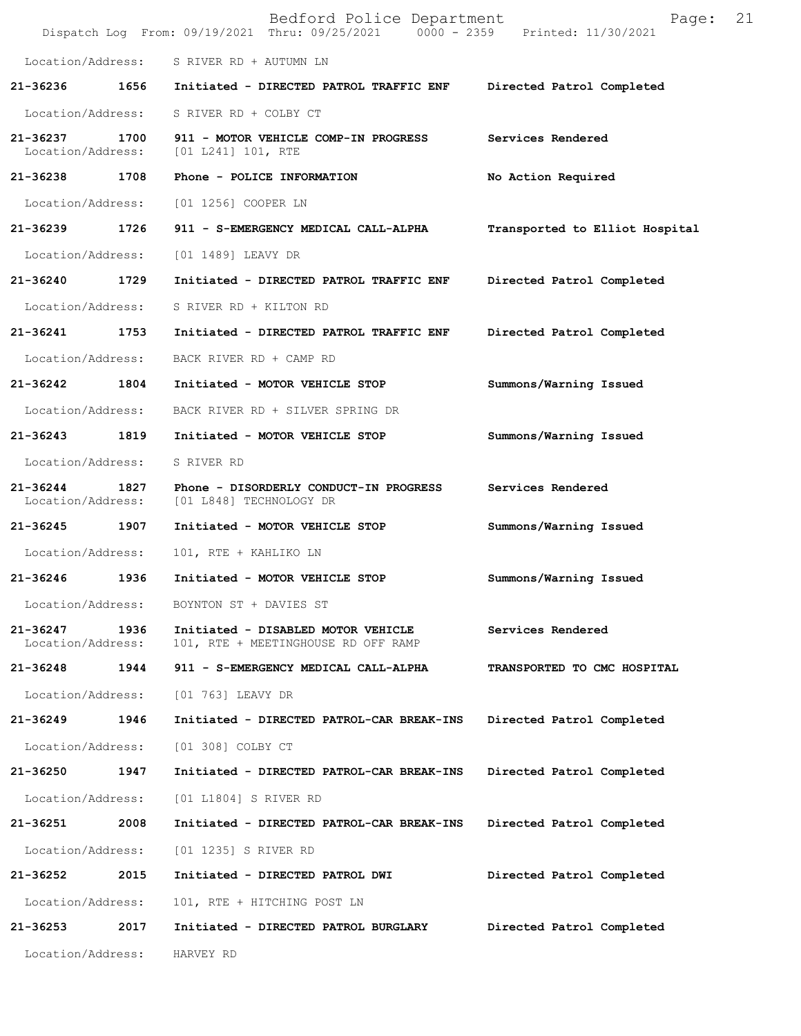Location/Address: S RIVER RD + AUTUMN LN

**21-36236 1656 Initiated - DIRECTED PATROL TRAFFIC ENF Directed Patrol Completed**

Location/Address: S RIVER RD + COLBY CT

**21-36237 1700 911 - MOTOR VEHICLE COMP-IN PROGRESS Services Rendered**
Location/Address: [01 L241] 101, RTE

**21-36238 1708 Phone - POLICE INFORMATION No Action Required**

Location/Address: [01 1256] COOPER LN

**21-36239 1726 911 - S-EMERGENCY MEDICAL CALL-ALPHA Transported to Elliot Hospital**

Location/Address: [01 1489] LEAVY DR

**21-36240 1729 Initiated - DIRECTED PATROL TRAFFIC ENF Directed Patrol Completed**

Location/Address: S RIVER RD + KILTON RD

**21-36241 1753 Initiated - DIRECTED PATROL TRAFFIC ENF Directed Patrol Completed**

Location/Address: BACK RIVER RD + CAMP RD

**21-36242 1804 Initiated - MOTOR VEHICLE STOP Summons/Warning Issued**

Location/Address: BACK RIVER RD + SILVER SPRING DR

**21-36243 1819 Initiated - MOTOR VEHICLE STOP Summons/Warning Issued**

Location/Address: S RIVER RD

**21-36244 1827 Phone - DISORDERLY CONDUCT-IN PROGRESS Services Rendered**
Location/Address: [01 L848] TECHNOLOGY DR

**21-36245 1907 Initiated - MOTOR VEHICLE STOP Summons/Warning Issued**

Location/Address: 101, RTE + KAHLIKO LN

**21-36246 1936 Initiated - MOTOR VEHICLE STOP Summons/Warning Issued**

Location/Address: BOYNTON ST + DAVIES ST

**21-36247 1936 Initiated - DISABLED MOTOR VEHICLE Services Rendered**
Location/Address: 101, RTE + MEETINGHOUSE RD OFF RAMP

**21-36248 1944 911 - S-EMERGENCY MEDICAL CALL-ALPHA TRANSPORTED TO CMC HOSPITAL**

Location/Address: [01 763] LEAVY DR

**21-36249 1946 Initiated - DIRECTED PATROL-CAR BREAK-INS Directed Patrol Completed**

Location/Address: [01 308] COLBY CT

**21-36250 1947 Initiated - DIRECTED PATROL-CAR BREAK-INS Directed Patrol Completed**

Location/Address: [01 L1804] S RIVER RD

**21-36251 2008 Initiated - DIRECTED PATROL-CAR BREAK-INS Directed Patrol Completed**

Location/Address: [01 1235] S RIVER RD

**21-36252 2015 Initiated - DIRECTED PATROL DWI Directed Patrol Completed**

Location/Address: 101, RTE + HITCHING POST LN

**21-36253 2017 Initiated - DIRECTED PATROL BURGLARY Directed Patrol Completed**

Location/Address: HARVEY RD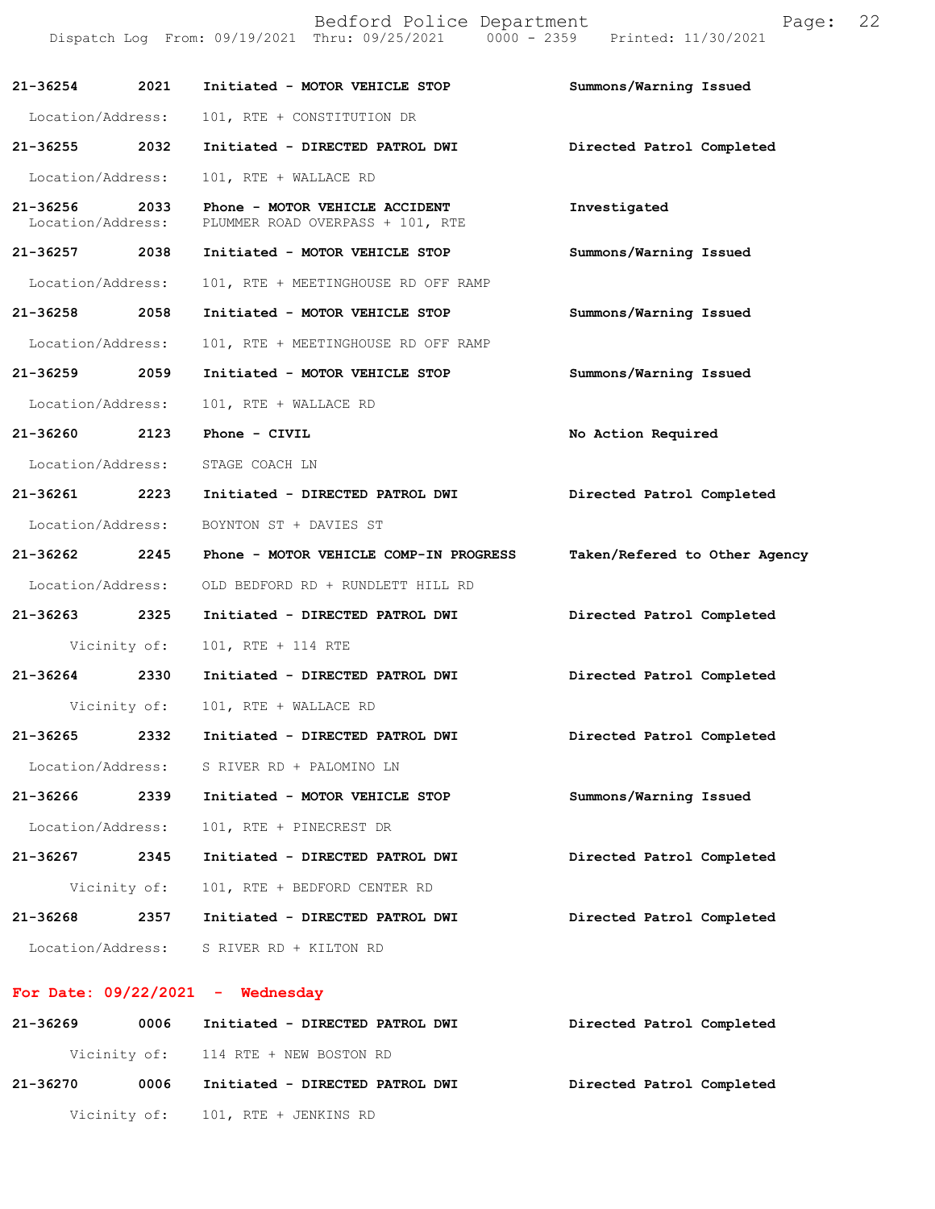| Call Number | Time | Call Reason | Action |
|---|---|---|---|
| 21-36254 | 2021 | Initiated - MOTOR VEHICLE STOP | Summons/Warning Issued |
| Location/Address: | | 101, RTE + CONSTITUTION DR | |
| 21-36255 | 2032 | Initiated - DIRECTED PATROL DWI | Directed Patrol Completed |
| Location/Address: | | 101, RTE + WALLACE RD | |
| 21-36256 | 2033 | Phone - MOTOR VEHICLE ACCIDENT | Investigated |
| Location/Address: | | PLUMMER ROAD OVERPASS + 101, RTE | |
| 21-36257 | 2038 | Initiated - MOTOR VEHICLE STOP | Summons/Warning Issued |
| Location/Address: | | 101, RTE + MEETINGHOUSE RD OFF RAMP | |
| 21-36258 | 2058 | Initiated - MOTOR VEHICLE STOP | Summons/Warning Issued |
| Location/Address: | | 101, RTE + MEETINGHOUSE RD OFF RAMP | |
| 21-36259 | 2059 | Initiated - MOTOR VEHICLE STOP | Summons/Warning Issued |
| Location/Address: | | 101, RTE + WALLACE RD | |
| 21-36260 | 2123 | Phone - CIVIL | No Action Required |
| Location/Address: | | STAGE COACH LN | |
| 21-36261 | 2223 | Initiated - DIRECTED PATROL DWI | Directed Patrol Completed |
| Location/Address: | | BOYNTON ST + DAVIES ST | |
| 21-36262 | 2245 | Phone - MOTOR VEHICLE COMP-IN PROGRESS | Taken/Refered to Other Agency |
| Location/Address: | | OLD BEDFORD RD + RUNDLETT HILL RD | |
| 21-36263 | 2325 | Initiated - DIRECTED PATROL DWI | Directed Patrol Completed |
| Vicinity of: | | 101, RTE + 114 RTE | |
| 21-36264 | 2330 | Initiated - DIRECTED PATROL DWI | Directed Patrol Completed |
| Vicinity of: | | 101, RTE + WALLACE RD | |
| 21-36265 | 2332 | Initiated - DIRECTED PATROL DWI | Directed Patrol Completed |
| Location/Address: | | S RIVER RD + PALOMINO LN | |
| 21-36266 | 2339 | Initiated - MOTOR VEHICLE STOP | Summons/Warning Issued |
| Location/Address: | | 101, RTE + PINECREST DR | |
| 21-36267 | 2345 | Initiated - DIRECTED PATROL DWI | Directed Patrol Completed |
| Vicinity of: | | 101, RTE + BEDFORD CENTER RD | |
| 21-36268 | 2357 | Initiated - DIRECTED PATROL DWI | Directed Patrol Completed |
| Location/Address: | | S RIVER RD + KILTON RD | |

**For Date: 09/22/2021 - Wednesday**

| Call Number | Time | Call Reason | Action |
|---|---|---|---|
| 21-36269 | 0006 | Initiated - DIRECTED PATROL DWI | Directed Patrol Completed |
| Vicinity of: | | 114 RTE + NEW BOSTON RD | |
| 21-36270 | 0006 | Initiated - DIRECTED PATROL DWI | Directed Patrol Completed |
| Vicinity of: | | 101, RTE + JENKINS RD | |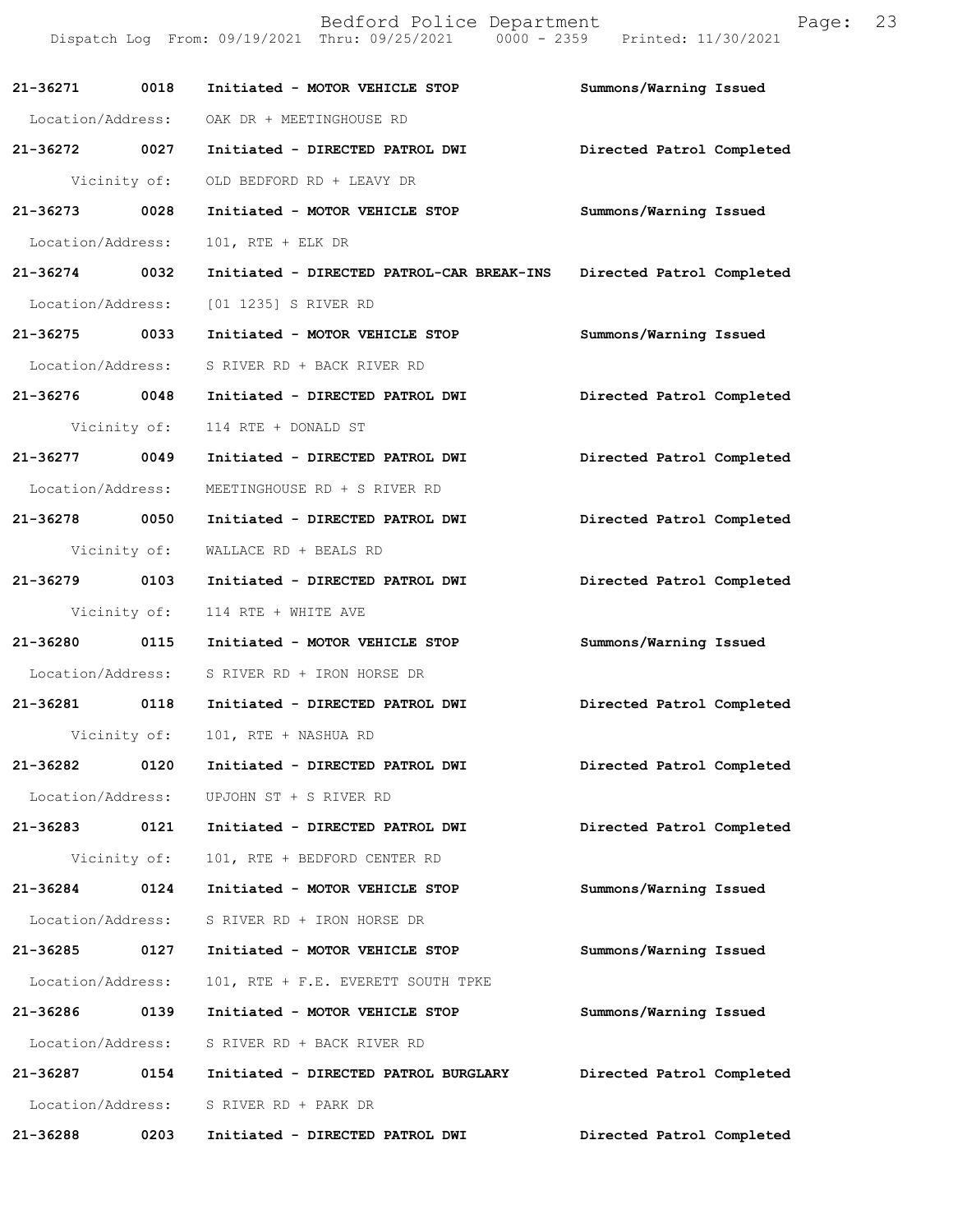**21-36271 0018 Initiated - MOTOR VEHICLE STOP Summons/Warning Issued**

Location/Address: OAK DR + MEETINGHOUSE RD

**21-36272 0027 Initiated - DIRECTED PATROL DWI Directed Patrol Completed**

Vicinity of: OLD BEDFORD RD + LEAVY DR

**21-36273 0028 Initiated - MOTOR VEHICLE STOP Summons/Warning Issued**

Location/Address: 101, RTE + ELK DR

**21-36274 0032 Initiated - DIRECTED PATROL-CAR BREAK-INS Directed Patrol Completed**

Location/Address: [01 1235] S RIVER RD

**21-36275 0033 Initiated - MOTOR VEHICLE STOP Summons/Warning Issued**

Location/Address: S RIVER RD + BACK RIVER RD

**21-36276 0048 Initiated - DIRECTED PATROL DWI Directed Patrol Completed**

Vicinity of: 114 RTE + DONALD ST

**21-36277 0049 Initiated - DIRECTED PATROL DWI Directed Patrol Completed**

Location/Address: MEETINGHOUSE RD + S RIVER RD

**21-36278 0050 Initiated - DIRECTED PATROL DWI Directed Patrol Completed**

Vicinity of: WALLACE RD + BEALS RD

**21-36279 0103 Initiated - DIRECTED PATROL DWI Directed Patrol Completed**

Vicinity of: 114 RTE + WHITE AVE

**21-36280 0115 Initiated - MOTOR VEHICLE STOP Summons/Warning Issued**

Location/Address: S RIVER RD + IRON HORSE DR

**21-36281 0118 Initiated - DIRECTED PATROL DWI Directed Patrol Completed**

Vicinity of: 101, RTE + NASHUA RD

**21-36282 0120 Initiated - DIRECTED PATROL DWI Directed Patrol Completed**

Location/Address: UPJOHN ST + S RIVER RD

**21-36283 0121 Initiated - DIRECTED PATROL DWI Directed Patrol Completed**

Vicinity of: 101, RTE + BEDFORD CENTER RD

**21-36284 0124 Initiated - MOTOR VEHICLE STOP Summons/Warning Issued**

Location/Address: S RIVER RD + IRON HORSE DR

**21-36285 0127 Initiated - MOTOR VEHICLE STOP Summons/Warning Issued**

Location/Address: 101, RTE + F.E. EVERETT SOUTH TPKE

**21-36286 0139 Initiated - MOTOR VEHICLE STOP Summons/Warning Issued**

Location/Address: S RIVER RD + BACK RIVER RD

**21-36287 0154 Initiated - DIRECTED PATROL BURGLARY Directed Patrol Completed**

Location/Address: S RIVER RD + PARK DR

**21-36288 0203 Initiated - DIRECTED PATROL DWI Directed Patrol Completed**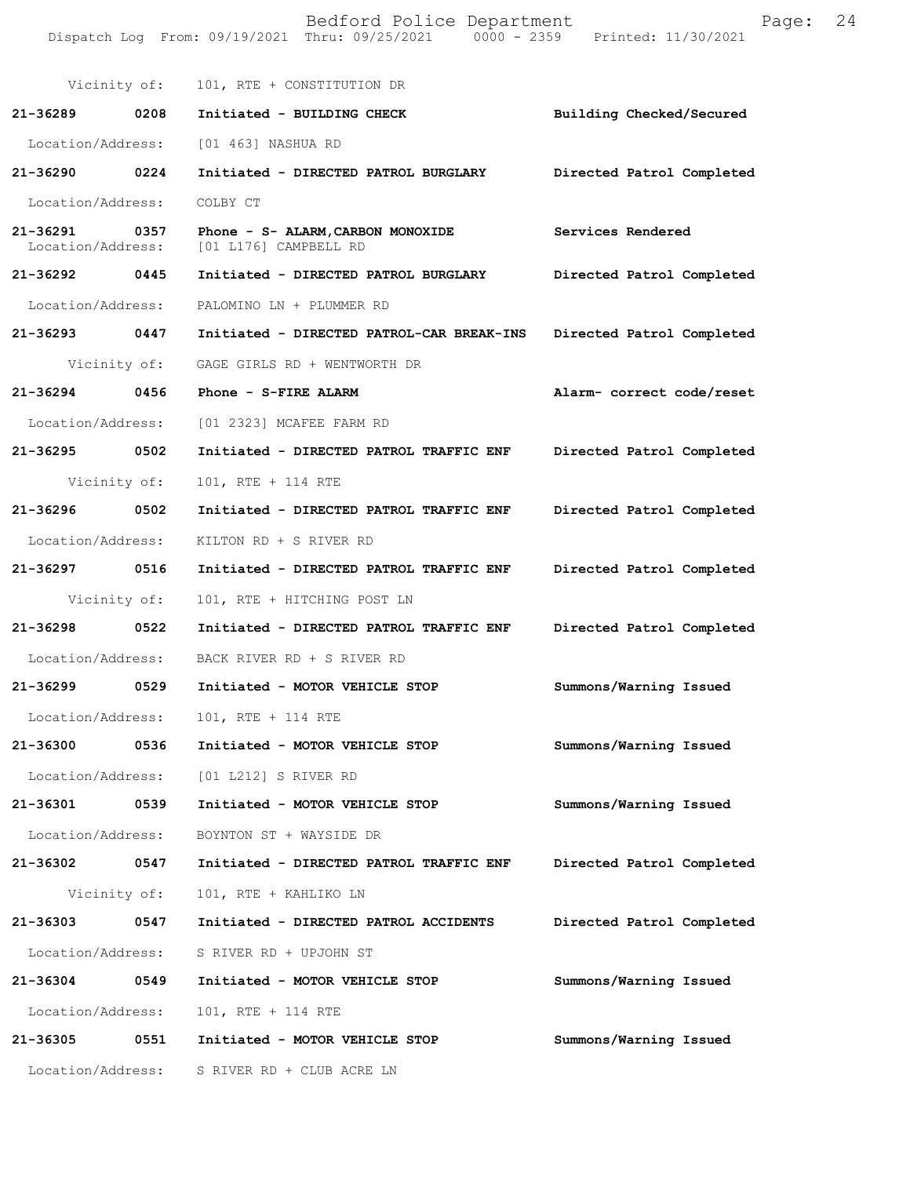Vicinity of: 101, RTE + CONSTITUTION DR

**21-36289 0208 Initiated - BUILDING CHECK** **Building Checked/Secured**

Location/Address: [01 463] NASHUA RD

**21-36290 0224 Initiated - DIRECTED PATROL BURGLARY** **Directed Patrol Completed**

Location/Address: COLBY CT

**21-36291 0357 Phone - S- ALARM,CARBON MONOXIDE** **Services Rendered**

Location/Address: [01 L176] CAMPBELL RD

**21-36292 0445 Initiated - DIRECTED PATROL BURGLARY** **Directed Patrol Completed**

Location/Address: PALOMINO LN + PLUMMER RD

**21-36293 0447 Initiated - DIRECTED PATROL-CAR BREAK-INS** **Directed Patrol Completed**

Vicinity of: GAGE GIRLS RD + WENTWORTH DR

**21-36294 0456 Phone - S-FIRE ALARM** **Alarm- correct code/reset**

Location/Address: [01 2323] MCAFEE FARM RD

**21-36295 0502 Initiated - DIRECTED PATROL TRAFFIC ENF** **Directed Patrol Completed**

Vicinity of: 101, RTE + 114 RTE

**21-36296 0502 Initiated - DIRECTED PATROL TRAFFIC ENF** **Directed Patrol Completed**

Location/Address: KILTON RD + S RIVER RD

**21-36297 0516 Initiated - DIRECTED PATROL TRAFFIC ENF** **Directed Patrol Completed**

Vicinity of: 101, RTE + HITCHING POST LN

**21-36298 0522 Initiated - DIRECTED PATROL TRAFFIC ENF** **Directed Patrol Completed**

Location/Address: BACK RIVER RD + S RIVER RD

**21-36299 0529 Initiated - MOTOR VEHICLE STOP** **Summons/Warning Issued**

Location/Address: 101, RTE + 114 RTE

**21-36300 0536 Initiated - MOTOR VEHICLE STOP** **Summons/Warning Issued**

Location/Address: [01 L212] S RIVER RD

**21-36301 0539 Initiated - MOTOR VEHICLE STOP** **Summons/Warning Issued**

Location/Address: BOYNTON ST + WAYSIDE DR

**21-36302 0547 Initiated - DIRECTED PATROL TRAFFIC ENF** **Directed Patrol Completed**

Vicinity of: 101, RTE + KAHLIKO LN

**21-36303 0547 Initiated - DIRECTED PATROL ACCIDENTS** **Directed Patrol Completed**

Location/Address: S RIVER RD + UPJOHN ST

**21-36304 0549 Initiated - MOTOR VEHICLE STOP** **Summons/Warning Issued**

Location/Address: 101, RTE + 114 RTE

**21-36305 0551 Initiated - MOTOR VEHICLE STOP** **Summons/Warning Issued**

Location/Address: S RIVER RD + CLUB ACRE LN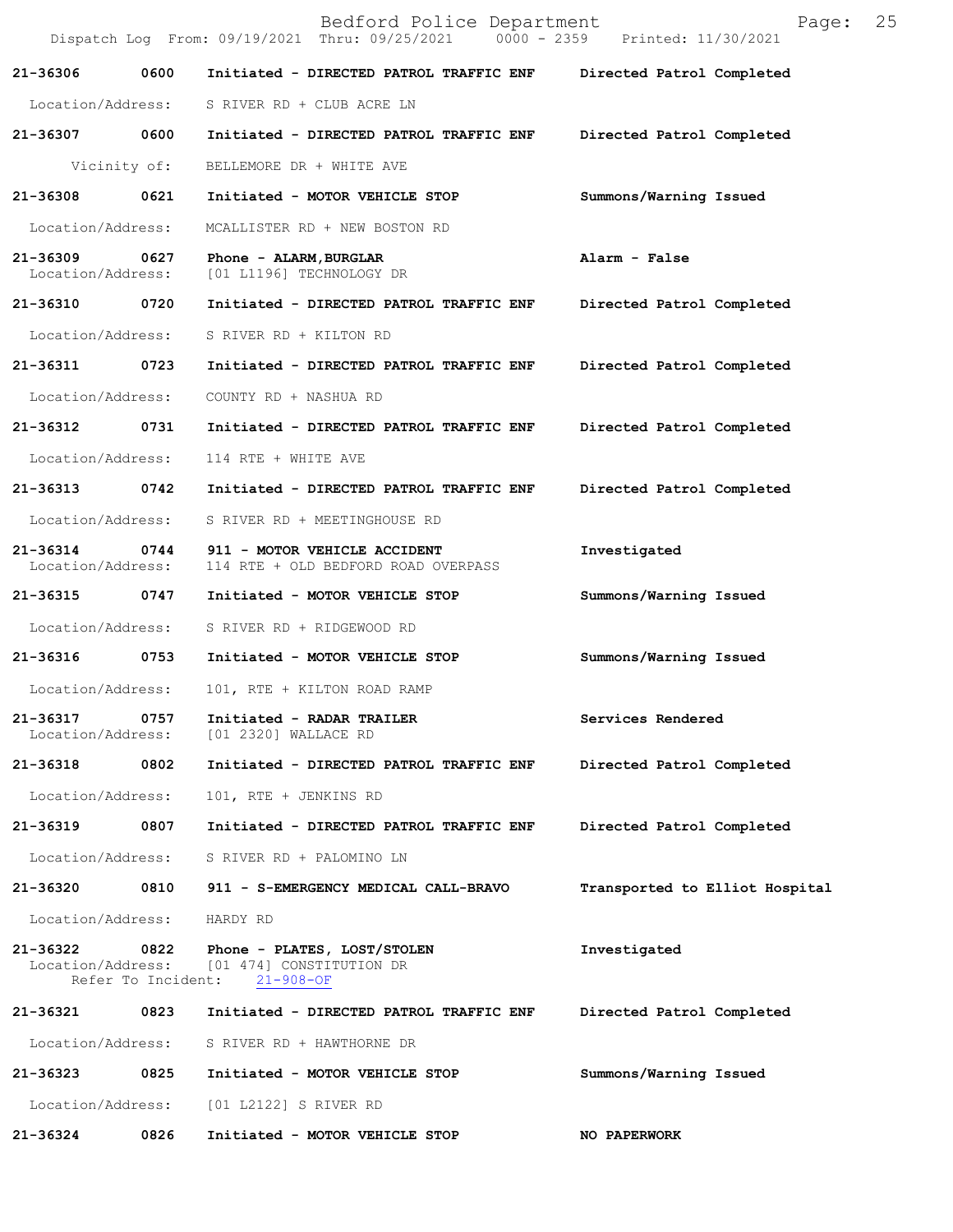| Call Number | Time | Call Reason | Action |
|---|---|---|---|
| 21-36306 | 0600 | Initiated - DIRECTED PATROL TRAFFIC ENF | Directed Patrol Completed |
| Location/Address: | | S RIVER RD + CLUB ACRE LN | |
| 21-36307 | 0600 | Initiated - DIRECTED PATROL TRAFFIC ENF | Directed Patrol Completed |
| Vicinity of: | | BELLEMORE DR + WHITE AVE | |
| 21-36308 | 0621 | Initiated - MOTOR VEHICLE STOP | Summons/Warning Issued |
| Location/Address: | | MCALLISTER RD + NEW BOSTON RD | |
| 21-36309 | 0627 | Phone - ALARM,BURGLAR | Alarm - False |
| Location/Address: | | [01 L1196] TECHNOLOGY DR | |
| 21-36310 | 0720 | Initiated - DIRECTED PATROL TRAFFIC ENF | Directed Patrol Completed |
| Location/Address: | | S RIVER RD + KILTON RD | |
| 21-36311 | 0723 | Initiated - DIRECTED PATROL TRAFFIC ENF | Directed Patrol Completed |
| Location/Address: | | COUNTY RD + NASHUA RD | |
| 21-36312 | 0731 | Initiated - DIRECTED PATROL TRAFFIC ENF | Directed Patrol Completed |
| Location/Address: | | 114 RTE + WHITE AVE | |
| 21-36313 | 0742 | Initiated - DIRECTED PATROL TRAFFIC ENF | Directed Patrol Completed |
| Location/Address: | | S RIVER RD + MEETINGHOUSE RD | |
| 21-36314 | 0744 | 911 - MOTOR VEHICLE ACCIDENT | Investigated |
| Location/Address: | | 114 RTE + OLD BEDFORD ROAD OVERPASS | |
| 21-36315 | 0747 | Initiated - MOTOR VEHICLE STOP | Summons/Warning Issued |
| Location/Address: | | S RIVER RD + RIDGEWOOD RD | |
| 21-36316 | 0753 | Initiated - MOTOR VEHICLE STOP | Summons/Warning Issued |
| Location/Address: | | 101, RTE + KILTON ROAD RAMP | |
| 21-36317 | 0757 | Initiated - RADAR TRAILER | Services Rendered |
| Location/Address: | | [01 2320] WALLACE RD | |
| 21-36318 | 0802 | Initiated - DIRECTED PATROL TRAFFIC ENF | Directed Patrol Completed |
| Location/Address: | | 101, RTE + JENKINS RD | |
| 21-36319 | 0807 | Initiated - DIRECTED PATROL TRAFFIC ENF | Directed Patrol Completed |
| Location/Address: | | S RIVER RD + PALOMINO LN | |
| 21-36320 | 0810 | 911 - S-EMERGENCY MEDICAL CALL-BRAVO | Transported to Elliot Hospital |
| Location/Address: | | HARDY RD | |
| 21-36322 | 0822 | Phone - PLATES, LOST/STOLEN | Investigated |
| Location/Address: | | [01 474] CONSTITUTION DR | |
| Refer To Incident: | | 21-908-OF | |
| 21-36321 | 0823 | Initiated - DIRECTED PATROL TRAFFIC ENF | Directed Patrol Completed |
| Location/Address: | | S RIVER RD + HAWTHORNE DR | |
| 21-36323 | 0825 | Initiated - MOTOR VEHICLE STOP | Summons/Warning Issued |
| Location/Address: | | [01 L2122] S RIVER RD | |
| 21-36324 | 0826 | Initiated - MOTOR VEHICLE STOP | NO PAPERWORK |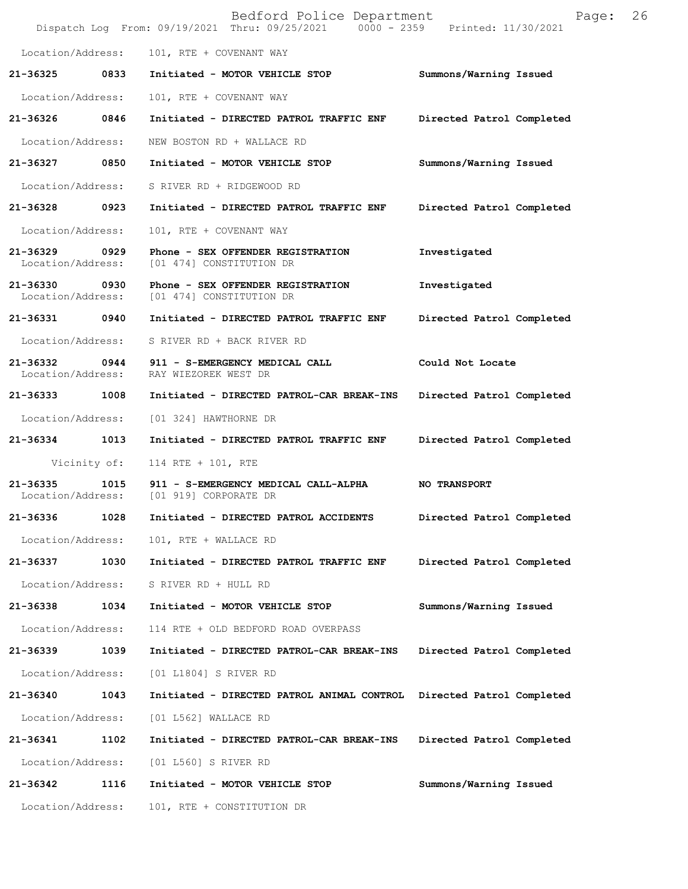Location/Address: 101, RTE + COVENANT WAY

**21-36325 0833 Initiated - MOTOR VEHICLE STOP** Summons/Warning Issued

Location/Address: 101, RTE + COVENANT WAY

**21-36326 0846 Initiated - DIRECTED PATROL TRAFFIC ENF** Directed Patrol Completed

Location/Address: NEW BOSTON RD + WALLACE RD

**21-36327 0850 Initiated - MOTOR VEHICLE STOP** Summons/Warning Issued

Location/Address: S RIVER RD + RIDGEWOOD RD

**21-36328 0923 Initiated - DIRECTED PATROL TRAFFIC ENF** Directed Patrol Completed

Location/Address: 101, RTE + COVENANT WAY

**21-36329 0929 Phone - SEX OFFENDER REGISTRATION** Investigated
Location/Address: [01 474] CONSTITUTION DR

**21-36330 0930 Phone - SEX OFFENDER REGISTRATION** Investigated
Location/Address: [01 474] CONSTITUTION DR

**21-36331 0940 Initiated - DIRECTED PATROL TRAFFIC ENF** Directed Patrol Completed

Location/Address: S RIVER RD + BACK RIVER RD

**21-36332 0944 911 - S-EMERGENCY MEDICAL CALL** Could Not Locate
Location/Address: RAY WIEZOREK WEST DR

**21-36333 1008 Initiated - DIRECTED PATROL-CAR BREAK-INS** Directed Patrol Completed

Location/Address: [01 324] HAWTHORNE DR

**21-36334 1013 Initiated - DIRECTED PATROL TRAFFIC ENF** Directed Patrol Completed

Vicinity of: 114 RTE + 101, RTE

**21-36335 1015 911 - S-EMERGENCY MEDICAL CALL-ALPHA** **NO TRANSPORT**
Location/Address: [01 919] CORPORATE DR

**21-36336 1028 Initiated - DIRECTED PATROL ACCIDENTS** Directed Patrol Completed

Location/Address: 101, RTE + WALLACE RD

**21-36337 1030 Initiated - DIRECTED PATROL TRAFFIC ENF** Directed Patrol Completed

Location/Address: S RIVER RD + HULL RD

**21-36338 1034 Initiated - MOTOR VEHICLE STOP** Summons/Warning Issued

Location/Address: 114 RTE + OLD BEDFORD ROAD OVERPASS

**21-36339 1039 Initiated - DIRECTED PATROL-CAR BREAK-INS** Directed Patrol Completed

Location/Address: [01 L1804] S RIVER RD

**21-36340 1043 Initiated - DIRECTED PATROL ANIMAL CONTROL** Directed Patrol Completed

Location/Address: [01 L562] WALLACE RD

**21-36341 1102 Initiated - DIRECTED PATROL-CAR BREAK-INS** Directed Patrol Completed

Location/Address: [01 L560] S RIVER RD

**21-36342 1116 Initiated - MOTOR VEHICLE STOP** Summons/Warning Issued

Location/Address: 101, RTE + CONSTITUTION DR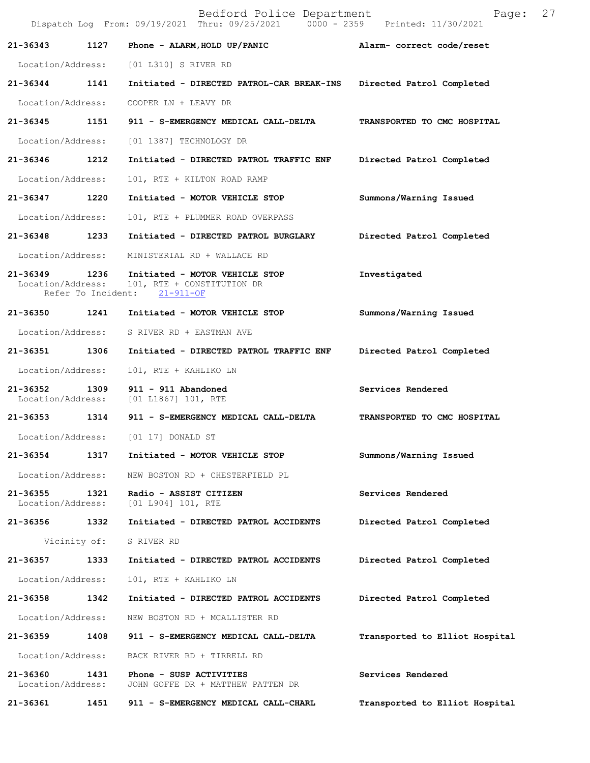| Call Number | Time | Call Reason | Action |
|---|---|---|---|
| 21-36343 | 1127 | Phone - ALARM,HOLD UP/PANIC | Alarm- correct code/reset |
| Location/Address: | | [01 L310] S RIVER RD | |
| 21-36344 | 1141 | Initiated - DIRECTED PATROL-CAR BREAK-INS | Directed Patrol Completed |
| Location/Address: | | COOPER LN + LEAVY DR | |
| 21-36345 | 1151 | 911 - S-EMERGENCY MEDICAL CALL-DELTA | TRANSPORTED TO CMC HOSPITAL |
| Location/Address: | | [01 1387] TECHNOLOGY DR | |
| 21-36346 | 1212 | Initiated - DIRECTED PATROL TRAFFIC ENF | Directed Patrol Completed |
| Location/Address: | | 101, RTE + KILTON ROAD RAMP | |
| 21-36347 | 1220 | Initiated - MOTOR VEHICLE STOP | Summons/Warning Issued |
| Location/Address: | | 101, RTE + PLUMMER ROAD OVERPASS | |
| 21-36348 | 1233 | Initiated - DIRECTED PATROL BURGLARY | Directed Patrol Completed |
| Location/Address: | | MINISTERIAL RD + WALLACE RD | |
| 21-36349 | 1236 | Initiated - MOTOR VEHICLE STOP | Investigated |
| Location/Address: | | 101, RTE + CONSTITUTION DR | |
| Refer To Incident: | | 21-911-OF | |
| 21-36350 | 1241 | Initiated - MOTOR VEHICLE STOP | Summons/Warning Issued |
| Location/Address: | | S RIVER RD + EASTMAN AVE | |
| 21-36351 | 1306 | Initiated - DIRECTED PATROL TRAFFIC ENF | Directed Patrol Completed |
| Location/Address: | | 101, RTE + KAHLIKO LN | |
| 21-36352 | 1309 | 911 - 911 Abandoned | Services Rendered |
| Location/Address: | | [01 L1867] 101, RTE | |
| 21-36353 | 1314 | 911 - S-EMERGENCY MEDICAL CALL-DELTA | TRANSPORTED TO CMC HOSPITAL |
| Location/Address: | | [01 17] DONALD ST | |
| 21-36354 | 1317 | Initiated - MOTOR VEHICLE STOP | Summons/Warning Issued |
| Location/Address: | | NEW BOSTON RD + CHESTERFIELD PL | |
| 21-36355 | 1321 | Radio - ASSIST CITIZEN | Services Rendered |
| Location/Address: | | [01 L904] 101, RTE | |
| 21-36356 | 1332 | Initiated - DIRECTED PATROL ACCIDENTS | Directed Patrol Completed |
| Vicinity of: | | S RIVER RD | |
| 21-36357 | 1333 | Initiated - DIRECTED PATROL ACCIDENTS | Directed Patrol Completed |
| Location/Address: | | 101, RTE + KAHLIKO LN | |
| 21-36358 | 1342 | Initiated - DIRECTED PATROL ACCIDENTS | Directed Patrol Completed |
| Location/Address: | | NEW BOSTON RD + MCALLISTER RD | |
| 21-36359 | 1408 | 911 - S-EMERGENCY MEDICAL CALL-DELTA | Transported to Elliot Hospital |
| Location/Address: | | BACK RIVER RD + TIRRELL RD | |
| 21-36360 | 1431 | Phone - SUSP ACTIVITIES | Services Rendered |
| Location/Address: | | JOHN GOFFE DR + MATTHEW PATTEN DR | |
| 21-36361 | 1451 | 911 - S-EMERGENCY MEDICAL CALL-CHARL | Transported to Elliot Hospital |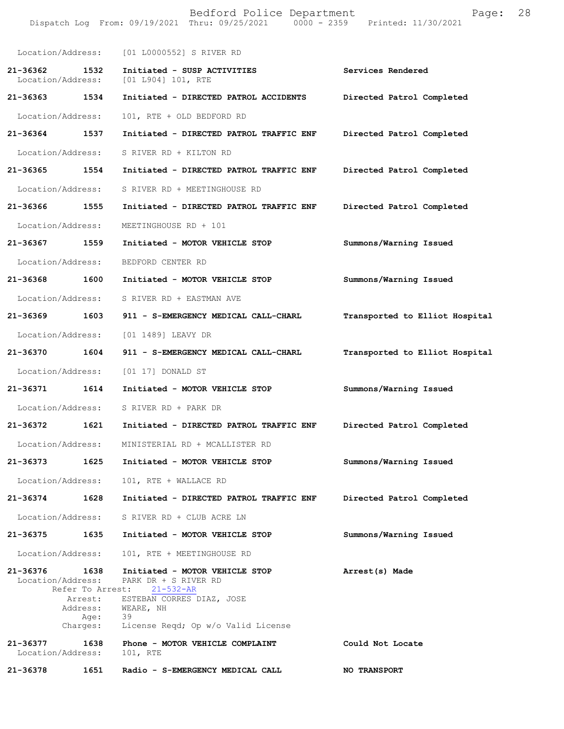Location/Address: [01 L0000552] S RIVER RD

**21-36362 1532 Initiated - SUSP ACTIVITIES** — **Services Rendered**
Location/Address: [01 L904] 101, RTE

**21-36363 1534 Initiated - DIRECTED PATROL ACCIDENTS** — **Directed Patrol Completed**
Location/Address: 101, RTE + OLD BEDFORD RD

**21-36364 1537 Initiated - DIRECTED PATROL TRAFFIC ENF** — **Directed Patrol Completed**
Location/Address: S RIVER RD + KILTON RD

**21-36365 1554 Initiated - DIRECTED PATROL TRAFFIC ENF** — **Directed Patrol Completed**
Location/Address: S RIVER RD + MEETINGHOUSE RD

**21-36366 1555 Initiated - DIRECTED PATROL TRAFFIC ENF** — **Directed Patrol Completed**
Location/Address: MEETINGHOUSE RD + 101

**21-36367 1559 Initiated - MOTOR VEHICLE STOP** — **Summons/Warning Issued**
Location/Address: BEDFORD CENTER RD

**21-36368 1600 Initiated - MOTOR VEHICLE STOP** — **Summons/Warning Issued**
Location/Address: S RIVER RD + EASTMAN AVE

**21-36369 1603 911 - S-EMERGENCY MEDICAL CALL-CHARL** — **Transported to Elliot Hospital**
Location/Address: [01 1489] LEAVY DR

**21-36370 1604 911 - S-EMERGENCY MEDICAL CALL-CHARL** — **Transported to Elliot Hospital**
Location/Address: [01 17] DONALD ST

**21-36371 1614 Initiated - MOTOR VEHICLE STOP** — **Summons/Warning Issued**
Location/Address: S RIVER RD + PARK DR

**21-36372 1621 Initiated - DIRECTED PATROL TRAFFIC ENF** — **Directed Patrol Completed**
Location/Address: MINISTERIAL RD + MCALLISTER RD

**21-36373 1625 Initiated - MOTOR VEHICLE STOP** — **Summons/Warning Issued**
Location/Address: 101, RTE + WALLACE RD

**21-36374 1628 Initiated - DIRECTED PATROL TRAFFIC ENF** — **Directed Patrol Completed**
Location/Address: S RIVER RD + CLUB ACRE LN

**21-36375 1635 Initiated - MOTOR VEHICLE STOP** — **Summons/Warning Issued**
Location/Address: 101, RTE + MEETINGHOUSE RD

**21-36376 1638 Initiated - MOTOR VEHICLE STOP** — **Arrest(s) Made**
Location/Address: PARK DR + S RIVER RD
Refer To Arrest: 21-532-AR
Arrest: ESTEBAN CORRES DIAZ, JOSE
Address: WEARE, NH
Age: 39
Charges: License Reqd; Op w/o Valid License

**21-36377 1638 Phone - MOTOR VEHICLE COMPLAINT** — **Could Not Locate**
Location/Address: 101, RTE

**21-36378 1651 Radio - S-EMERGENCY MEDICAL CALL** — **NO TRANSPORT**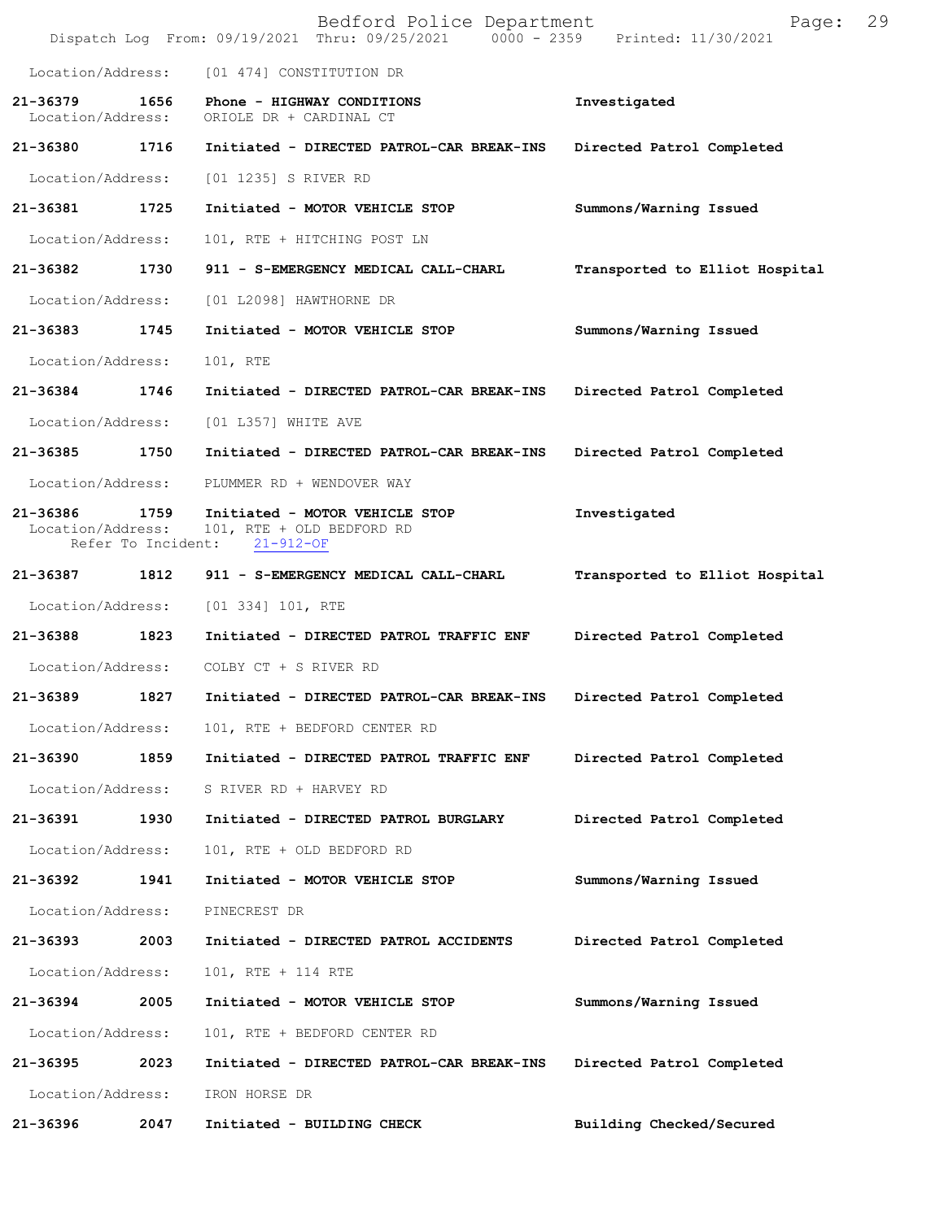Location/Address: [01 474] CONSTITUTION DR

**21-36379 1656 Phone - HIGHWAY CONDITIONS** **Investigated**
Location/Address: ORIOLE DR + CARDINAL CT

**21-36380 1716 Initiated - DIRECTED PATROL-CAR BREAK-INS** **Directed Patrol Completed**
Location/Address: [01 1235] S RIVER RD

**21-36381 1725 Initiated - MOTOR VEHICLE STOP** **Summons/Warning Issued**
Location/Address: 101, RTE + HITCHING POST LN

**21-36382 1730 911 - S-EMERGENCY MEDICAL CALL-CHARL** **Transported to Elliot Hospital**
Location/Address: [01 L2098] HAWTHORNE DR

**21-36383 1745 Initiated - MOTOR VEHICLE STOP** **Summons/Warning Issued**
Location/Address: 101, RTE

**21-36384 1746 Initiated - DIRECTED PATROL-CAR BREAK-INS** **Directed Patrol Completed**
Location/Address: [01 L357] WHITE AVE

**21-36385 1750 Initiated - DIRECTED PATROL-CAR BREAK-INS** **Directed Patrol Completed**
Location/Address: PLUMMER RD + WENDOVER WAY

**21-36386 1759 Initiated - MOTOR VEHICLE STOP** **Investigated**
Location/Address: 101, RTE + OLD BEDFORD RD
Refer To Incident: 21-912-OF

**21-36387 1812 911 - S-EMERGENCY MEDICAL CALL-CHARL** **Transported to Elliot Hospital**
Location/Address: [01 334] 101, RTE

**21-36388 1823 Initiated - DIRECTED PATROL TRAFFIC ENF** **Directed Patrol Completed**
Location/Address: COLBY CT + S RIVER RD

**21-36389 1827 Initiated - DIRECTED PATROL-CAR BREAK-INS** **Directed Patrol Completed**
Location/Address: 101, RTE + BEDFORD CENTER RD

**21-36390 1859 Initiated - DIRECTED PATROL TRAFFIC ENF** **Directed Patrol Completed**
Location/Address: S RIVER RD + HARVEY RD

**21-36391 1930 Initiated - DIRECTED PATROL BURGLARY** **Directed Patrol Completed**
Location/Address: 101, RTE + OLD BEDFORD RD

**21-36392 1941 Initiated - MOTOR VEHICLE STOP** **Summons/Warning Issued**
Location/Address: PINECREST DR

**21-36393 2003 Initiated - DIRECTED PATROL ACCIDENTS** **Directed Patrol Completed**
Location/Address: 101, RTE + 114 RTE

**21-36394 2005 Initiated - MOTOR VEHICLE STOP** **Summons/Warning Issued**
Location/Address: 101, RTE + BEDFORD CENTER RD

**21-36395 2023 Initiated - DIRECTED PATROL-CAR BREAK-INS** **Directed Patrol Completed**
Location/Address: IRON HORSE DR

**21-36396 2047 Initiated - BUILDING CHECK** **Building Checked/Secured**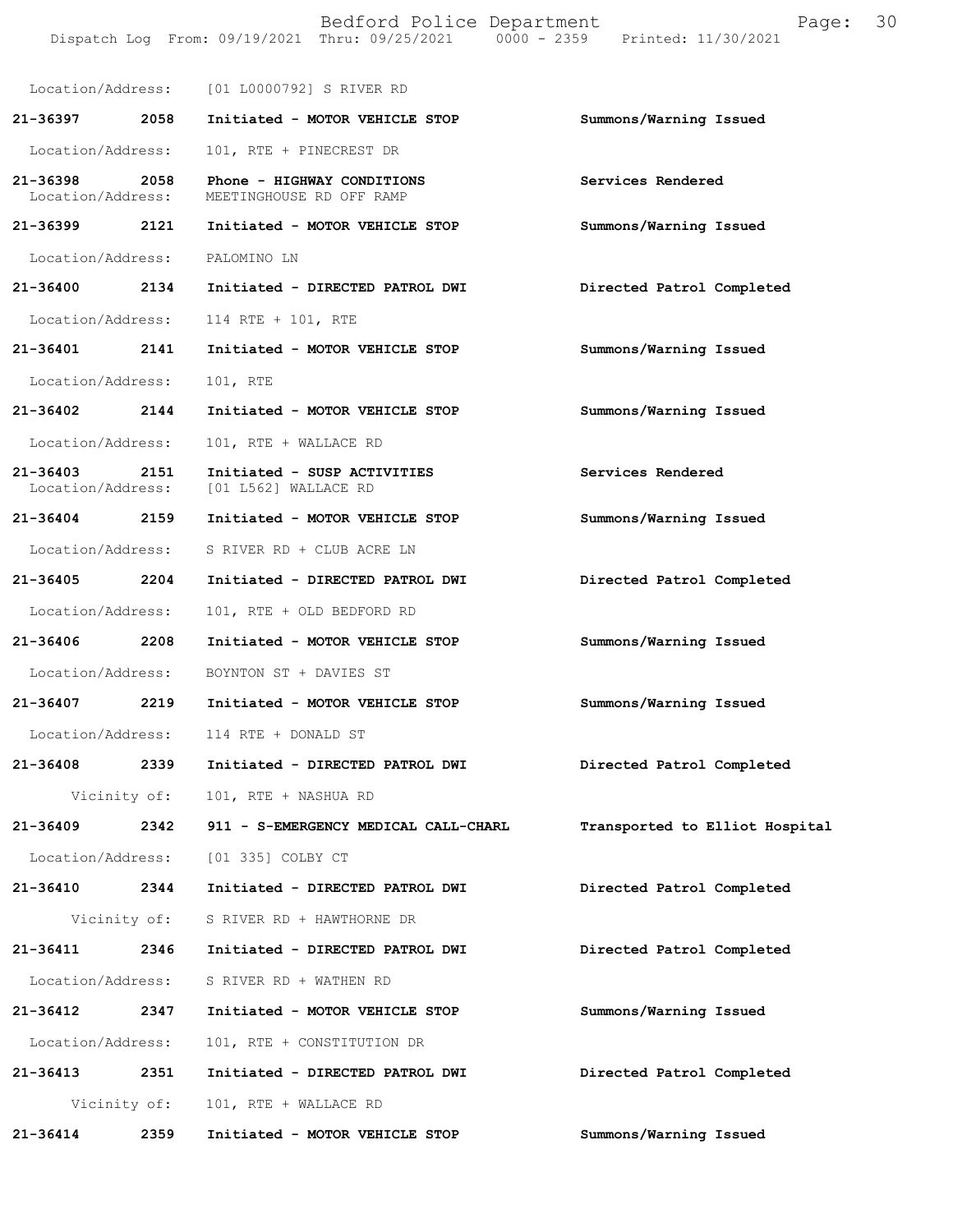Location/Address: [01 L0000792] S RIVER RD

| Call # | Time | Call Reason | Action |
|---|---|---|---|
| 21-36397 | 2058 | Initiated - MOTOR VEHICLE STOP | Summons/Warning Issued |
| Location/Address: | | 101, RTE + PINECREST DR | |
| 21-36398 | 2058 | Phone - HIGHWAY CONDITIONS | Services Rendered |
| Location/Address: | | MEETINGHOUSE RD OFF RAMP | |
| 21-36399 | 2121 | Initiated - MOTOR VEHICLE STOP | Summons/Warning Issued |
| Location/Address: | | PALOMINO LN | |
| 21-36400 | 2134 | Initiated - DIRECTED PATROL DWI | Directed Patrol Completed |
| Location/Address: | | 114 RTE + 101, RTE | |
| 21-36401 | 2141 | Initiated - MOTOR VEHICLE STOP | Summons/Warning Issued |
| Location/Address: | | 101, RTE | |
| 21-36402 | 2144 | Initiated - MOTOR VEHICLE STOP | Summons/Warning Issued |
| Location/Address: | | 101, RTE + WALLACE RD | |
| 21-36403 | 2151 | Initiated - SUSP ACTIVITIES | Services Rendered |
| Location/Address: | | [01 L562] WALLACE RD | |
| 21-36404 | 2159 | Initiated - MOTOR VEHICLE STOP | Summons/Warning Issued |
| Location/Address: | | S RIVER RD + CLUB ACRE LN | |
| 21-36405 | 2204 | Initiated - DIRECTED PATROL DWI | Directed Patrol Completed |
| Location/Address: | | 101, RTE + OLD BEDFORD RD | |
| 21-36406 | 2208 | Initiated - MOTOR VEHICLE STOP | Summons/Warning Issued |
| Location/Address: | | BOYNTON ST + DAVIES ST | |
| 21-36407 | 2219 | Initiated - MOTOR VEHICLE STOP | Summons/Warning Issued |
| Location/Address: | | 114 RTE + DONALD ST | |
| 21-36408 | 2339 | Initiated - DIRECTED PATROL DWI | Directed Patrol Completed |
| Vicinity of: | | 101, RTE + NASHUA RD | |
| 21-36409 | 2342 | 911 - S-EMERGENCY MEDICAL CALL-CHARL | Transported to Elliot Hospital |
| Location/Address: | | [01 335] COLBY CT | |
| 21-36410 | 2344 | Initiated - DIRECTED PATROL DWI | Directed Patrol Completed |
| Vicinity of: | | S RIVER RD + HAWTHORNE DR | |
| 21-36411 | 2346 | Initiated - DIRECTED PATROL DWI | Directed Patrol Completed |
| Location/Address: | | S RIVER RD + WATHEN RD | |
| 21-36412 | 2347 | Initiated - MOTOR VEHICLE STOP | Summons/Warning Issued |
| Location/Address: | | 101, RTE + CONSTITUTION DR | |
| 21-36413 | 2351 | Initiated - DIRECTED PATROL DWI | Directed Patrol Completed |
| Vicinity of: | | 101, RTE + WALLACE RD | |
| 21-36414 | 2359 | Initiated - MOTOR VEHICLE STOP | Summons/Warning Issued |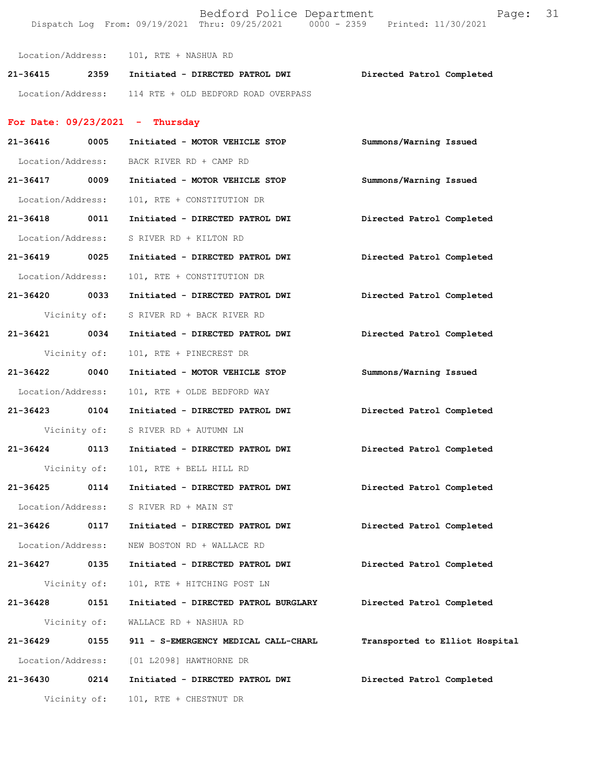Location/Address: 101, RTE + NASHUA RD

**21-36415 2359 Initiated - DIRECTED PATROL DWI** Directed Patrol Completed

Location/Address: 114 RTE + OLD BEDFORD ROAD OVERPASS

## For Date: 09/23/2021 - Thursday

**21-36416 0005 Initiated - MOTOR VEHICLE STOP** Summons/Warning Issued

Location/Address: BACK RIVER RD + CAMP RD

**21-36417 0009 Initiated - MOTOR VEHICLE STOP** Summons/Warning Issued

Location/Address: 101, RTE + CONSTITUTION DR

**21-36418 0011 Initiated - DIRECTED PATROL DWI** Directed Patrol Completed

Location/Address: S RIVER RD + KILTON RD

**21-36419 0025 Initiated - DIRECTED PATROL DWI** Directed Patrol Completed

Location/Address: 101, RTE + CONSTITUTION DR

**21-36420 0033 Initiated - DIRECTED PATROL DWI** Directed Patrol Completed

Vicinity of: S RIVER RD + BACK RIVER RD

**21-36421 0034 Initiated - DIRECTED PATROL DWI** Directed Patrol Completed

Vicinity of: 101, RTE + PINECREST DR

**21-36422 0040 Initiated - MOTOR VEHICLE STOP** Summons/Warning Issued

Location/Address: 101, RTE + OLDE BEDFORD WAY

**21-36423 0104 Initiated - DIRECTED PATROL DWI** Directed Patrol Completed

Vicinity of: S RIVER RD + AUTUMN LN

**21-36424 0113 Initiated - DIRECTED PATROL DWI** Directed Patrol Completed

Vicinity of: 101, RTE + BELL HILL RD

**21-36425 0114 Initiated - DIRECTED PATROL DWI** Directed Patrol Completed

Location/Address: S RIVER RD + MAIN ST

**21-36426 0117 Initiated - DIRECTED PATROL DWI** Directed Patrol Completed

Location/Address: NEW BOSTON RD + WALLACE RD

**21-36427 0135 Initiated - DIRECTED PATROL DWI** Directed Patrol Completed

Vicinity of: 101, RTE + HITCHING POST LN

**21-36428 0151 Initiated - DIRECTED PATROL BURGLARY** Directed Patrol Completed

Vicinity of: WALLACE RD + NASHUA RD

**21-36429 0155 911 - S-EMERGENCY MEDICAL CALL-CHARL** Transported to Elliot Hospital

Location/Address: [01 L2098] HAWTHORNE DR

**21-36430 0214 Initiated - DIRECTED PATROL DWI** Directed Patrol Completed

Vicinity of: 101, RTE + CHESTNUT DR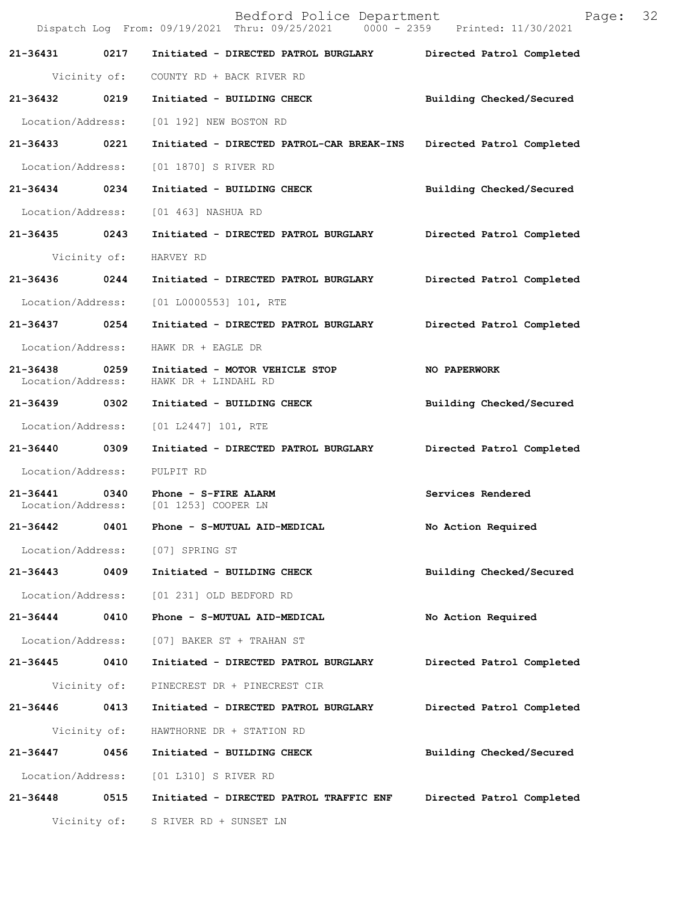| Call # | Time | Call Type | Disposition |
| --- | --- | --- | --- |
| **21-36431** | **0217** | **Initiated - DIRECTED PATROL BURGLARY** | **Directed Patrol Completed** |
| Vicinity of: | | COUNTY RD + BACK RIVER RD | |
| **21-36432** | **0219** | **Initiated - BUILDING CHECK** | **Building Checked/Secured** |
| Location/Address: | | [01 192] NEW BOSTON RD | |
| **21-36433** | **0221** | **Initiated - DIRECTED PATROL-CAR BREAK-INS** | **Directed Patrol Completed** |
| Location/Address: | | [01 1870] S RIVER RD | |
| **21-36434** | **0234** | **Initiated - BUILDING CHECK** | **Building Checked/Secured** |
| Location/Address: | | [01 463] NASHUA RD | |
| **21-36435** | **0243** | **Initiated - DIRECTED PATROL BURGLARY** | **Directed Patrol Completed** |
| Vicinity of: | | HARVEY RD | |
| **21-36436** | **0244** | **Initiated - DIRECTED PATROL BURGLARY** | **Directed Patrol Completed** |
| Location/Address: | | [01 L0000553] 101, RTE | |
| **21-36437** | **0254** | **Initiated - DIRECTED PATROL BURGLARY** | **Directed Patrol Completed** |
| Location/Address: | | HAWK DR + EAGLE DR | |
| **21-36438** | **0259** | **Initiated - MOTOR VEHICLE STOP** | **NO PAPERWORK** |
| Location/Address: | | HAWK DR + LINDAHL RD | |
| **21-36439** | **0302** | **Initiated - BUILDING CHECK** | **Building Checked/Secured** |
| Location/Address: | | [01 L2447] 101, RTE | |
| **21-36440** | **0309** | **Initiated - DIRECTED PATROL BURGLARY** | **Directed Patrol Completed** |
| Location/Address: | | PULPIT RD | |
| **21-36441** | **0340** | **Phone - S-FIRE ALARM** | **Services Rendered** |
| Location/Address: | | [01 1253] COOPER LN | |
| **21-36442** | **0401** | **Phone - S-MUTUAL AID-MEDICAL** | **No Action Required** |
| Location/Address: | | [07] SPRING ST | |
| **21-36443** | **0409** | **Initiated - BUILDING CHECK** | **Building Checked/Secured** |
| Location/Address: | | [01 231] OLD BEDFORD RD | |
| **21-36444** | **0410** | **Phone - S-MUTUAL AID-MEDICAL** | **No Action Required** |
| Location/Address: | | [07] BAKER ST + TRAHAN ST | |
| **21-36445** | **0410** | **Initiated - DIRECTED PATROL BURGLARY** | **Directed Patrol Completed** |
| Vicinity of: | | PINECREST DR + PINECREST CIR | |
| **21-36446** | **0413** | **Initiated - DIRECTED PATROL BURGLARY** | **Directed Patrol Completed** |
| Vicinity of: | | HAWTHORNE DR + STATION RD | |
| **21-36447** | **0456** | **Initiated - BUILDING CHECK** | **Building Checked/Secured** |
| Location/Address: | | [01 L310] S RIVER RD | |
| **21-36448** | **0515** | **Initiated - DIRECTED PATROL TRAFFIC ENF** | **Directed Patrol Completed** |
| Vicinity of: | | S RIVER RD + SUNSET LN | |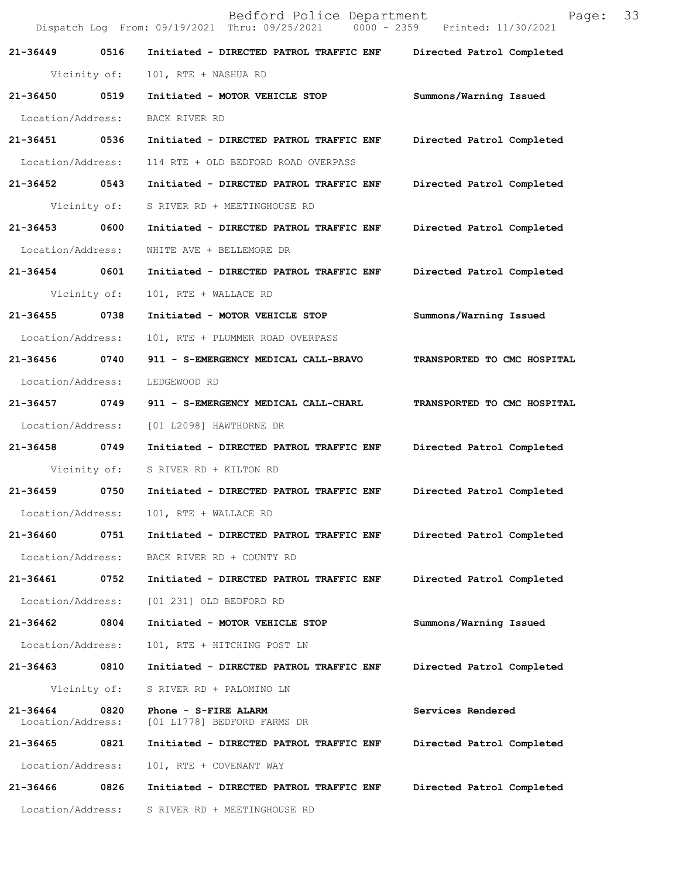| Call # | Time | Call Reason / Action | Disposition |
|---|---|---|---|
| **21-36449** | **0516** | **Initiated - DIRECTED PATROL TRAFFIC ENF** | **Directed Patrol Completed** |
| Vicinity of: | | 101, RTE + NASHUA RD | |
| **21-36450** | **0519** | **Initiated - MOTOR VEHICLE STOP** | **Summons/Warning Issued** |
| Location/Address: | | BACK RIVER RD | |
| **21-36451** | **0536** | **Initiated - DIRECTED PATROL TRAFFIC ENF** | **Directed Patrol Completed** |
| Location/Address: | | 114 RTE + OLD BEDFORD ROAD OVERPASS | |
| **21-36452** | **0543** | **Initiated - DIRECTED PATROL TRAFFIC ENF** | **Directed Patrol Completed** |
| Vicinity of: | | S RIVER RD + MEETINGHOUSE RD | |
| **21-36453** | **0600** | **Initiated - DIRECTED PATROL TRAFFIC ENF** | **Directed Patrol Completed** |
| Location/Address: | | WHITE AVE + BELLEMORE DR | |
| **21-36454** | **0601** | **Initiated - DIRECTED PATROL TRAFFIC ENF** | **Directed Patrol Completed** |
| Vicinity of: | | 101, RTE + WALLACE RD | |
| **21-36455** | **0738** | **Initiated - MOTOR VEHICLE STOP** | **Summons/Warning Issued** |
| Location/Address: | | 101, RTE + PLUMMER ROAD OVERPASS | |
| **21-36456** | **0740** | **911 - S-EMERGENCY MEDICAL CALL-BRAVO** | **TRANSPORTED TO CMC HOSPITAL** |
| Location/Address: | | LEDGEWOOD RD | |
| **21-36457** | **0749** | **911 - S-EMERGENCY MEDICAL CALL-CHARL** | **TRANSPORTED TO CMC HOSPITAL** |
| Location/Address: | | [01 L2098] HAWTHORNE DR | |
| **21-36458** | **0749** | **Initiated - DIRECTED PATROL TRAFFIC ENF** | **Directed Patrol Completed** |
| Vicinity of: | | S RIVER RD + KILTON RD | |
| **21-36459** | **0750** | **Initiated - DIRECTED PATROL TRAFFIC ENF** | **Directed Patrol Completed** |
| Location/Address: | | 101, RTE + WALLACE RD | |
| **21-36460** | **0751** | **Initiated - DIRECTED PATROL TRAFFIC ENF** | **Directed Patrol Completed** |
| Location/Address: | | BACK RIVER RD + COUNTY RD | |
| **21-36461** | **0752** | **Initiated - DIRECTED PATROL TRAFFIC ENF** | **Directed Patrol Completed** |
| Location/Address: | | [01 231] OLD BEDFORD RD | |
| **21-36462** | **0804** | **Initiated - MOTOR VEHICLE STOP** | **Summons/Warning Issued** |
| Location/Address: | | 101, RTE + HITCHING POST LN | |
| **21-36463** | **0810** | **Initiated - DIRECTED PATROL TRAFFIC ENF** | **Directed Patrol Completed** |
| Vicinity of: | | S RIVER RD + PALOMINO LN | |
| **21-36464** | **0820** | **Phone - S-FIRE ALARM** | **Services Rendered** |
| Location/Address: | | [01 L1778] BEDFORD FARMS DR | |
| **21-36465** | **0821** | **Initiated - DIRECTED PATROL TRAFFIC ENF** | **Directed Patrol Completed** |
| Location/Address: | | 101, RTE + COVENANT WAY | |
| **21-36466** | **0826** | **Initiated - DIRECTED PATROL TRAFFIC ENF** | **Directed Patrol Completed** |
| Location/Address: | | S RIVER RD + MEETINGHOUSE RD | |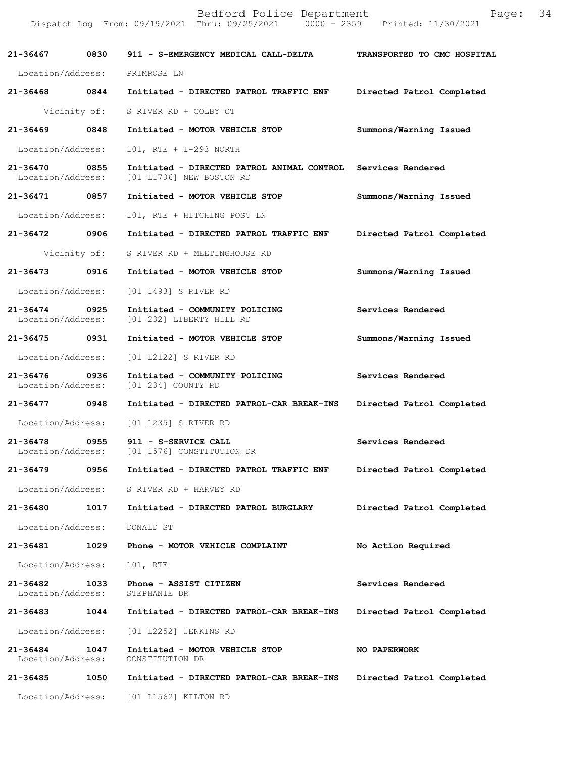Dispatch Log From: 09/19/2021 Thru: 09/25/2021 0000 - 2359 Printed: 11/30/2021

**21-36467 0830 911 - S-EMERGENCY MEDICAL CALL-DELTA TRANSPORTED TO CMC HOSPITAL**

Location/Address: PRIMROSE LN

**21-36468 0844 Initiated - DIRECTED PATROL TRAFFIC ENF Directed Patrol Completed**

Vicinity of: S RIVER RD + COLBY CT

**21-36469 0848 Initiated - MOTOR VEHICLE STOP Summons/Warning Issued**

Location/Address: 101, RTE + I-293 NORTH

**21-36470 0855 Initiated - DIRECTED PATROL ANIMAL CONTROL Services Rendered**
Location/Address: [01 L1706] NEW BOSTON RD

**21-36471 0857 Initiated - MOTOR VEHICLE STOP Summons/Warning Issued**

Location/Address: 101, RTE + HITCHING POST LN

**21-36472 0906 Initiated - DIRECTED PATROL TRAFFIC ENF Directed Patrol Completed**

Vicinity of: S RIVER RD + MEETINGHOUSE RD

**21-36473 0916 Initiated - MOTOR VEHICLE STOP Summons/Warning Issued**

Location/Address: [01 1493] S RIVER RD

**21-36474 0925 Initiated - COMMUNITY POLICING Services Rendered**
Location/Address: [01 232] LIBERTY HILL RD

**21-36475 0931 Initiated - MOTOR VEHICLE STOP Summons/Warning Issued**

Location/Address: [01 L2122] S RIVER RD

**21-36476 0936 Initiated - COMMUNITY POLICING Services Rendered**
Location/Address: [01 234] COUNTY RD

**21-36477 0948 Initiated - DIRECTED PATROL-CAR BREAK-INS Directed Patrol Completed**

Location/Address: [01 1235] S RIVER RD

**21-36478 0955 911 - S-SERVICE CALL Services Rendered**
Location/Address: [01 1576] CONSTITUTION DR

**21-36479 0956 Initiated - DIRECTED PATROL TRAFFIC ENF Directed Patrol Completed**

Location/Address: S RIVER RD + HARVEY RD

**21-36480 1017 Initiated - DIRECTED PATROL BURGLARY Directed Patrol Completed**

Location/Address: DONALD ST

**21-36481 1029 Phone - MOTOR VEHICLE COMPLAINT No Action Required**

Location/Address: 101, RTE

**21-36482 1033 Phone - ASSIST CITIZEN Services Rendered**
Location/Address: STEPHANIE DR

**21-36483 1044 Initiated - DIRECTED PATROL-CAR BREAK-INS Directed Patrol Completed**

Location/Address: [01 L2252] JENKINS RD

**21-36484 1047 Initiated - MOTOR VEHICLE STOP NO PAPERWORK**
Location/Address: CONSTITUTION DR

**21-36485 1050 Initiated - DIRECTED PATROL-CAR BREAK-INS Directed Patrol Completed**

Location/Address: [01 L1562] KILTON RD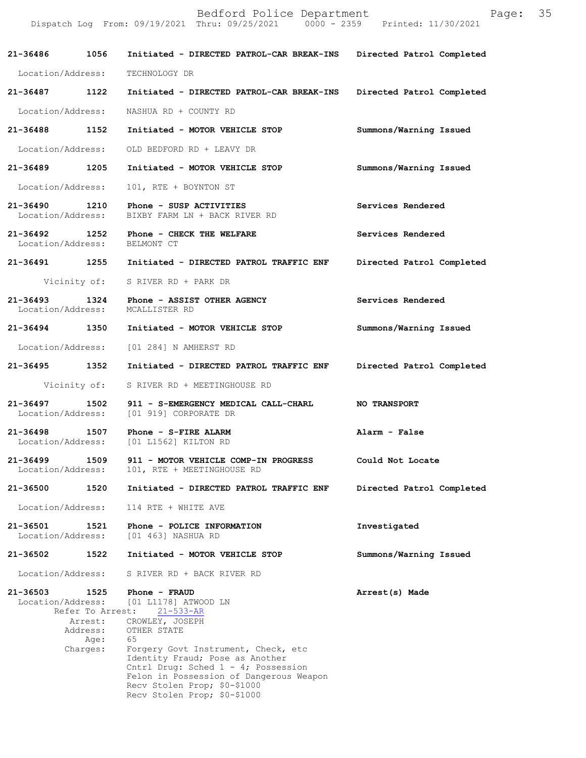| Call # | Time | Call Reason | Action |
|---|---|---|---|
| 21-36486 | 1056 | Initiated - DIRECTED PATROL-CAR BREAK-INS | Directed Patrol Completed |
| Location/Address: | | TECHNOLOGY DR | |
| 21-36487 | 1122 | Initiated - DIRECTED PATROL-CAR BREAK-INS | Directed Patrol Completed |
| Location/Address: | | NASHUA RD + COUNTY RD | |
| 21-36488 | 1152 | Initiated - MOTOR VEHICLE STOP | Summons/Warning Issued |
| Location/Address: | | OLD BEDFORD RD + LEAVY DR | |
| 21-36489 | 1205 | Initiated - MOTOR VEHICLE STOP | Summons/Warning Issued |
| Location/Address: | | 101, RTE + BOYNTON ST | |
| 21-36490 | 1210 | Phone - SUSP ACTIVITIES | Services Rendered |
| Location/Address: | | BIXBY FARM LN + BACK RIVER RD | |
| 21-36492 | 1252 | Phone - CHECK THE WELFARE | Services Rendered |
| Location/Address: | | BELMONT CT | |
| 21-36491 | 1255 | Initiated - DIRECTED PATROL TRAFFIC ENF | Directed Patrol Completed |
| Vicinity of: | | S RIVER RD + PARK DR | |
| 21-36493 | 1324 | Phone - ASSIST OTHER AGENCY | Services Rendered |
| Location/Address: | | MCALLISTER RD | |
| 21-36494 | 1350 | Initiated - MOTOR VEHICLE STOP | Summons/Warning Issued |
| Location/Address: | | [01 284] N AMHERST RD | |
| 21-36495 | 1352 | Initiated - DIRECTED PATROL TRAFFIC ENF | Directed Patrol Completed |
| Vicinity of: | | S RIVER RD + MEETINGHOUSE RD | |
| 21-36497 | 1502 | 911 - S-EMERGENCY MEDICAL CALL-CHARL | NO TRANSPORT |
| Location/Address: | | [01 919] CORPORATE DR | |
| 21-36498 | 1507 | Phone - S-FIRE ALARM | Alarm - False |
| Location/Address: | | [01 L1562] KILTON RD | |
| 21-36499 | 1509 | 911 - MOTOR VEHICLE COMP-IN PROGRESS | Could Not Locate |
| Location/Address: | | 101, RTE + MEETINGHOUSE RD | |
| 21-36500 | 1520 | Initiated - DIRECTED PATROL TRAFFIC ENF | Directed Patrol Completed |
| Location/Address: | | 114 RTE + WHITE AVE | |
| 21-36501 | 1521 | Phone - POLICE INFORMATION | Investigated |
| Location/Address: | | [01 463] NASHUA RD | |
| 21-36502 | 1522 | Initiated - MOTOR VEHICLE STOP | Summons/Warning Issued |
| Location/Address: | | S RIVER RD + BACK RIVER RD | |
| 21-36503 | 1525 | Phone - FRAUD | Arrest(s) Made |
| Location/Address: | | [01 L1178] ATWOOD LN | |
| Refer To Arrest: | | 21-533-AR | |
| Arrest: | | CROWLEY, JOSEPH | |
| Address: | | OTHER STATE | |
| Age: | | 65 | |
| Charges: | | Forgery Govt Instrument, Check, etc<br>Identity Fraud; Pose as Another<br>Cntrl Drug: Sched 1 - 4; Possession<br>Felon in Possession of Dangerous Weapon<br>Recv Stolen Prop; $0-$1000<br>Recv Stolen Prop; $0-$1000 | |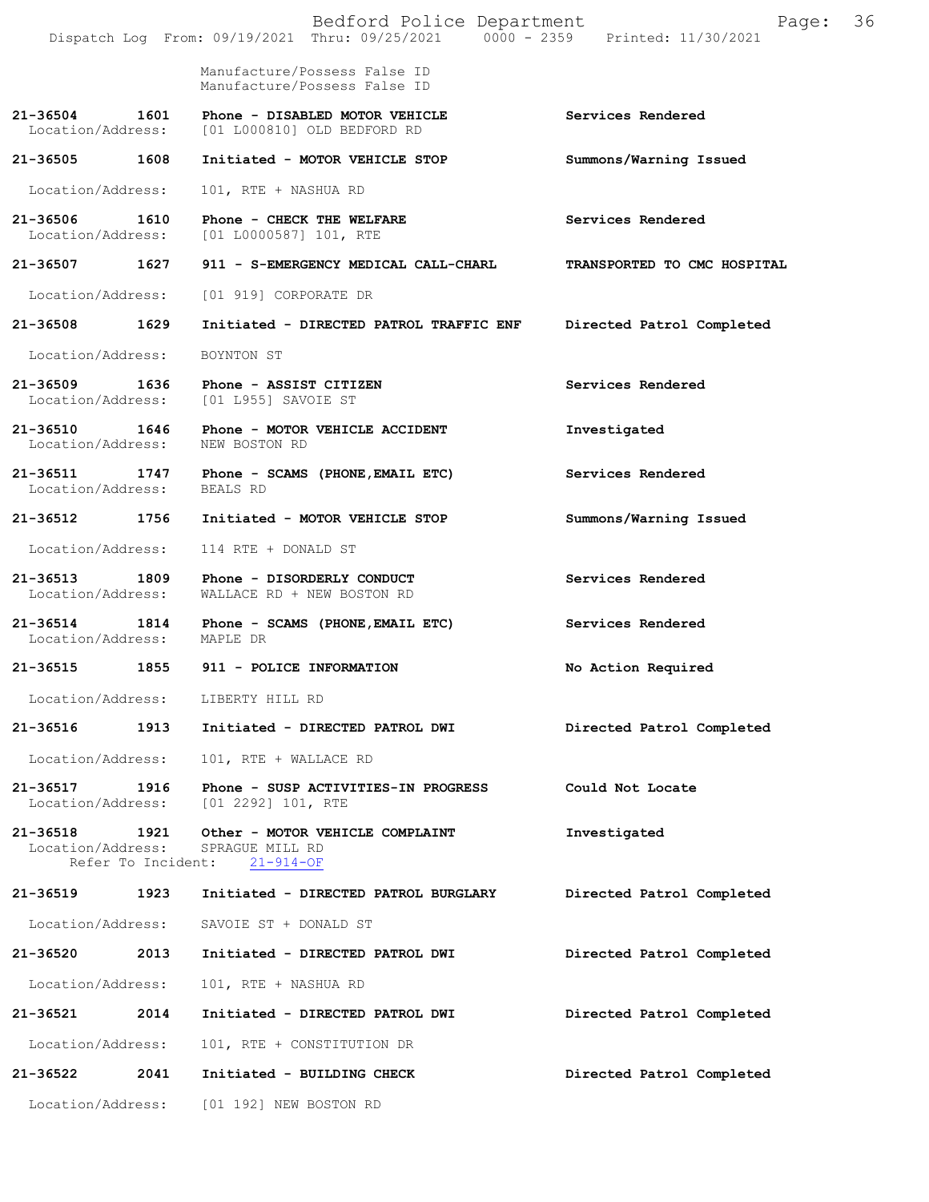Manufacture/Possess False ID
Manufacture/Possess False ID

| Call # | Time | Call Reason | Action |
|---|---|---|---|
| 21-36504 | 1601 | Phone - DISABLED MOTOR VEHICLE | Services Rendered |
| Location/Address: | | [01 L000810] OLD BEDFORD RD | |
| 21-36505 | 1608 | Initiated - MOTOR VEHICLE STOP | Summons/Warning Issued |
| Location/Address: | | 101, RTE + NASHUA RD | |
| 21-36506 | 1610 | Phone - CHECK THE WELFARE | Services Rendered |
| Location/Address: | | [01 L0000587] 101, RTE | |
| 21-36507 | 1627 | 911 - S-EMERGENCY MEDICAL CALL-CHARL | TRANSPORTED TO CMC HOSPITAL |
| Location/Address: | | [01 919] CORPORATE DR | |
| 21-36508 | 1629 | Initiated - DIRECTED PATROL TRAFFIC ENF | Directed Patrol Completed |
| Location/Address: | | BOYNTON ST | |
| 21-36509 | 1636 | Phone - ASSIST CITIZEN | Services Rendered |
| Location/Address: | | [01 L955] SAVOIE ST | |
| 21-36510 | 1646 | Phone - MOTOR VEHICLE ACCIDENT | Investigated |
| Location/Address: | | NEW BOSTON RD | |
| 21-36511 | 1747 | Phone - SCAMS (PHONE,EMAIL ETC) | Services Rendered |
| Location/Address: | | BEALS RD | |
| 21-36512 | 1756 | Initiated - MOTOR VEHICLE STOP | Summons/Warning Issued |
| Location/Address: | | 114 RTE + DONALD ST | |
| 21-36513 | 1809 | Phone - DISORDERLY CONDUCT | Services Rendered |
| Location/Address: | | WALLACE RD + NEW BOSTON RD | |
| 21-36514 | 1814 | Phone - SCAMS (PHONE,EMAIL ETC) | Services Rendered |
| Location/Address: | | MAPLE DR | |
| 21-36515 | 1855 | 911 - POLICE INFORMATION | No Action Required |
| Location/Address: | | LIBERTY HILL RD | |
| 21-36516 | 1913 | Initiated - DIRECTED PATROL DWI | Directed Patrol Completed |
| Location/Address: | | 101, RTE + WALLACE RD | |
| 21-36517 | 1916 | Phone - SUSP ACTIVITIES-IN PROGRESS | Could Not Locate |
| Location/Address: | | [01 2292] 101, RTE | |
| 21-36518 | 1921 | Other - MOTOR VEHICLE COMPLAINT | Investigated |
| Location/Address: | | SPRAGUE MILL RD | |
| Refer To Incident: | | 21-914-OF | |
| 21-36519 | 1923 | Initiated - DIRECTED PATROL BURGLARY | Directed Patrol Completed |
| Location/Address: | | SAVOIE ST + DONALD ST | |
| 21-36520 | 2013 | Initiated - DIRECTED PATROL DWI | Directed Patrol Completed |
| Location/Address: | | 101, RTE + NASHUA RD | |
| 21-36521 | 2014 | Initiated - DIRECTED PATROL DWI | Directed Patrol Completed |
| Location/Address: | | 101, RTE + CONSTITUTION DR | |
| 21-36522 | 2041 | Initiated - BUILDING CHECK | Directed Patrol Completed |
| Location/Address: | | [01 192] NEW BOSTON RD | |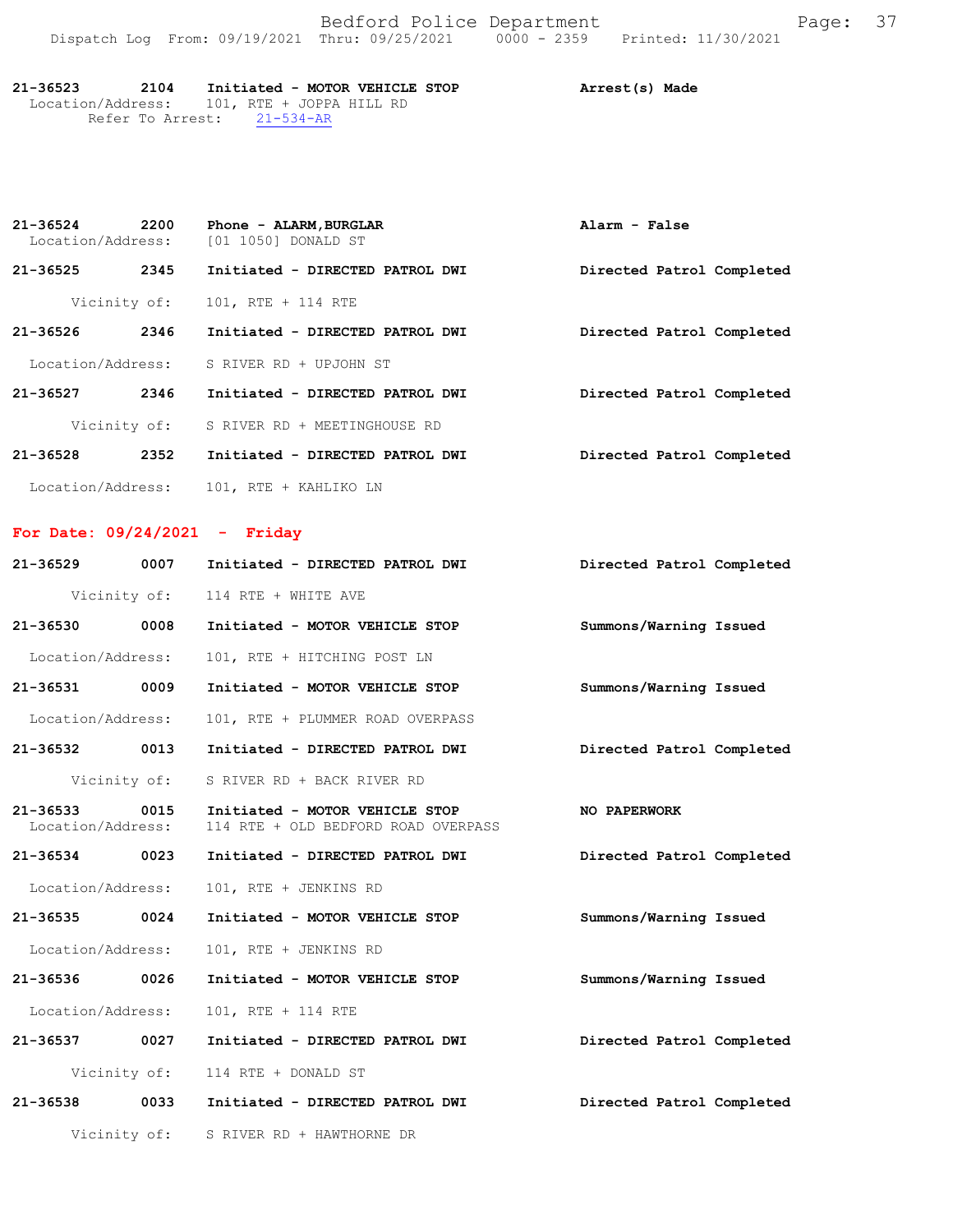| | | | |
|---|---|---|---|
| **21-36523** | **2104** | **Initiated - MOTOR VEHICLE STOP** | **Arrest(s) Made** |
| Location/Address: | | 101, RTE + JOPPA HILL RD | |
| Refer To Arrest: | | 21-534-AR | |
| **21-36524** | **2200** | **Phone - ALARM,BURGLAR** | **Alarm - False** |
| Location/Address: | | [01 1050] DONALD ST | |
| **21-36525** | **2345** | **Initiated - DIRECTED PATROL DWI** | **Directed Patrol Completed** |
| Vicinity of: | | 101, RTE + 114 RTE | |
| **21-36526** | **2346** | **Initiated - DIRECTED PATROL DWI** | **Directed Patrol Completed** |
| Location/Address: | | S RIVER RD + UPJOHN ST | |
| **21-36527** | **2346** | **Initiated - DIRECTED PATROL DWI** | **Directed Patrol Completed** |
| Vicinity of: | | S RIVER RD + MEETINGHOUSE RD | |
| **21-36528** | **2352** | **Initiated - DIRECTED PATROL DWI** | **Directed Patrol Completed** |
| Location/Address: | | 101, RTE + KAHLIKO LN | |

**For Date: 09/24/2021 - Friday**

| | | | |
|---|---|---|---|
| **21-36529** | **0007** | **Initiated - DIRECTED PATROL DWI** | **Directed Patrol Completed** |
| Vicinity of: | | 114 RTE + WHITE AVE | |
| **21-36530** | **0008** | **Initiated - MOTOR VEHICLE STOP** | **Summons/Warning Issued** |
| Location/Address: | | 101, RTE + HITCHING POST LN | |
| **21-36531** | **0009** | **Initiated - MOTOR VEHICLE STOP** | **Summons/Warning Issued** |
| Location/Address: | | 101, RTE + PLUMMER ROAD OVERPASS | |
| **21-36532** | **0013** | **Initiated - DIRECTED PATROL DWI** | **Directed Patrol Completed** |
| Vicinity of: | | S RIVER RD + BACK RIVER RD | |
| **21-36533** | **0015** | **Initiated - MOTOR VEHICLE STOP** | **NO PAPERWORK** |
| Location/Address: | | 114 RTE + OLD BEDFORD ROAD OVERPASS | |
| **21-36534** | **0023** | **Initiated - DIRECTED PATROL DWI** | **Directed Patrol Completed** |
| Location/Address: | | 101, RTE + JENKINS RD | |
| **21-36535** | **0024** | **Initiated - MOTOR VEHICLE STOP** | **Summons/Warning Issued** |
| Location/Address: | | 101, RTE + JENKINS RD | |
| **21-36536** | **0026** | **Initiated - MOTOR VEHICLE STOP** | **Summons/Warning Issued** |
| Location/Address: | | 101, RTE + 114 RTE | |
| **21-36537** | **0027** | **Initiated - DIRECTED PATROL DWI** | **Directed Patrol Completed** |
| Vicinity of: | | 114 RTE + DONALD ST | |
| **21-36538** | **0033** | **Initiated - DIRECTED PATROL DWI** | **Directed Patrol Completed** |
| Vicinity of: | | S RIVER RD + HAWTHORNE DR | |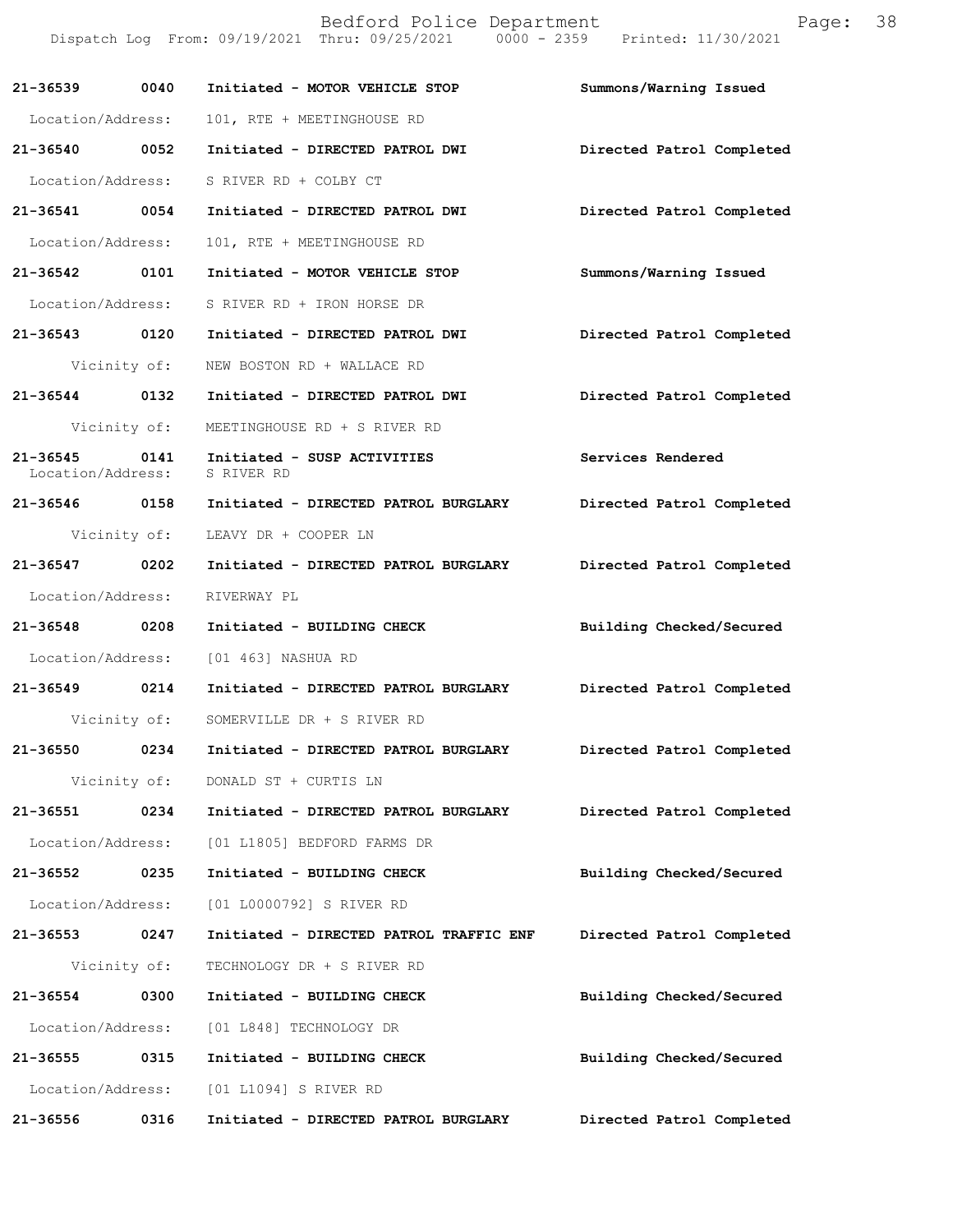Bedford Police Department

Dispatch Log From: 09/19/2021 Thru: 09/25/2021 0000 - 2359 Printed: 11/30/2021

**21-36539 0040 Initiated - MOTOR VEHICLE STOP** — Summons/Warning Issued
Location/Address: 101, RTE + MEETINGHOUSE RD

**21-36540 0052 Initiated - DIRECTED PATROL DWI** — Directed Patrol Completed
Location/Address: S RIVER RD + COLBY CT

**21-36541 0054 Initiated - DIRECTED PATROL DWI** — Directed Patrol Completed
Location/Address: 101, RTE + MEETINGHOUSE RD

**21-36542 0101 Initiated - MOTOR VEHICLE STOP** — Summons/Warning Issued
Location/Address: S RIVER RD + IRON HORSE DR

**21-36543 0120 Initiated - DIRECTED PATROL DWI** — Directed Patrol Completed
Vicinity of: NEW BOSTON RD + WALLACE RD

**21-36544 0132 Initiated - DIRECTED PATROL DWI** — Directed Patrol Completed
Vicinity of: MEETINGHOUSE RD + S RIVER RD

**21-36545 0141 Initiated - SUSP ACTIVITIES** — Services Rendered
Location/Address: S RIVER RD

**21-36546 0158 Initiated - DIRECTED PATROL BURGLARY** — Directed Patrol Completed
Vicinity of: LEAVY DR + COOPER LN

**21-36547 0202 Initiated - DIRECTED PATROL BURGLARY** — Directed Patrol Completed
Location/Address: RIVERWAY PL

**21-36548 0208 Initiated - BUILDING CHECK** — Building Checked/Secured
Location/Address: [01 463] NASHUA RD

**21-36549 0214 Initiated - DIRECTED PATROL BURGLARY** — Directed Patrol Completed
Vicinity of: SOMERVILLE DR + S RIVER RD

**21-36550 0234 Initiated - DIRECTED PATROL BURGLARY** — Directed Patrol Completed
Vicinity of: DONALD ST + CURTIS LN

**21-36551 0234 Initiated - DIRECTED PATROL BURGLARY** — Directed Patrol Completed
Location/Address: [01 L1805] BEDFORD FARMS DR

**21-36552 0235 Initiated - BUILDING CHECK** — Building Checked/Secured
Location/Address: [01 L0000792] S RIVER RD

**21-36553 0247 Initiated - DIRECTED PATROL TRAFFIC ENF** — Directed Patrol Completed
Vicinity of: TECHNOLOGY DR + S RIVER RD

**21-36554 0300 Initiated - BUILDING CHECK** — Building Checked/Secured
Location/Address: [01 L848] TECHNOLOGY DR

**21-36555 0315 Initiated - BUILDING CHECK** — Building Checked/Secured
Location/Address: [01 L1094] S RIVER RD

**21-36556 0316 Initiated - DIRECTED PATROL BURGLARY** — Directed Patrol Completed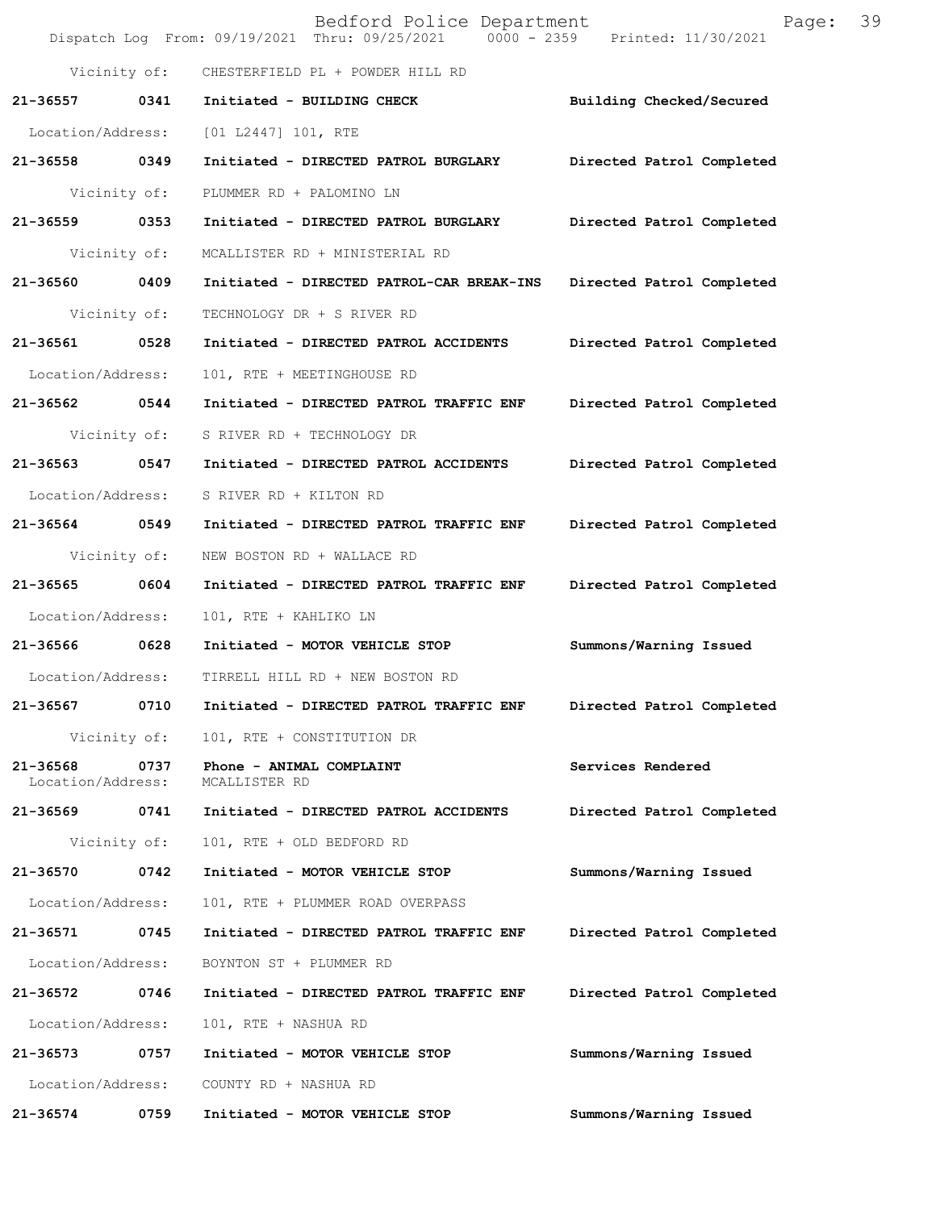Vicinity of: CHESTERFIELD PL + POWDER HILL RD

**21-36557 0341 Initiated - BUILDING CHECK** **Building Checked/Secured**

Location/Address: [01 L2447] 101, RTE

**21-36558 0349 Initiated - DIRECTED PATROL BURGLARY** **Directed Patrol Completed**

Vicinity of: PLUMMER RD + PALOMINO LN

**21-36559 0353 Initiated - DIRECTED PATROL BURGLARY** **Directed Patrol Completed**

Vicinity of: MCALLISTER RD + MINISTERIAL RD

**21-36560 0409 Initiated - DIRECTED PATROL-CAR BREAK-INS** **Directed Patrol Completed**

Vicinity of: TECHNOLOGY DR + S RIVER RD

**21-36561 0528 Initiated - DIRECTED PATROL ACCIDENTS** **Directed Patrol Completed**

Location/Address: 101, RTE + MEETINGHOUSE RD

**21-36562 0544 Initiated - DIRECTED PATROL TRAFFIC ENF** **Directed Patrol Completed**

Vicinity of: S RIVER RD + TECHNOLOGY DR

**21-36563 0547 Initiated - DIRECTED PATROL ACCIDENTS** **Directed Patrol Completed**

Location/Address: S RIVER RD + KILTON RD

**21-36564 0549 Initiated - DIRECTED PATROL TRAFFIC ENF** **Directed Patrol Completed**

Vicinity of: NEW BOSTON RD + WALLACE RD

**21-36565 0604 Initiated - DIRECTED PATROL TRAFFIC ENF** **Directed Patrol Completed**

Location/Address: 101, RTE + KAHLIKO LN

**21-36566 0628 Initiated - MOTOR VEHICLE STOP** **Summons/Warning Issued**

Location/Address: TIRRELL HILL RD + NEW BOSTON RD

**21-36567 0710 Initiated - DIRECTED PATROL TRAFFIC ENF** **Directed Patrol Completed**

Vicinity of: 101, RTE + CONSTITUTION DR

**21-36568 0737 Phone - ANIMAL COMPLAINT** **Services Rendered**
Location/Address: MCALLISTER RD

**21-36569 0741 Initiated - DIRECTED PATROL ACCIDENTS** **Directed Patrol Completed**

Vicinity of: 101, RTE + OLD BEDFORD RD

**21-36570 0742 Initiated - MOTOR VEHICLE STOP** **Summons/Warning Issued**

Location/Address: 101, RTE + PLUMMER ROAD OVERPASS

**21-36571 0745 Initiated - DIRECTED PATROL TRAFFIC ENF** **Directed Patrol Completed**

Location/Address: BOYNTON ST + PLUMMER RD

**21-36572 0746 Initiated - DIRECTED PATROL TRAFFIC ENF** **Directed Patrol Completed**

Location/Address: 101, RTE + NASHUA RD

**21-36573 0757 Initiated - MOTOR VEHICLE STOP** **Summons/Warning Issued**

Location/Address: COUNTY RD + NASHUA RD

**21-36574 0759 Initiated - MOTOR VEHICLE STOP** **Summons/Warning Issued**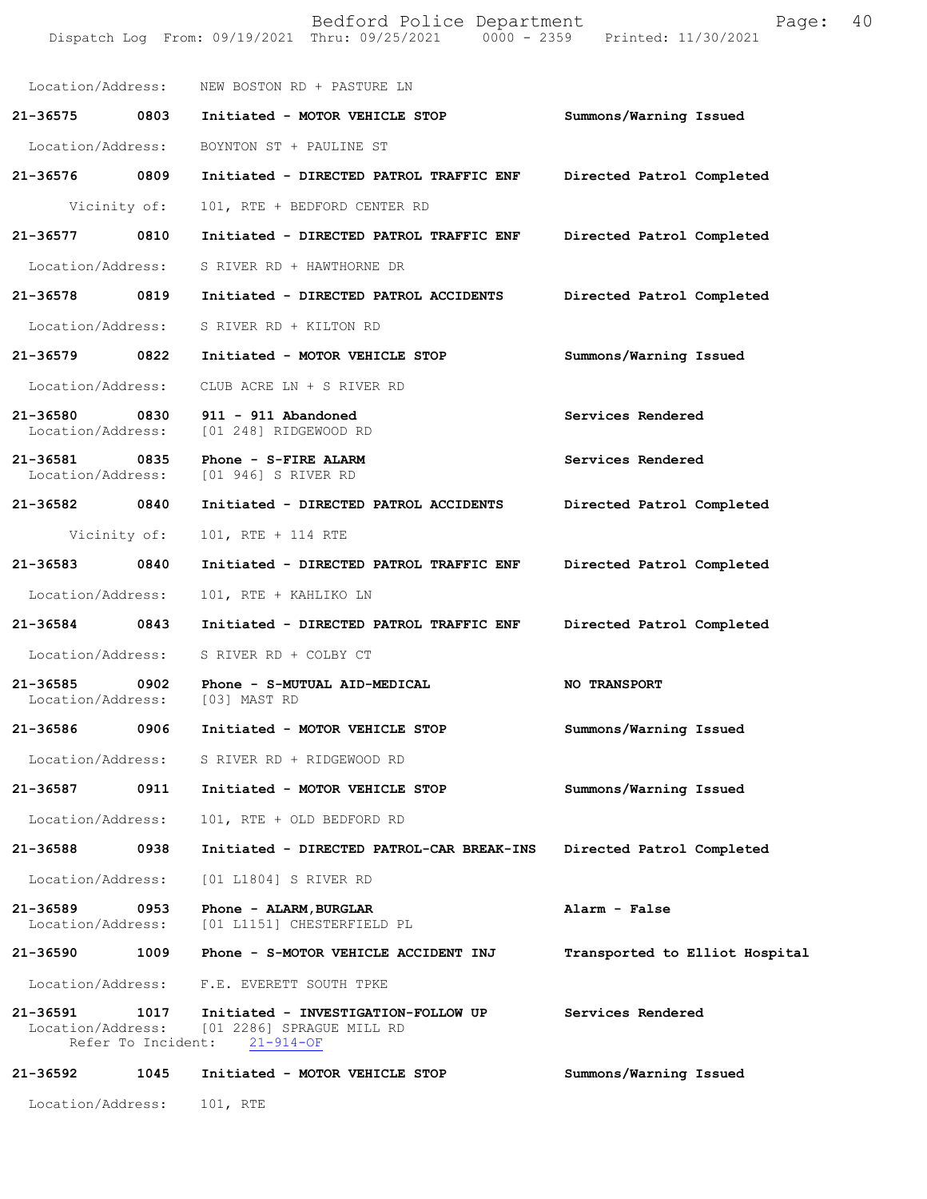Location/Address: NEW BOSTON RD + PASTURE LN

**21-36575 0803 Initiated - MOTOR VEHICLE STOP** **Summons/Warning Issued**
Location/Address: BOYNTON ST + PAULINE ST

**21-36576 0809 Initiated - DIRECTED PATROL TRAFFIC ENF** **Directed Patrol Completed**
Vicinity of: 101, RTE + BEDFORD CENTER RD

**21-36577 0810 Initiated - DIRECTED PATROL TRAFFIC ENF** **Directed Patrol Completed**
Location/Address: S RIVER RD + HAWTHORNE DR

**21-36578 0819 Initiated - DIRECTED PATROL ACCIDENTS** **Directed Patrol Completed**
Location/Address: S RIVER RD + KILTON RD

**21-36579 0822 Initiated - MOTOR VEHICLE STOP** **Summons/Warning Issued**
Location/Address: CLUB ACRE LN + S RIVER RD

**21-36580 0830 911 - 911 Abandoned** **Services Rendered**
Location/Address: [01 248] RIDGEWOOD RD

**21-36581 0835 Phone - S-FIRE ALARM** **Services Rendered**
Location/Address: [01 946] S RIVER RD

**21-36582 0840 Initiated - DIRECTED PATROL ACCIDENTS** **Directed Patrol Completed**
Vicinity of: 101, RTE + 114 RTE

**21-36583 0840 Initiated - DIRECTED PATROL TRAFFIC ENF** **Directed Patrol Completed**
Location/Address: 101, RTE + KAHLIKO LN

**21-36584 0843 Initiated - DIRECTED PATROL TRAFFIC ENF** **Directed Patrol Completed**
Location/Address: S RIVER RD + COLBY CT

**21-36585 0902 Phone - S-MUTUAL AID-MEDICAL** **NO TRANSPORT**
Location/Address: [03] MAST RD

**21-36586 0906 Initiated - MOTOR VEHICLE STOP** **Summons/Warning Issued**
Location/Address: S RIVER RD + RIDGEWOOD RD

**21-36587 0911 Initiated - MOTOR VEHICLE STOP** **Summons/Warning Issued**
Location/Address: 101, RTE + OLD BEDFORD RD

**21-36588 0938 Initiated - DIRECTED PATROL-CAR BREAK-INS** **Directed Patrol Completed**
Location/Address: [01 L1804] S RIVER RD

**21-36589 0953 Phone - ALARM, BURGLAR** **Alarm - False**
Location/Address: [01 L1151] CHESTERFIELD PL

**21-36590 1009 Phone - S-MOTOR VEHICLE ACCIDENT INJ** **Transported to Elliot Hospital**
Location/Address: F.E. EVERETT SOUTH TPKE

**21-36591 1017 Initiated - INVESTIGATION-FOLLOW UP** **Services Rendered**
Location/Address: [01 2286] SPRAGUE MILL RD
Refer To Incident: 21-914-OF

**21-36592 1045 Initiated - MOTOR VEHICLE STOP** **Summons/Warning Issued**
Location/Address: 101, RTE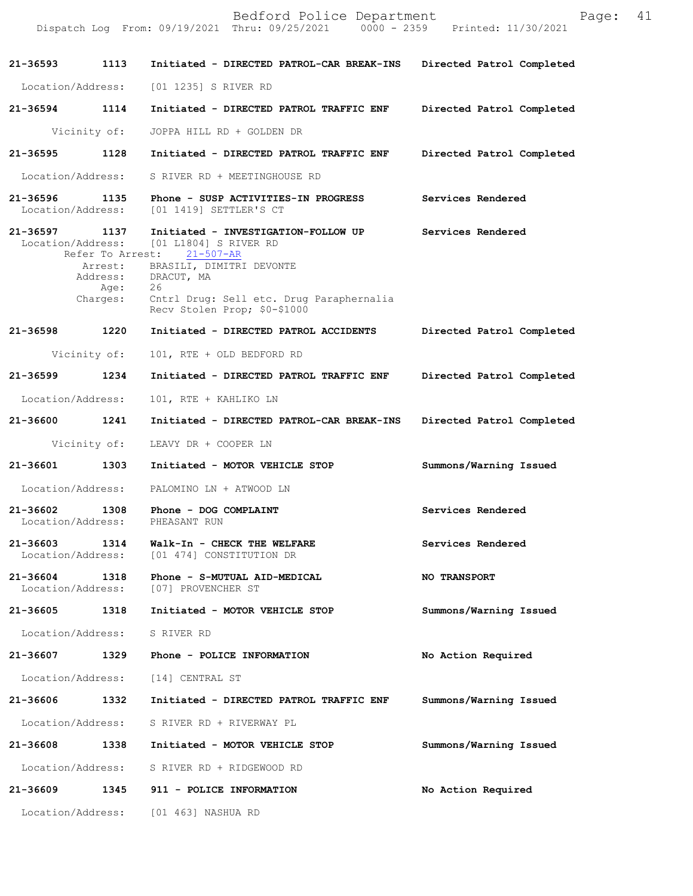| Call # | Time | Call Reason | Action |
|---|---|---|---|
| 21-36593 | 1113 | Initiated - DIRECTED PATROL-CAR BREAK-INS | Directed Patrol Completed |

Location/Address: [01 1235] S RIVER RD

| Call # | Time | Call Reason | Action |
|---|---|---|---|
| 21-36594 | 1114 | Initiated - DIRECTED PATROL TRAFFIC ENF | Directed Patrol Completed |

Vicinity of: JOPPA HILL RD + GOLDEN DR

| Call # | Time | Call Reason | Action |
|---|---|---|---|
| 21-36595 | 1128 | Initiated - DIRECTED PATROL TRAFFIC ENF | Directed Patrol Completed |

Location/Address: S RIVER RD + MEETINGHOUSE RD

| Call # | Time | Call Reason | Action |
|---|---|---|---|
| 21-36596 | 1135 | Phone - SUSP ACTIVITIES-IN PROGRESS | Services Rendered |

Location/Address: [01 1419] SETTLER'S CT

| Call # | Time | Call Reason | Action |
|---|---|---|---|
| 21-36597 | 1137 | Initiated - INVESTIGATION-FOLLOW UP | Services Rendered |

Location/Address: [01 L1804] S RIVER RD
Refer To Arrest: 21-507-AR
Arrest: BRASILI, DIMITRI DEVONTE
Address: DRACUT, MA
Age: 26
Charges: Cntrl Drug: Sell etc. Drug Paraphernalia
Recv Stolen Prop; $0-$1000

| Call # | Time | Call Reason | Action |
|---|---|---|---|
| 21-36598 | 1220 | Initiated - DIRECTED PATROL ACCIDENTS | Directed Patrol Completed |

Vicinity of: 101, RTE + OLD BEDFORD RD

| Call # | Time | Call Reason | Action |
|---|---|---|---|
| 21-36599 | 1234 | Initiated - DIRECTED PATROL TRAFFIC ENF | Directed Patrol Completed |

Location/Address: 101, RTE + KAHLIKO LN

| Call # | Time | Call Reason | Action |
|---|---|---|---|
| 21-36600 | 1241 | Initiated - DIRECTED PATROL-CAR BREAK-INS | Directed Patrol Completed |

Vicinity of: LEAVY DR + COOPER LN

| Call # | Time | Call Reason | Action |
|---|---|---|---|
| 21-36601 | 1303 | Initiated - MOTOR VEHICLE STOP | Summons/Warning Issued |

Location/Address: PALOMINO LN + ATWOOD LN

| Call # | Time | Call Reason | Action |
|---|---|---|---|
| 21-36602 | 1308 | Phone - DOG COMPLAINT | Services Rendered |

Location/Address: PHEASANT RUN

| Call # | Time | Call Reason | Action |
|---|---|---|---|
| 21-36603 | 1314 | Walk-In - CHECK THE WELFARE | Services Rendered |

Location/Address: [01 474] CONSTITUTION DR

| Call # | Time | Call Reason | Action |
|---|---|---|---|
| 21-36604 | 1318 | Phone - S-MUTUAL AID-MEDICAL | NO TRANSPORT |

Location/Address: [07] PROVENCHER ST

| Call # | Time | Call Reason | Action |
|---|---|---|---|
| 21-36605 | 1318 | Initiated - MOTOR VEHICLE STOP | Summons/Warning Issued |

Location/Address: S RIVER RD

| Call # | Time | Call Reason | Action |
|---|---|---|---|
| 21-36607 | 1329 | Phone - POLICE INFORMATION | No Action Required |

Location/Address: [14] CENTRAL ST

| Call # | Time | Call Reason | Action |
|---|---|---|---|
| 21-36606 | 1332 | Initiated - DIRECTED PATROL TRAFFIC ENF | Summons/Warning Issued |

Location/Address: S RIVER RD + RIVERWAY PL

| Call # | Time | Call Reason | Action |
|---|---|---|---|
| 21-36608 | 1338 | Initiated - MOTOR VEHICLE STOP | Summons/Warning Issued |

Location/Address: S RIVER RD + RIDGEWOOD RD

| Call # | Time | Call Reason | Action |
|---|---|---|---|
| 21-36609 | 1345 | 911 - POLICE INFORMATION | No Action Required |

Location/Address: [01 463] NASHUA RD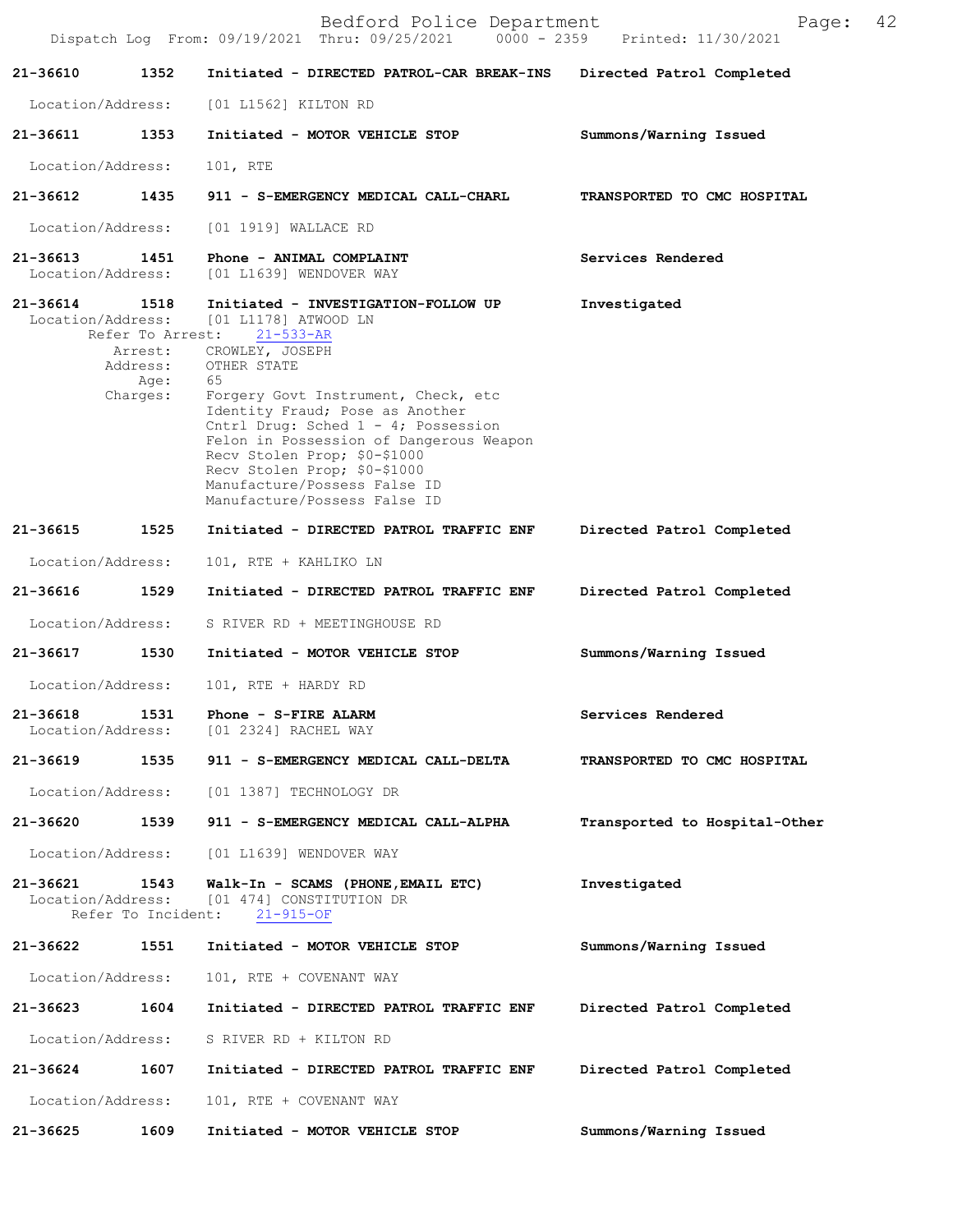| Call Number | Time | Call Reason | Action |
|---|---|---|---|
| 21-36610 | 1352 | Initiated - DIRECTED PATROL-CAR BREAK-INS | Directed Patrol Completed |

Location/Address: [01 L1562] KILTON RD

| Call Number | Time | Call Reason | Action |
|---|---|---|---|
| 21-36611 | 1353 | Initiated - MOTOR VEHICLE STOP | Summons/Warning Issued |

Location/Address: 101, RTE

| Call Number | Time | Call Reason | Action |
|---|---|---|---|
| 21-36612 | 1435 | 911 - S-EMERGENCY MEDICAL CALL-CHARL | TRANSPORTED TO CMC HOSPITAL |

Location/Address: [01 1919] WALLACE RD

| Call Number | Time | Call Reason | Action |
|---|---|---|---|
| 21-36613 | 1451 | Phone - ANIMAL COMPLAINT | Services Rendered |

Location/Address: [01 L1639] WENDOVER WAY

| Call Number | Time | Call Reason | Action |
|---|---|---|---|
| 21-36614 | 1518 | Initiated - INVESTIGATION-FOLLOW UP | Investigated |

Location/Address: [01 L1178] ATWOOD LN
Refer To Arrest: 21-533-AR
Arrest: CROWLEY, JOSEPH
Address: OTHER STATE
Age: 65
Charges: Forgery Govt Instrument, Check, etc
Identity Fraud; Pose as Another
Cntrl Drug: Sched 1 - 4; Possession
Felon in Possession of Dangerous Weapon
Recv Stolen Prop; $0-$1000
Recv Stolen Prop; $0-$1000
Manufacture/Possess False ID
Manufacture/Possess False ID

| Call Number | Time | Call Reason | Action |
|---|---|---|---|
| 21-36615 | 1525 | Initiated - DIRECTED PATROL TRAFFIC ENF | Directed Patrol Completed |

Location/Address: 101, RTE + KAHLIKO LN

| Call Number | Time | Call Reason | Action |
|---|---|---|---|
| 21-36616 | 1529 | Initiated - DIRECTED PATROL TRAFFIC ENF | Directed Patrol Completed |

Location/Address: S RIVER RD + MEETINGHOUSE RD

| Call Number | Time | Call Reason | Action |
|---|---|---|---|
| 21-36617 | 1530 | Initiated - MOTOR VEHICLE STOP | Summons/Warning Issued |

Location/Address: 101, RTE + HARDY RD

| Call Number | Time | Call Reason | Action |
|---|---|---|---|
| 21-36618 | 1531 | Phone - S-FIRE ALARM | Services Rendered |

Location/Address: [01 2324] RACHEL WAY

| Call Number | Time | Call Reason | Action |
|---|---|---|---|
| 21-36619 | 1535 | 911 - S-EMERGENCY MEDICAL CALL-DELTA | TRANSPORTED TO CMC HOSPITAL |

Location/Address: [01 1387] TECHNOLOGY DR

| Call Number | Time | Call Reason | Action |
|---|---|---|---|
| 21-36620 | 1539 | 911 - S-EMERGENCY MEDICAL CALL-ALPHA | Transported to Hospital-Other |

Location/Address: [01 L1639] WENDOVER WAY

| Call Number | Time | Call Reason | Action |
|---|---|---|---|
| 21-36621 | 1543 | Walk-In - SCAMS (PHONE,EMAIL ETC) | Investigated |

Location/Address: [01 474] CONSTITUTION DR
Refer To Incident: 21-915-OF

| Call Number | Time | Call Reason | Action |
|---|---|---|---|
| 21-36622 | 1551 | Initiated - MOTOR VEHICLE STOP | Summons/Warning Issued |

Location/Address: 101, RTE + COVENANT WAY

| Call Number | Time | Call Reason | Action |
|---|---|---|---|
| 21-36623 | 1604 | Initiated - DIRECTED PATROL TRAFFIC ENF | Directed Patrol Completed |

Location/Address: S RIVER RD + KILTON RD

| Call Number | Time | Call Reason | Action |
|---|---|---|---|
| 21-36624 | 1607 | Initiated - DIRECTED PATROL TRAFFIC ENF | Directed Patrol Completed |

Location/Address: 101, RTE + COVENANT WAY

| Call Number | Time | Call Reason | Action |
|---|---|---|---|
| 21-36625 | 1609 | Initiated - MOTOR VEHICLE STOP | Summons/Warning Issued |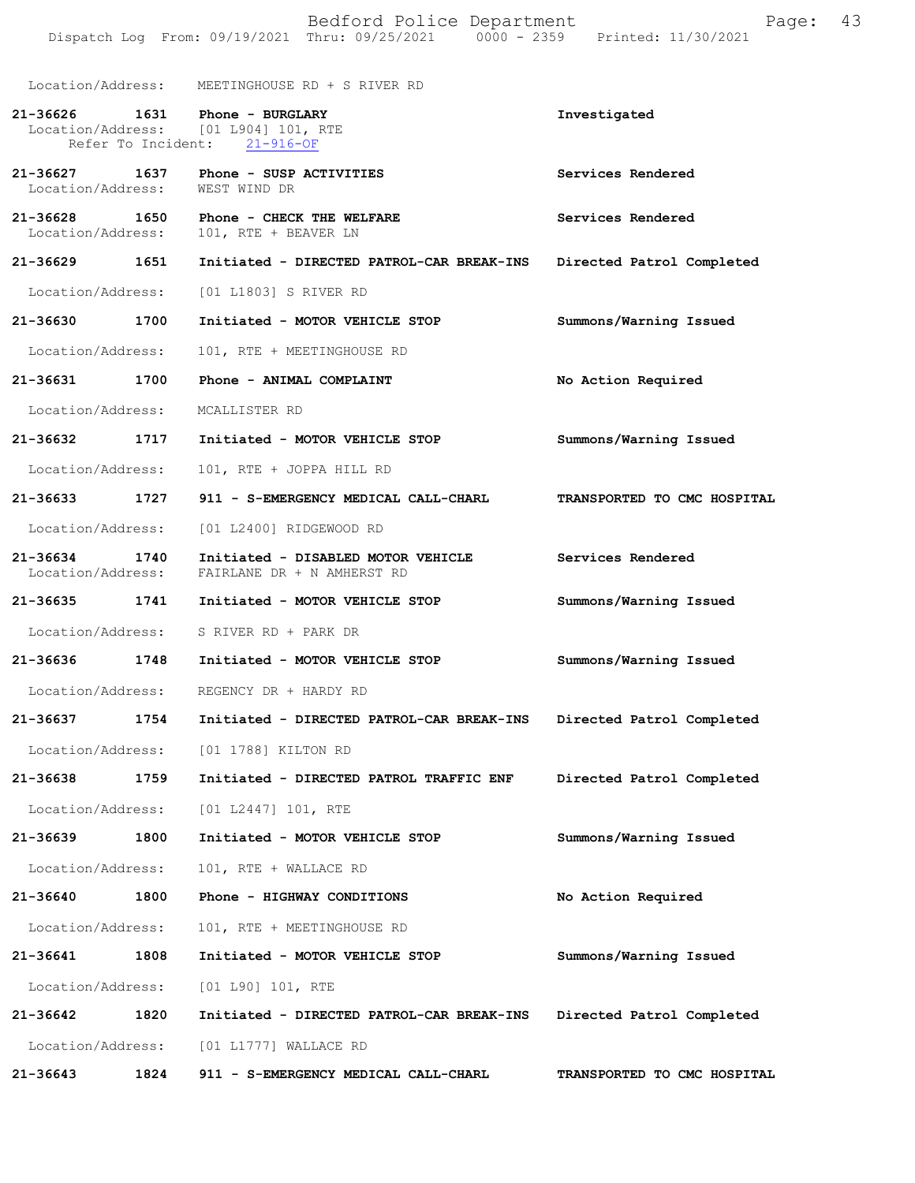Location/Address: MEETINGHOUSE RD + S RIVER RD

| Call Number | Time | Call Reason | Action |
|---|---|---|---|
| **21-36626** | **1631** | **Phone - BURGLARY** | Investigated |
| | | Location/Address: [01 L904] 101, RTE | |
| | | Refer To Incident: 21-916-OF | |
| **21-36627** | **1637** | **Phone - SUSP ACTIVITIES** | Services Rendered |
| | | Location/Address: WEST WIND DR | |
| **21-36628** | **1650** | **Phone - CHECK THE WELFARE** | Services Rendered |
| | | Location/Address: 101, RTE + BEAVER LN | |
| **21-36629** | **1651** | **Initiated - DIRECTED PATROL-CAR BREAK-INS** | Directed Patrol Completed |
| | | Location/Address: [01 L1803] S RIVER RD | |
| **21-36630** | **1700** | **Initiated - MOTOR VEHICLE STOP** | Summons/Warning Issued |
| | | Location/Address: 101, RTE + MEETINGHOUSE RD | |
| **21-36631** | **1700** | **Phone - ANIMAL COMPLAINT** | No Action Required |
| | | Location/Address: MCALLISTER RD | |
| **21-36632** | **1717** | **Initiated - MOTOR VEHICLE STOP** | Summons/Warning Issued |
| | | Location/Address: 101, RTE + JOPPA HILL RD | |
| **21-36633** | **1727** | **911 - S-EMERGENCY MEDICAL CALL-CHARL** | TRANSPORTED TO CMC HOSPITAL |
| | | Location/Address: [01 L2400] RIDGEWOOD RD | |
| **21-36634** | **1740** | **Initiated - DISABLED MOTOR VEHICLE** | Services Rendered |
| | | Location/Address: FAIRLANE DR + N AMHERST RD | |
| **21-36635** | **1741** | **Initiated - MOTOR VEHICLE STOP** | Summons/Warning Issued |
| | | Location/Address: S RIVER RD + PARK DR | |
| **21-36636** | **1748** | **Initiated - MOTOR VEHICLE STOP** | Summons/Warning Issued |
| | | Location/Address: REGENCY DR + HARDY RD | |
| **21-36637** | **1754** | **Initiated - DIRECTED PATROL-CAR BREAK-INS** | Directed Patrol Completed |
| | | Location/Address: [01 1788] KILTON RD | |
| **21-36638** | **1759** | **Initiated - DIRECTED PATROL TRAFFIC ENF** | Directed Patrol Completed |
| | | Location/Address: [01 L2447] 101, RTE | |
| **21-36639** | **1800** | **Initiated - MOTOR VEHICLE STOP** | Summons/Warning Issued |
| | | Location/Address: 101, RTE + WALLACE RD | |
| **21-36640** | **1800** | **Phone - HIGHWAY CONDITIONS** | No Action Required |
| | | Location/Address: 101, RTE + MEETINGHOUSE RD | |
| **21-36641** | **1808** | **Initiated - MOTOR VEHICLE STOP** | Summons/Warning Issued |
| | | Location/Address: [01 L90] 101, RTE | |
| **21-36642** | **1820** | **Initiated - DIRECTED PATROL-CAR BREAK-INS** | Directed Patrol Completed |
| | | Location/Address: [01 L1777] WALLACE RD | |
| **21-36643** | **1824** | **911 - S-EMERGENCY MEDICAL CALL-CHARL** | TRANSPORTED TO CMC HOSPITAL |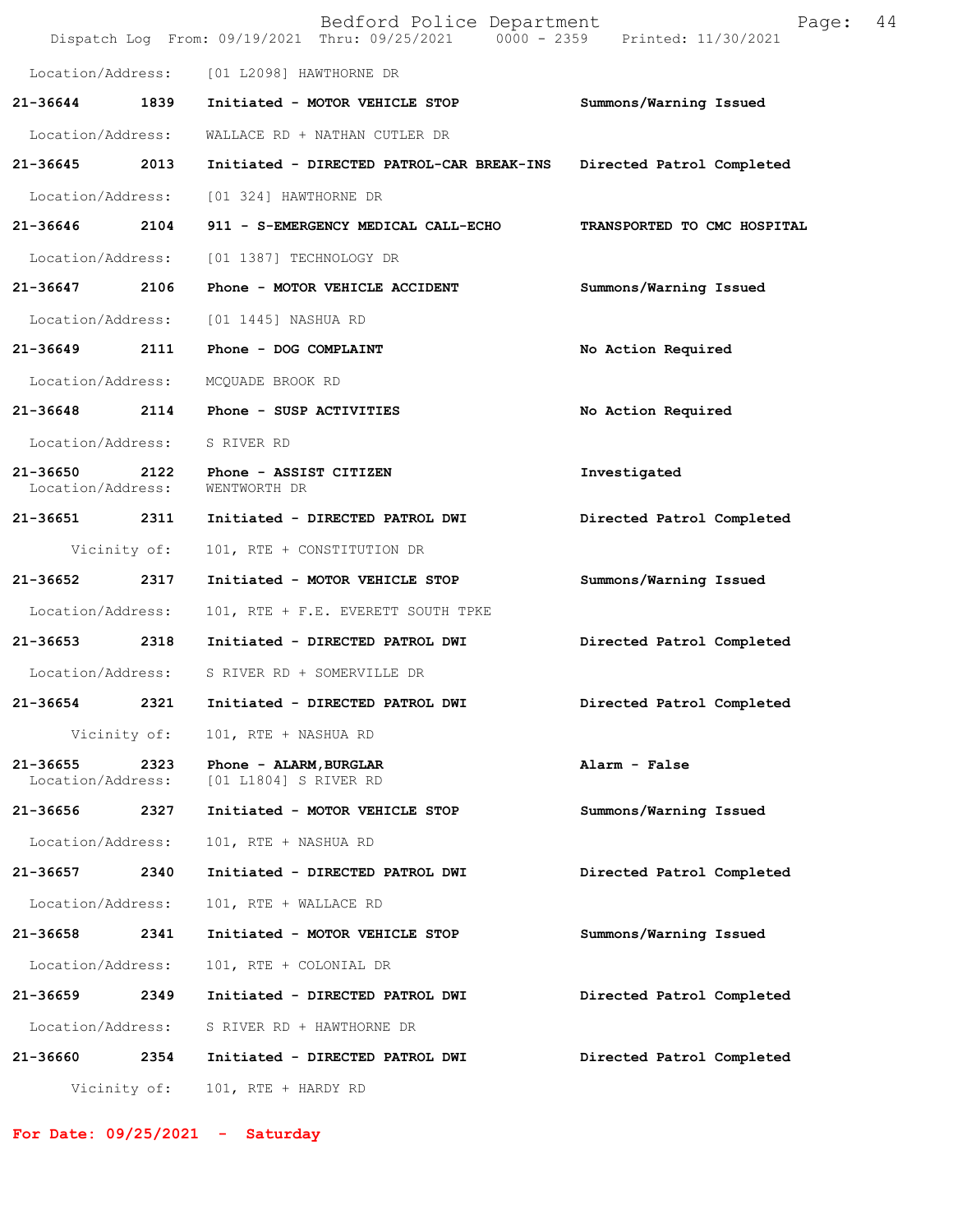Location/Address: [01 L2098] HAWTHORNE DR

**21-36644 1839 Initiated - MOTOR VEHICLE STOP** — Summons/Warning Issued
Location/Address: WALLACE RD + NATHAN CUTLER DR

**21-36645 2013 Initiated - DIRECTED PATROL-CAR BREAK-INS** — Directed Patrol Completed
Location/Address: [01 324] HAWTHORNE DR

**21-36646 2104 911 - S-EMERGENCY MEDICAL CALL-ECHO** — TRANSPORTED TO CMC HOSPITAL
Location/Address: [01 1387] TECHNOLOGY DR

**21-36647 2106 Phone - MOTOR VEHICLE ACCIDENT** — Summons/Warning Issued
Location/Address: [01 1445] NASHUA RD

**21-36649 2111 Phone - DOG COMPLAINT** — No Action Required
Location/Address: MCQUADE BROOK RD

**21-36648 2114 Phone - SUSP ACTIVITIES** — No Action Required
Location/Address: S RIVER RD

**21-36650 2122 Phone - ASSIST CITIZEN** — Investigated
Location/Address: WENTWORTH DR

**21-36651 2311 Initiated - DIRECTED PATROL DWI** — Directed Patrol Completed
Vicinity of: 101, RTE + CONSTITUTION DR

**21-36652 2317 Initiated - MOTOR VEHICLE STOP** — Summons/Warning Issued
Location/Address: 101, RTE + F.E. EVERETT SOUTH TPKE

**21-36653 2318 Initiated - DIRECTED PATROL DWI** — Directed Patrol Completed
Location/Address: S RIVER RD + SOMERVILLE DR

**21-36654 2321 Initiated - DIRECTED PATROL DWI** — Directed Patrol Completed
Vicinity of: 101, RTE + NASHUA RD

**21-36655 2323 Phone - ALARM,BURGLAR** — Alarm - False
Location/Address: [01 L1804] S RIVER RD

**21-36656 2327 Initiated - MOTOR VEHICLE STOP** — Summons/Warning Issued
Location/Address: 101, RTE + NASHUA RD

**21-36657 2340 Initiated - DIRECTED PATROL DWI** — Directed Patrol Completed
Location/Address: 101, RTE + WALLACE RD

**21-36658 2341 Initiated - MOTOR VEHICLE STOP** — Summons/Warning Issued
Location/Address: 101, RTE + COLONIAL DR

**21-36659 2349 Initiated - DIRECTED PATROL DWI** — Directed Patrol Completed
Location/Address: S RIVER RD + HAWTHORNE DR

**21-36660 2354 Initiated - DIRECTED PATROL DWI** — Directed Patrol Completed
Vicinity of: 101, RTE + HARDY RD

**For Date: 09/25/2021 - Saturday**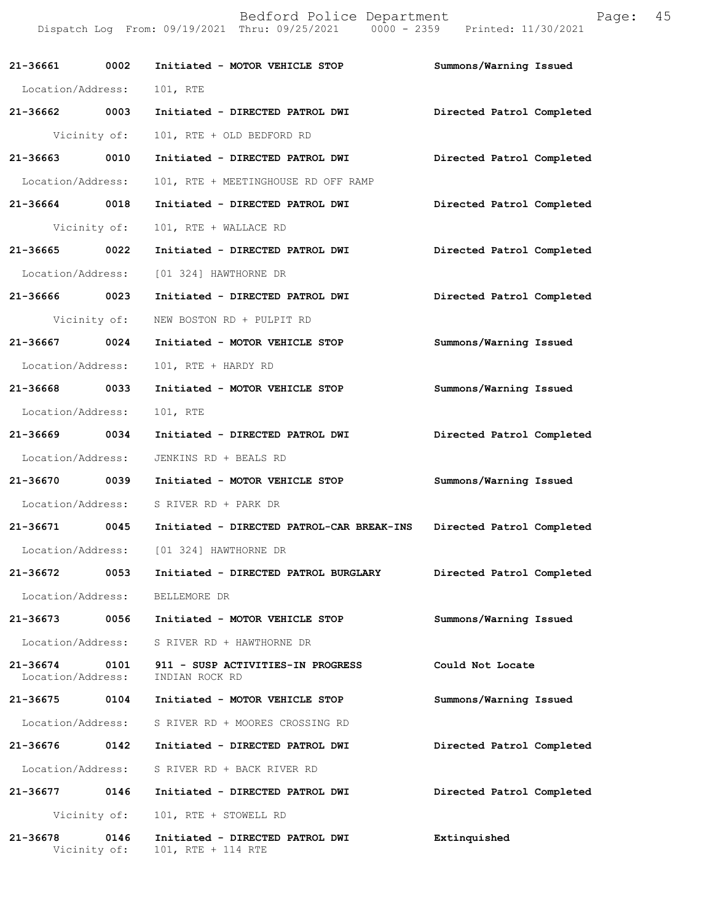# Bedford Police Department

Dispatch Log From: 09/19/2021 Thru: 09/25/2021 0000 - 2359 Printed: 11/30/2021

**21-36661 0002 Initiated - MOTOR VEHICLE STOP** — Summons/Warning Issued
Location/Address: 101, RTE

**21-36662 0003 Initiated - DIRECTED PATROL DWI** — Directed Patrol Completed
Vicinity of: 101, RTE + OLD BEDFORD RD

**21-36663 0010 Initiated - DIRECTED PATROL DWI** — Directed Patrol Completed
Location/Address: 101, RTE + MEETINGHOUSE RD OFF RAMP

**21-36664 0018 Initiated - DIRECTED PATROL DWI** — Directed Patrol Completed
Vicinity of: 101, RTE + WALLACE RD

**21-36665 0022 Initiated - DIRECTED PATROL DWI** — Directed Patrol Completed
Location/Address: [01 324] HAWTHORNE DR

**21-36666 0023 Initiated - DIRECTED PATROL DWI** — Directed Patrol Completed
Vicinity of: NEW BOSTON RD + PULPIT RD

**21-36667 0024 Initiated - MOTOR VEHICLE STOP** — Summons/Warning Issued
Location/Address: 101, RTE + HARDY RD

**21-36668 0033 Initiated - MOTOR VEHICLE STOP** — Summons/Warning Issued
Location/Address: 101, RTE

**21-36669 0034 Initiated - DIRECTED PATROL DWI** — Directed Patrol Completed
Location/Address: JENKINS RD + BEALS RD

**21-36670 0039 Initiated - MOTOR VEHICLE STOP** — Summons/Warning Issued
Location/Address: S RIVER RD + PARK DR

**21-36671 0045 Initiated - DIRECTED PATROL-CAR BREAK-INS** — Directed Patrol Completed
Location/Address: [01 324] HAWTHORNE DR

**21-36672 0053 Initiated - DIRECTED PATROL BURGLARY** — Directed Patrol Completed
Location/Address: BELLEMORE DR

**21-36673 0056 Initiated - MOTOR VEHICLE STOP** — Summons/Warning Issued
Location/Address: S RIVER RD + HAWTHORNE DR

**21-36674 0101 911 - SUSP ACTIVITIES-IN PROGRESS** — Could Not Locate
Location/Address: INDIAN ROCK RD

**21-36675 0104 Initiated - MOTOR VEHICLE STOP** — Summons/Warning Issued
Location/Address: S RIVER RD + MOORES CROSSING RD

**21-36676 0142 Initiated - DIRECTED PATROL DWI** — Directed Patrol Completed
Location/Address: S RIVER RD + BACK RIVER RD

**21-36677 0146 Initiated - DIRECTED PATROL DWI** — Directed Patrol Completed
Vicinity of: 101, RTE + STOWELL RD

**21-36678 0146 Initiated - DIRECTED PATROL DWI** — Extinquished
Vicinity of: 101, RTE + 114 RTE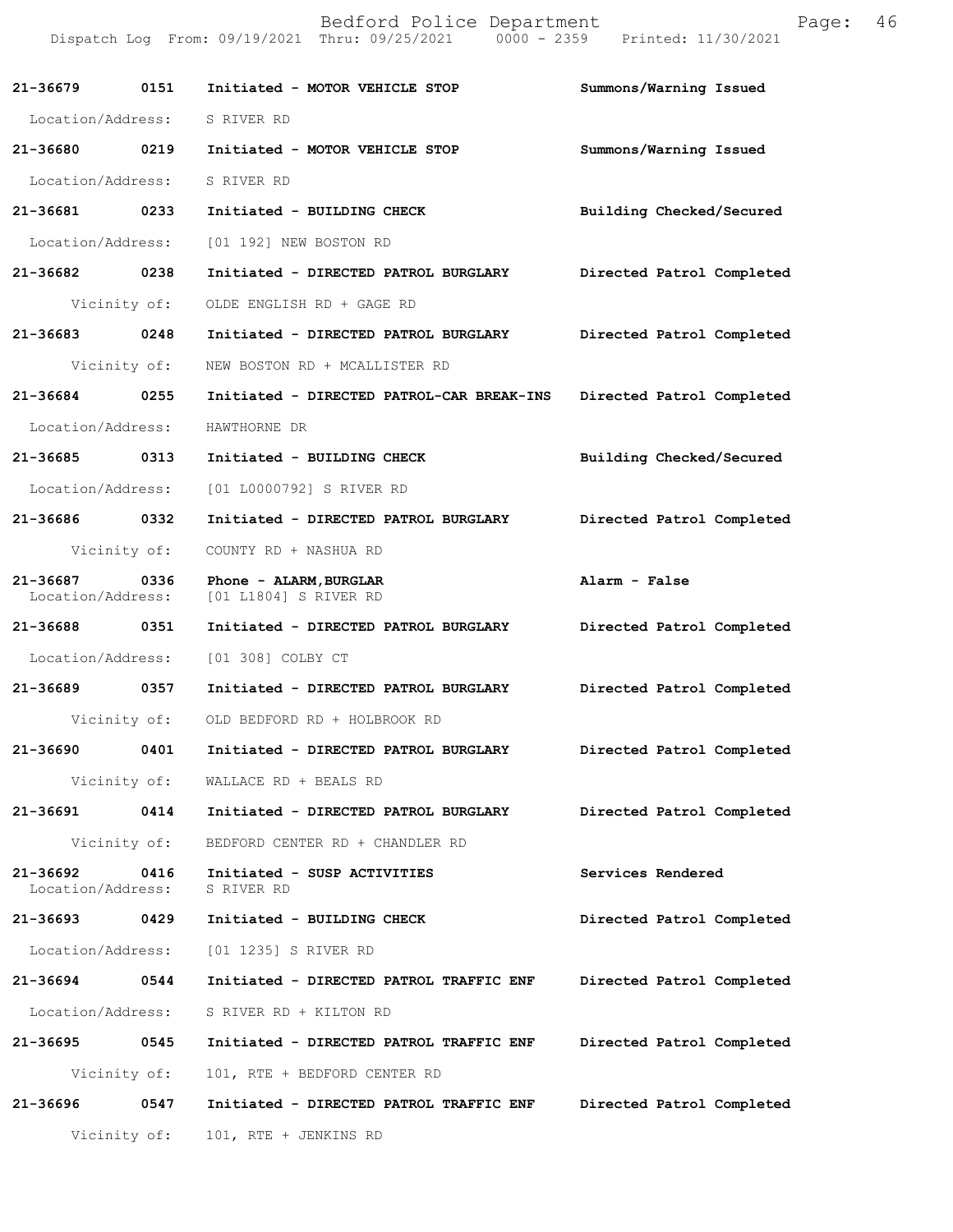Bedford Police Department
Dispatch Log From: 09/19/2021 Thru: 09/25/2021 0000 - 2359 Printed: 11/30/2021

**21-36679 0151 Initiated - MOTOR VEHICLE STOP** Summons/Warning Issued
Location/Address: S RIVER RD

**21-36680 0219 Initiated - MOTOR VEHICLE STOP** Summons/Warning Issued
Location/Address: S RIVER RD

**21-36681 0233 Initiated - BUILDING CHECK** Building Checked/Secured
Location/Address: [01 192] NEW BOSTON RD

**21-36682 0238 Initiated - DIRECTED PATROL BURGLARY** Directed Patrol Completed
Vicinity of: OLDE ENGLISH RD + GAGE RD

**21-36683 0248 Initiated - DIRECTED PATROL BURGLARY** Directed Patrol Completed
Vicinity of: NEW BOSTON RD + MCALLISTER RD

**21-36684 0255 Initiated - DIRECTED PATROL-CAR BREAK-INS** Directed Patrol Completed
Location/Address: HAWTHORNE DR

**21-36685 0313 Initiated - BUILDING CHECK** Building Checked/Secured
Location/Address: [01 L0000792] S RIVER RD

**21-36686 0332 Initiated - DIRECTED PATROL BURGLARY** Directed Patrol Completed
Vicinity of: COUNTY RD + NASHUA RD

**21-36687 0336 Phone - ALARM,BURGLAR** Alarm - False
Location/Address: [01 L1804] S RIVER RD

**21-36688 0351 Initiated - DIRECTED PATROL BURGLARY** Directed Patrol Completed
Location/Address: [01 308] COLBY CT

**21-36689 0357 Initiated - DIRECTED PATROL BURGLARY** Directed Patrol Completed
Vicinity of: OLD BEDFORD RD + HOLBROOK RD

**21-36690 0401 Initiated - DIRECTED PATROL BURGLARY** Directed Patrol Completed
Vicinity of: WALLACE RD + BEALS RD

**21-36691 0414 Initiated - DIRECTED PATROL BURGLARY** Directed Patrol Completed
Vicinity of: BEDFORD CENTER RD + CHANDLER RD

**21-36692 0416 Initiated - SUSP ACTIVITIES** Services Rendered
Location/Address: S RIVER RD

**21-36693 0429 Initiated - BUILDING CHECK** Directed Patrol Completed
Location/Address: [01 1235] S RIVER RD

**21-36694 0544 Initiated - DIRECTED PATROL TRAFFIC ENF** Directed Patrol Completed
Location/Address: S RIVER RD + KILTON RD

**21-36695 0545 Initiated - DIRECTED PATROL TRAFFIC ENF** Directed Patrol Completed
Vicinity of: 101, RTE + BEDFORD CENTER RD

**21-36696 0547 Initiated - DIRECTED PATROL TRAFFIC ENF** Directed Patrol Completed
Vicinity of: 101, RTE + JENKINS RD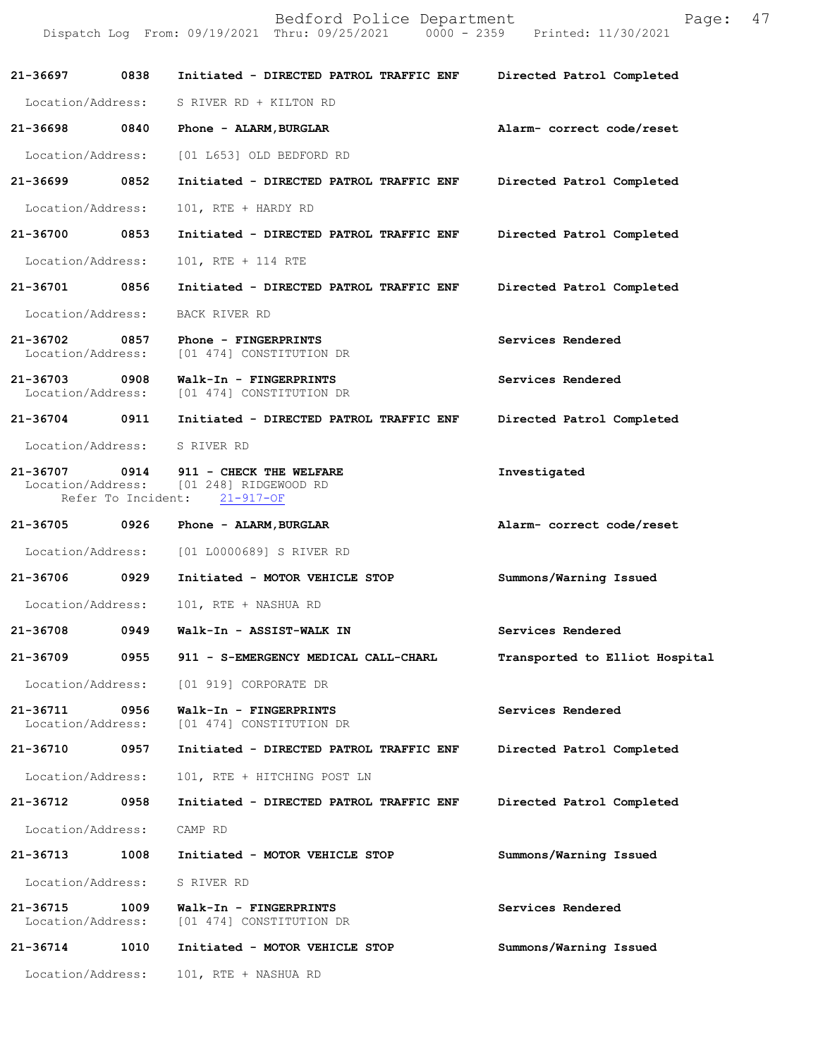| Call Number | Time | Call Reason | Action |
|---|---|---|---|
| 21-36697 | 0838 | Initiated - DIRECTED PATROL TRAFFIC ENF | Directed Patrol Completed |
| Location/Address: | | S RIVER RD + KILTON RD | |
| 21-36698 | 0840 | Phone - ALARM,BURGLAR | Alarm- correct code/reset |
| Location/Address: | | [01 L653] OLD BEDFORD RD | |
| 21-36699 | 0852 | Initiated - DIRECTED PATROL TRAFFIC ENF | Directed Patrol Completed |
| Location/Address: | | 101, RTE + HARDY RD | |
| 21-36700 | 0853 | Initiated - DIRECTED PATROL TRAFFIC ENF | Directed Patrol Completed |
| Location/Address: | | 101, RTE + 114 RTE | |
| 21-36701 | 0856 | Initiated - DIRECTED PATROL TRAFFIC ENF | Directed Patrol Completed |
| Location/Address: | | BACK RIVER RD | |
| 21-36702 | 0857 | Phone - FINGERPRINTS | Services Rendered |
| Location/Address: | | [01 474] CONSTITUTION DR | |
| 21-36703 | 0908 | Walk-In - FINGERPRINTS | Services Rendered |
| Location/Address: | | [01 474] CONSTITUTION DR | |
| 21-36704 | 0911 | Initiated - DIRECTED PATROL TRAFFIC ENF | Directed Patrol Completed |
| Location/Address: | | S RIVER RD | |
| 21-36707 | 0914 | 911 - CHECK THE WELFARE | Investigated |
| Location/Address: | | [01 248] RIDGEWOOD RD | |
| Refer To Incident: | | 21-917-OF | |
| 21-36705 | 0926 | Phone - ALARM,BURGLAR | Alarm- correct code/reset |
| Location/Address: | | [01 L0000689] S RIVER RD | |
| 21-36706 | 0929 | Initiated - MOTOR VEHICLE STOP | Summons/Warning Issued |
| Location/Address: | | 101, RTE + NASHUA RD | |
| 21-36708 | 0949 | Walk-In - ASSIST-WALK IN | Services Rendered |
| 21-36709 | 0955 | 911 - S-EMERGENCY MEDICAL CALL-CHARL | Transported to Elliot Hospital |
| Location/Address: | | [01 919] CORPORATE DR | |
| 21-36711 | 0956 | Walk-In - FINGERPRINTS | Services Rendered |
| Location/Address: | | [01 474] CONSTITUTION DR | |
| 21-36710 | 0957 | Initiated - DIRECTED PATROL TRAFFIC ENF | Directed Patrol Completed |
| Location/Address: | | 101, RTE + HITCHING POST LN | |
| 21-36712 | 0958 | Initiated - DIRECTED PATROL TRAFFIC ENF | Directed Patrol Completed |
| Location/Address: | | CAMP RD | |
| 21-36713 | 1008 | Initiated - MOTOR VEHICLE STOP | Summons/Warning Issued |
| Location/Address: | | S RIVER RD | |
| 21-36715 | 1009 | Walk-In - FINGERPRINTS | Services Rendered |
| Location/Address: | | [01 474] CONSTITUTION DR | |
| 21-36714 | 1010 | Initiated - MOTOR VEHICLE STOP | Summons/Warning Issued |
| Location/Address: | | 101, RTE + NASHUA RD | |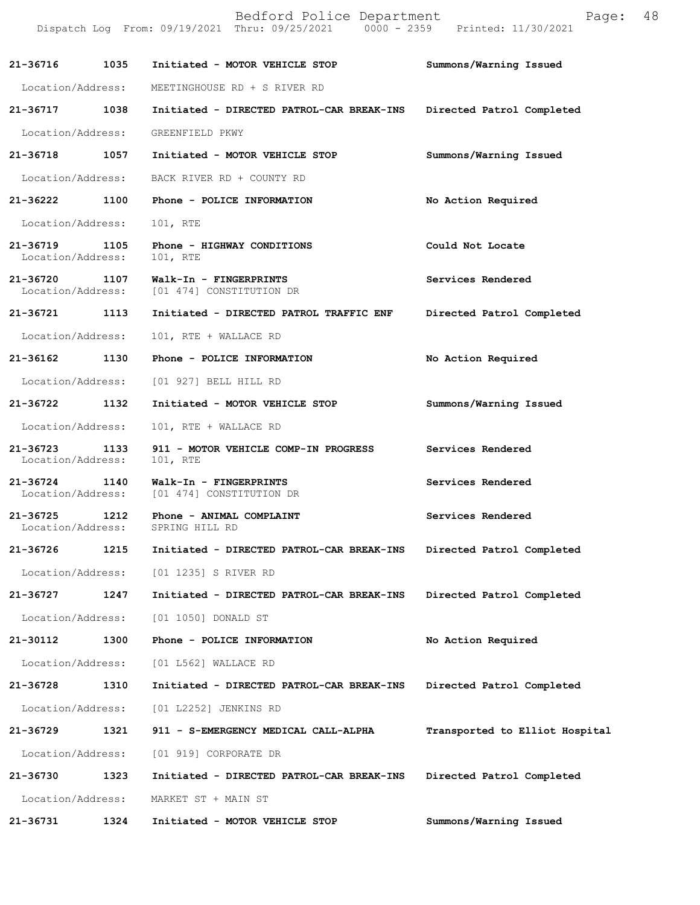| Call Number | Time | Call Reason | Action |
|---|---|---|---|
| 21-36716 | 1035 | Initiated - MOTOR VEHICLE STOP | Summons/Warning Issued |
| Location/Address: | | MEETINGHOUSE RD + S RIVER RD | |
| 21-36717 | 1038 | Initiated - DIRECTED PATROL-CAR BREAK-INS | Directed Patrol Completed |
| Location/Address: | | GREENFIELD PKWY | |
| 21-36718 | 1057 | Initiated - MOTOR VEHICLE STOP | Summons/Warning Issued |
| Location/Address: | | BACK RIVER RD + COUNTY RD | |
| 21-36222 | 1100 | Phone - POLICE INFORMATION | No Action Required |
| Location/Address: | | 101, RTE | |
| 21-36719 | 1105 | Phone - HIGHWAY CONDITIONS | Could Not Locate |
| Location/Address: | | 101, RTE | |
| 21-36720 | 1107 | Walk-In - FINGERPRINTS | Services Rendered |
| Location/Address: | | [01 474] CONSTITUTION DR | |
| 21-36721 | 1113 | Initiated - DIRECTED PATROL TRAFFIC ENF | Directed Patrol Completed |
| Location/Address: | | 101, RTE + WALLACE RD | |
| 21-36162 | 1130 | Phone - POLICE INFORMATION | No Action Required |
| Location/Address: | | [01 927] BELL HILL RD | |
| 21-36722 | 1132 | Initiated - MOTOR VEHICLE STOP | Summons/Warning Issued |
| Location/Address: | | 101, RTE + WALLACE RD | |
| 21-36723 | 1133 | 911 - MOTOR VEHICLE COMP-IN PROGRESS | Services Rendered |
| Location/Address: | | 101, RTE | |
| 21-36724 | 1140 | Walk-In - FINGERPRINTS | Services Rendered |
| Location/Address: | | [01 474] CONSTITUTION DR | |
| 21-36725 | 1212 | Phone - ANIMAL COMPLAINT | Services Rendered |
| Location/Address: | | SPRING HILL RD | |
| 21-36726 | 1215 | Initiated - DIRECTED PATROL-CAR BREAK-INS | Directed Patrol Completed |
| Location/Address: | | [01 1235] S RIVER RD | |
| 21-36727 | 1247 | Initiated - DIRECTED PATROL-CAR BREAK-INS | Directed Patrol Completed |
| Location/Address: | | [01 1050] DONALD ST | |
| 21-30112 | 1300 | Phone - POLICE INFORMATION | No Action Required |
| Location/Address: | | [01 L562] WALLACE RD | |
| 21-36728 | 1310 | Initiated - DIRECTED PATROL-CAR BREAK-INS | Directed Patrol Completed |
| Location/Address: | | [01 L2252] JENKINS RD | |
| 21-36729 | 1321 | 911 - S-EMERGENCY MEDICAL CALL-ALPHA | Transported to Elliot Hospital |
| Location/Address: | | [01 919] CORPORATE DR | |
| 21-36730 | 1323 | Initiated - DIRECTED PATROL-CAR BREAK-INS | Directed Patrol Completed |
| Location/Address: | | MARKET ST + MAIN ST | |
| 21-36731 | 1324 | Initiated - MOTOR VEHICLE STOP | Summons/Warning Issued |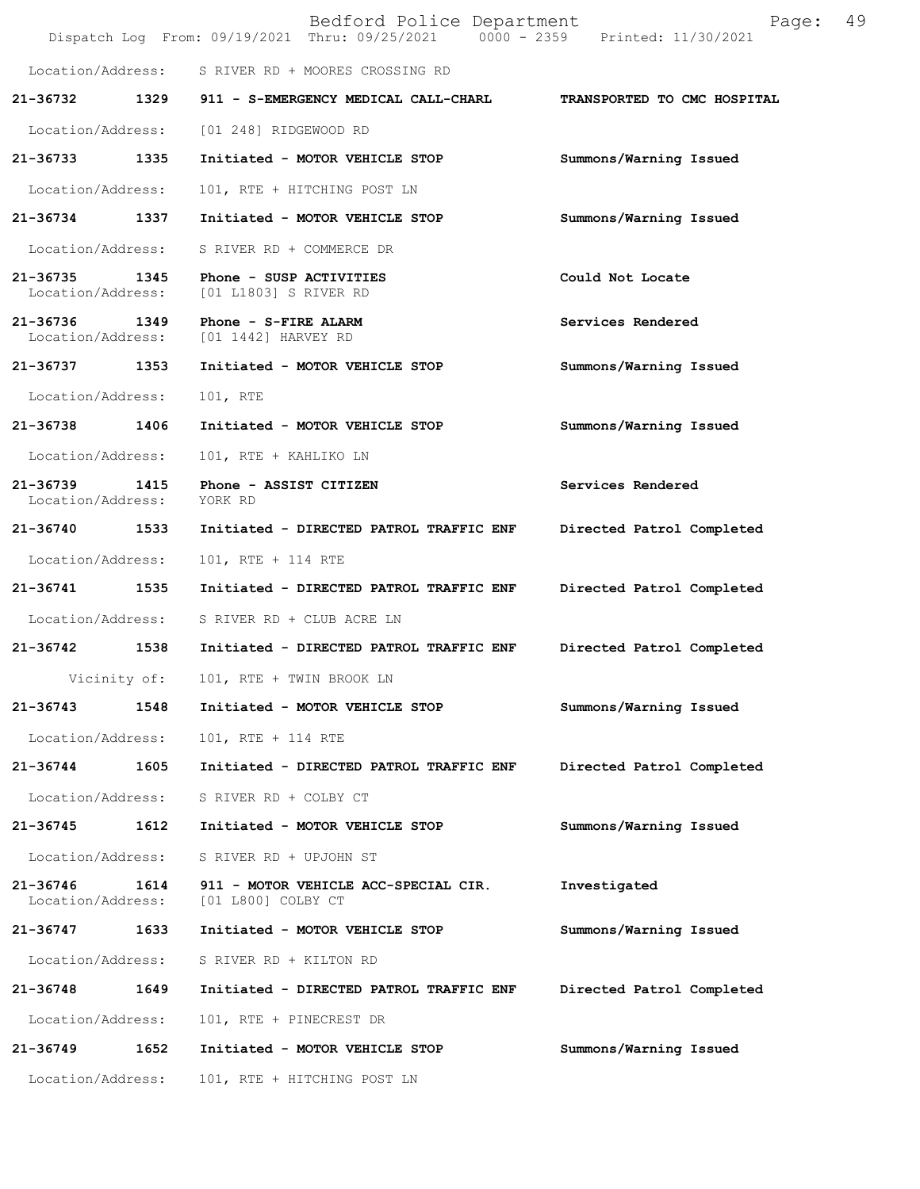Location/Address: S RIVER RD + MOORES CROSSING RD

**21-36732 1329 911 - S-EMERGENCY MEDICAL CALL-CHARL TRANSPORTED TO CMC HOSPITAL**

Location/Address: [01 248] RIDGEWOOD RD

**21-36733 1335 Initiated - MOTOR VEHICLE STOP Summons/Warning Issued**

Location/Address: 101, RTE + HITCHING POST LN

**21-36734 1337 Initiated - MOTOR VEHICLE STOP Summons/Warning Issued**

Location/Address: S RIVER RD + COMMERCE DR

**21-36735 1345 Phone - SUSP ACTIVITIES Could Not Locate**
Location/Address: [01 L1803] S RIVER RD

**21-36736 1349 Phone - S-FIRE ALARM Services Rendered**
Location/Address: [01 1442] HARVEY RD

**21-36737 1353 Initiated - MOTOR VEHICLE STOP Summons/Warning Issued**

Location/Address: 101, RTE

**21-36738 1406 Initiated - MOTOR VEHICLE STOP Summons/Warning Issued**

Location/Address: 101, RTE + KAHLIKO LN

**21-36739 1415 Phone - ASSIST CITIZEN Services Rendered**
Location/Address: YORK RD

**21-36740 1533 Initiated - DIRECTED PATROL TRAFFIC ENF Directed Patrol Completed**

Location/Address: 101, RTE + 114 RTE

**21-36741 1535 Initiated - DIRECTED PATROL TRAFFIC ENF Directed Patrol Completed**

Location/Address: S RIVER RD + CLUB ACRE LN

**21-36742 1538 Initiated - DIRECTED PATROL TRAFFIC ENF Directed Patrol Completed**

Vicinity of: 101, RTE + TWIN BROOK LN

**21-36743 1548 Initiated - MOTOR VEHICLE STOP Summons/Warning Issued**

Location/Address: 101, RTE + 114 RTE

**21-36744 1605 Initiated - DIRECTED PATROL TRAFFIC ENF Directed Patrol Completed**

Location/Address: S RIVER RD + COLBY CT

**21-36745 1612 Initiated - MOTOR VEHICLE STOP Summons/Warning Issued**

Location/Address: S RIVER RD + UPJOHN ST

**21-36746 1614 911 - MOTOR VEHICLE ACC-SPECIAL CIR. Investigated**
Location/Address: [01 L800] COLBY CT

**21-36747 1633 Initiated - MOTOR VEHICLE STOP Summons/Warning Issued**

Location/Address: S RIVER RD + KILTON RD

**21-36748 1649 Initiated - DIRECTED PATROL TRAFFIC ENF Directed Patrol Completed**

Location/Address: 101, RTE + PINECREST DR

**21-36749 1652 Initiated - MOTOR VEHICLE STOP Summons/Warning Issued**

Location/Address: 101, RTE + HITCHING POST LN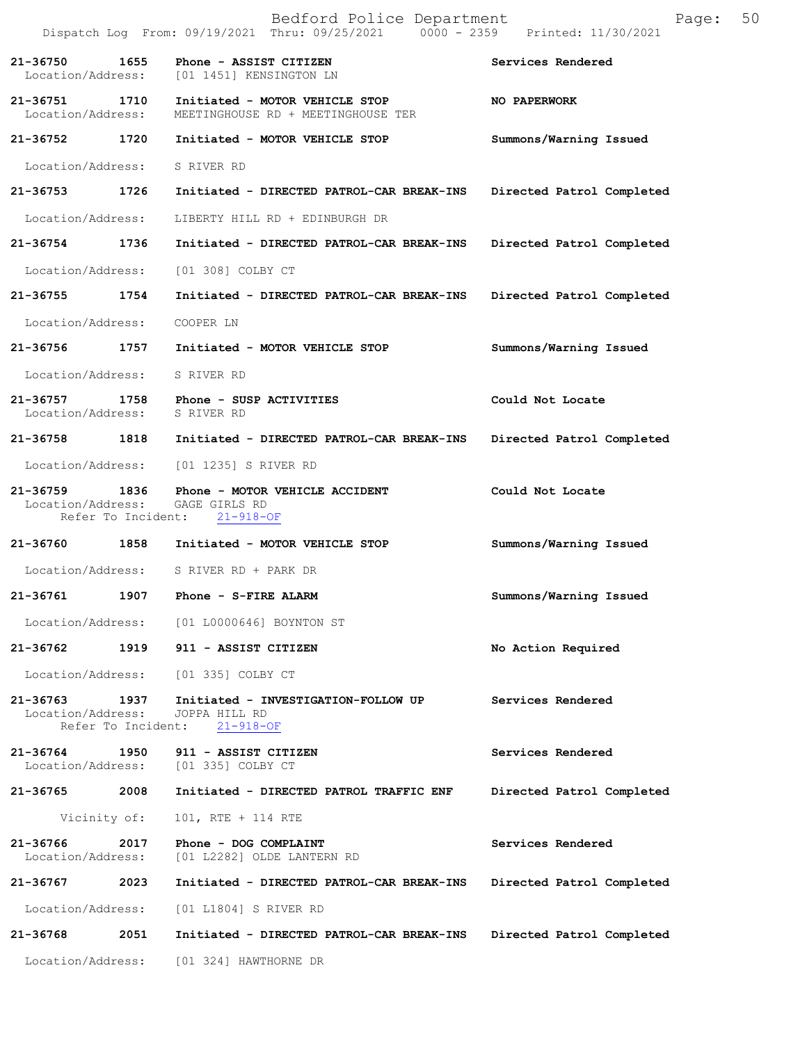21-36750 1655 Phone - ASSIST CITIZEN Services Rendered
Location/Address: [01 1451] KENSINGTON LN

21-36751 1710 Initiated - MOTOR VEHICLE STOP NO PAPERWORK
Location/Address: MEETINGHOUSE RD + MEETINGHOUSE TER

21-36752 1720 Initiated - MOTOR VEHICLE STOP Summons/Warning Issued
Location/Address: S RIVER RD

21-36753 1726 Initiated - DIRECTED PATROL-CAR BREAK-INS Directed Patrol Completed
Location/Address: LIBERTY HILL RD + EDINBURGH DR

21-36754 1736 Initiated - DIRECTED PATROL-CAR BREAK-INS Directed Patrol Completed
Location/Address: [01 308] COLBY CT

21-36755 1754 Initiated - DIRECTED PATROL-CAR BREAK-INS Directed Patrol Completed
Location/Address: COOPER LN

21-36756 1757 Initiated - MOTOR VEHICLE STOP Summons/Warning Issued
Location/Address: S RIVER RD

21-36757 1758 Phone - SUSP ACTIVITIES Could Not Locate
Location/Address: S RIVER RD

21-36758 1818 Initiated - DIRECTED PATROL-CAR BREAK-INS Directed Patrol Completed
Location/Address: [01 1235] S RIVER RD

21-36759 1836 Phone - MOTOR VEHICLE ACCIDENT Could Not Locate
Location/Address: GAGE GIRLS RD
Refer To Incident: 21-918-OF

21-36760 1858 Initiated - MOTOR VEHICLE STOP Summons/Warning Issued
Location/Address: S RIVER RD + PARK DR

21-36761 1907 Phone - S-FIRE ALARM Summons/Warning Issued
Location/Address: [01 L0000646] BOYNTON ST

21-36762 1919 911 - ASSIST CITIZEN No Action Required
Location/Address: [01 335] COLBY CT

21-36763 1937 Initiated - INVESTIGATION-FOLLOW UP Services Rendered
Location/Address: JOPPA HILL RD
Refer To Incident: 21-918-OF

21-36764 1950 911 - ASSIST CITIZEN Services Rendered
Location/Address: [01 335] COLBY CT

21-36765 2008 Initiated - DIRECTED PATROL TRAFFIC ENF Directed Patrol Completed
Vicinity of: 101, RTE + 114 RTE

21-36766 2017 Phone - DOG COMPLAINT Services Rendered
Location/Address: [01 L2282] OLDE LANTERN RD

21-36767 2023 Initiated - DIRECTED PATROL-CAR BREAK-INS Directed Patrol Completed
Location/Address: [01 L1804] S RIVER RD

21-36768 2051 Initiated - DIRECTED PATROL-CAR BREAK-INS Directed Patrol Completed
Location/Address: [01 324] HAWTHORNE DR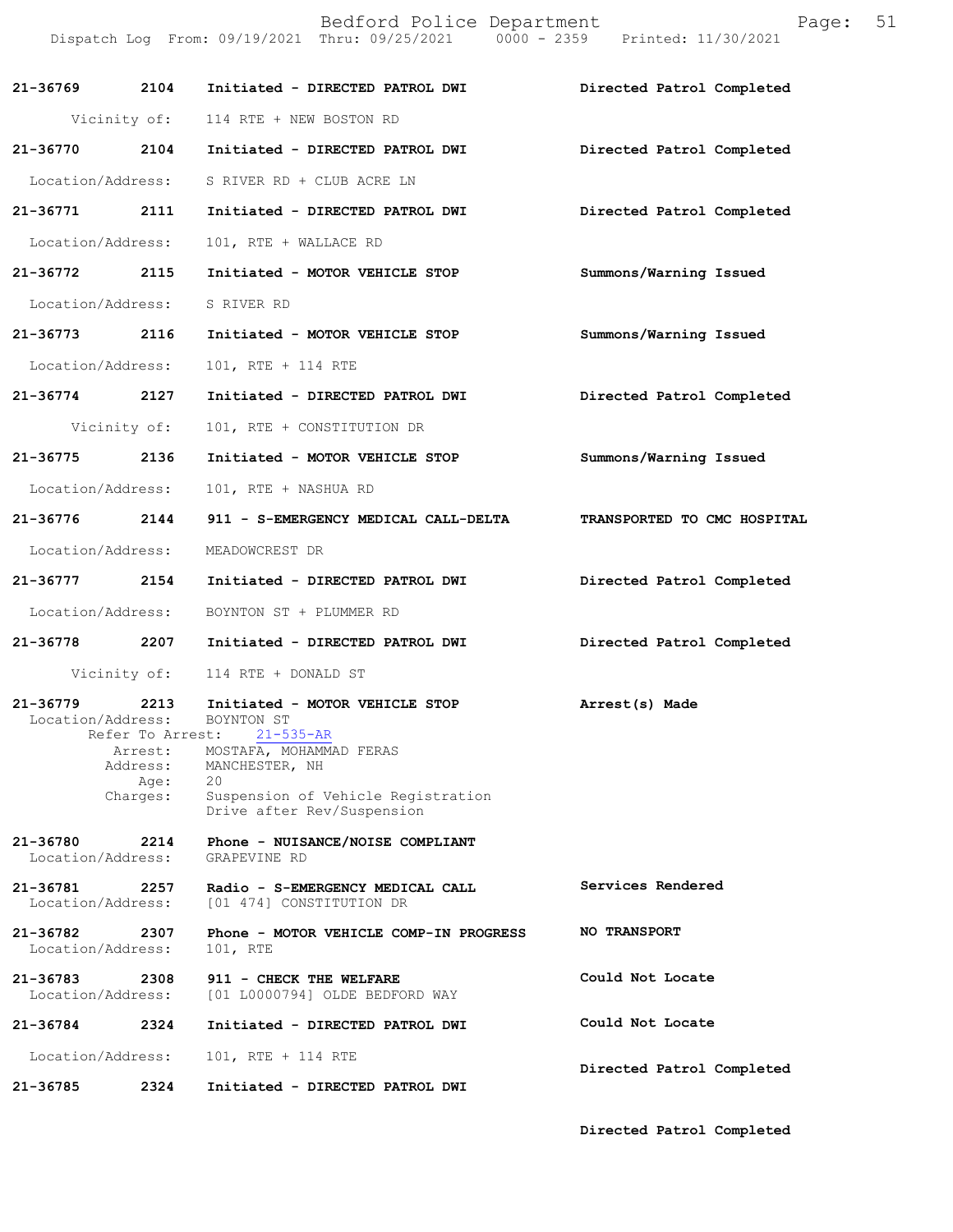21-36769    2104    Initiated - DIRECTED PATROL DWI    Directed Patrol Completed

Vicinity of: 114 RTE + NEW BOSTON RD

21-36770    2104    Initiated - DIRECTED PATROL DWI    Directed Patrol Completed

Location/Address: S RIVER RD + CLUB ACRE LN

21-36771    2111    Initiated - DIRECTED PATROL DWI    Directed Patrol Completed

Location/Address: 101, RTE + WALLACE RD

21-36772    2115    Initiated - MOTOR VEHICLE STOP    Summons/Warning Issued

Location/Address: S RIVER RD

21-36773    2116    Initiated - MOTOR VEHICLE STOP    Summons/Warning Issued

Location/Address: 101, RTE + 114 RTE

21-36774    2127    Initiated - DIRECTED PATROL DWI    Directed Patrol Completed

Vicinity of: 101, RTE + CONSTITUTION DR

21-36775    2136    Initiated - MOTOR VEHICLE STOP    Summons/Warning Issued

Location/Address: 101, RTE + NASHUA RD

21-36776    2144    911 - S-EMERGENCY MEDICAL CALL-DELTA    TRANSPORTED TO CMC HOSPITAL

Location/Address: MEADOWCREST DR

21-36777    2154    Initiated - DIRECTED PATROL DWI    Directed Patrol Completed

Location/Address: BOYNTON ST + PLUMMER RD

21-36778    2207    Initiated - DIRECTED PATROL DWI    Directed Patrol Completed

Vicinity of: 114 RTE + DONALD ST

21-36779    2213    Initiated - MOTOR VEHICLE STOP    Arrest(s) Made

Location/Address: BOYNTON ST
Refer To Arrest: 21-535-AR
Arrest: MOSTAFA, MOHAMMAD FERAS
Address: MANCHESTER, NH
Age: 20
Charges: Suspension of Vehicle Registration
Drive after Rev/Suspension

21-36780    2214    Phone - NUISANCE/NOISE COMPLIANT
Location/Address: GRAPEVINE RD

21-36781    2257    Radio - S-EMERGENCY MEDICAL CALL    Services Rendered
Location/Address: [01 474] CONSTITUTION DR

21-36782    2307    Phone - MOTOR VEHICLE COMP-IN PROGRESS    NO TRANSPORT
Location/Address: 101, RTE

21-36783    2308    911 - CHECK THE WELFARE    Could Not Locate
Location/Address: [01 L0000794] OLDE BEDFORD WAY

21-36784    2324    Initiated - DIRECTED PATROL DWI    Could Not Locate

Location/Address: 101, RTE + 114 RTE    Directed Patrol Completed

21-36785    2324    Initiated - DIRECTED PATROL DWI

Directed Patrol Completed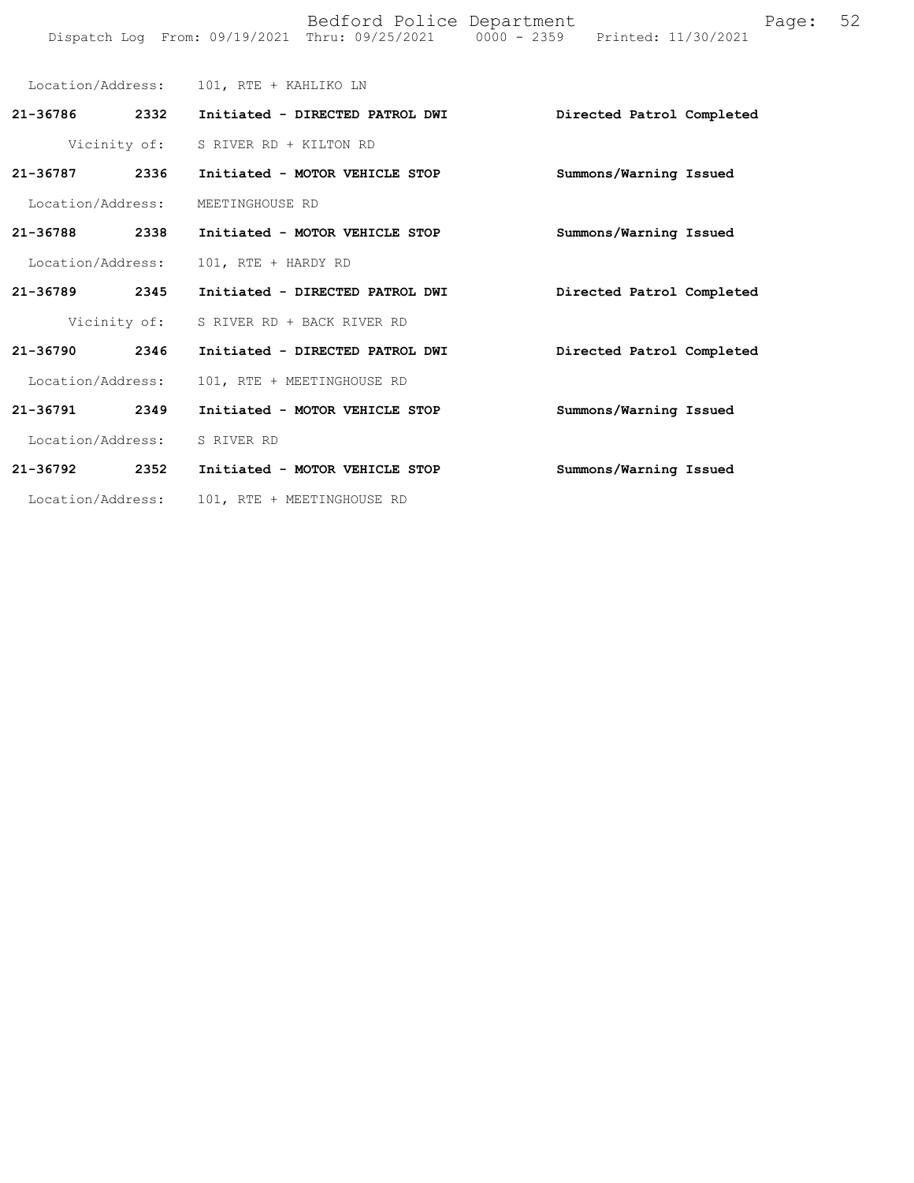Location/Address: 101, RTE + KAHLIKO LN

**21-36786 2332 Initiated - DIRECTED PATROL DWI** **Directed Patrol Completed**

Vicinity of: S RIVER RD + KILTON RD

**21-36787 2336 Initiated - MOTOR VEHICLE STOP** **Summons/Warning Issued**

Location/Address: MEETINGHOUSE RD

**21-36788 2338 Initiated - MOTOR VEHICLE STOP** **Summons/Warning Issued**

Location/Address: 101, RTE + HARDY RD

**21-36789 2345 Initiated - DIRECTED PATROL DWI** **Directed Patrol Completed**

Vicinity of: S RIVER RD + BACK RIVER RD

**21-36790 2346 Initiated - DIRECTED PATROL DWI** **Directed Patrol Completed**

Location/Address: 101, RTE + MEETINGHOUSE RD

**21-36791 2349 Initiated - MOTOR VEHICLE STOP** **Summons/Warning Issued**

Location/Address: S RIVER RD

**21-36792 2352 Initiated - MOTOR VEHICLE STOP** **Summons/Warning Issued**

Location/Address: 101, RTE + MEETINGHOUSE RD